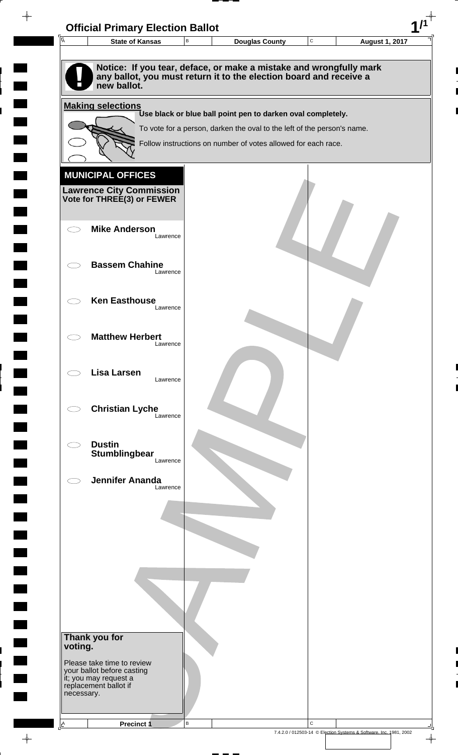# Official Primary Election Ballot

| State of Kansas | Douglas County | August 1, 2017 |
|---|---|---|

**Notice: If you tear, deface, or make a mistake and wrongfully mark any ballot, you must return it to the election board and receive a new ballot.**

**Making selections**

**Use black or blue ball point pen to darken oval completely.**

To vote for a person, darken the oval to the left of the person's name.

Follow instructions on number of votes allowed for each race.

## MUNICIPAL OFFICES

### Lawrence City Commission
**Vote for THREE(3) or FEWER**

- ⬭ **Mike Anderson** — Lawrence
- ⬭ **Bassem Chahine** — Lawrence
- ⬭ **Ken Easthouse** — Lawrence
- ⬭ **Matthew Herbert** — Lawrence
- ⬭ **Lisa Larsen** — Lawrence
- ⬭ **Christian Lyche** — Lawrence
- ⬭ **Dustin Stumblingbear** — Lawrence
- ⬭ **Jennifer Ananda** — Lawrence

**Thank you for voting.**

Please take time to review your ballot before casting it; you may request a replacement ballot if necessary.

SAMPLE

Precinct 1

7.4.2.0 / 012503-14 © Election Systems & Software, Inc. 1981, 2002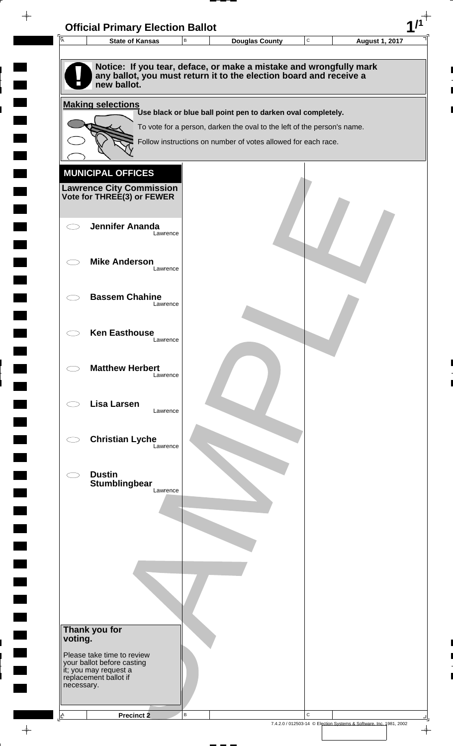# Official Primary Election Ballot

| State of Kansas | Douglas County | August 1, 2017 |
| --- | --- | --- |

**Notice: If you tear, deface, or make a mistake and wrongfully mark any ballot, you must return it to the election board and receive a new ballot.**

**Making selections**

**Use black or blue ball point pen to darken oval completely.**

To vote for a person, darken the oval to the left of the person's name.

Follow instructions on number of votes allowed for each race.

## MUNICIPAL OFFICES

### Lawrence City Commission
**Vote for THREE(3) or FEWER**

- **Jennifer Ananda** — Lawrence
- **Mike Anderson** — Lawrence
- **Bassem Chahine** — Lawrence
- **Ken Easthouse** — Lawrence
- **Matthew Herbert** — Lawrence
- **Lisa Larsen** — Lawrence
- **Christian Lyche** — Lawrence
- **Dustin Stumblingbear** — Lawrence

**Thank you for voting.**

Please take time to review your ballot before casting it; you may request a replacement ballot if necessary.

**Precinct 2**

SAMPLE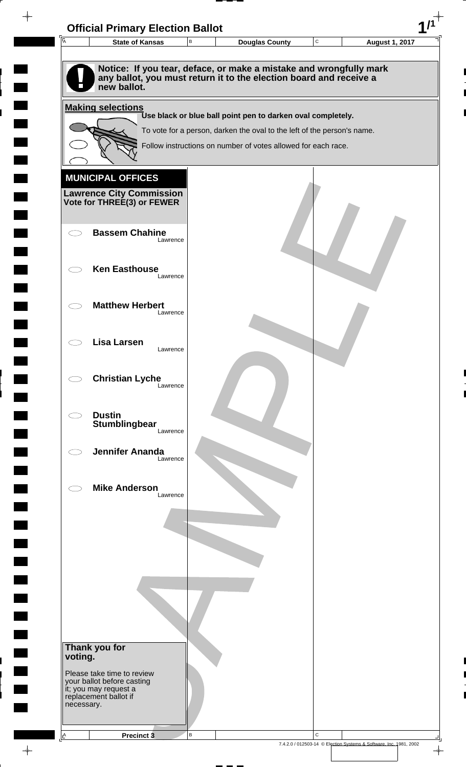# Official Primary Election Ballot

| State of Kansas | Douglas County | August 1, 2017 |
| --- | --- | --- |

**Notice: If you tear, deface, or make a mistake and wrongfully mark any ballot, you must return it to the election board and receive a new ballot.**

**Making selections**

**Use black or blue ball point pen to darken oval completely.**

To vote for a person, darken the oval to the left of the person's name.

Follow instructions on number of votes allowed for each race.

## MUNICIPAL OFFICES

### Lawrence City Commission
**Vote for THREE(3) or FEWER**

- ◯ **Bassem Chahine** Lawrence
- ◯ **Ken Easthouse** Lawrence
- ◯ **Matthew Herbert** Lawrence
- ◯ **Lisa Larsen** Lawrence
- ◯ **Christian Lyche** Lawrence
- ◯ **Dustin Stumblingbear** Lawrence
- ◯ **Jennifer Ananda** Lawrence
- ◯ **Mike Anderson** Lawrence

**Thank you for voting.**

Please take time to review your ballot before casting it; you may request a replacement ballot if necessary.

Precinct 3

7.4.2.0 / 012503-14 © Election Systems & Software, Inc. 1981, 2002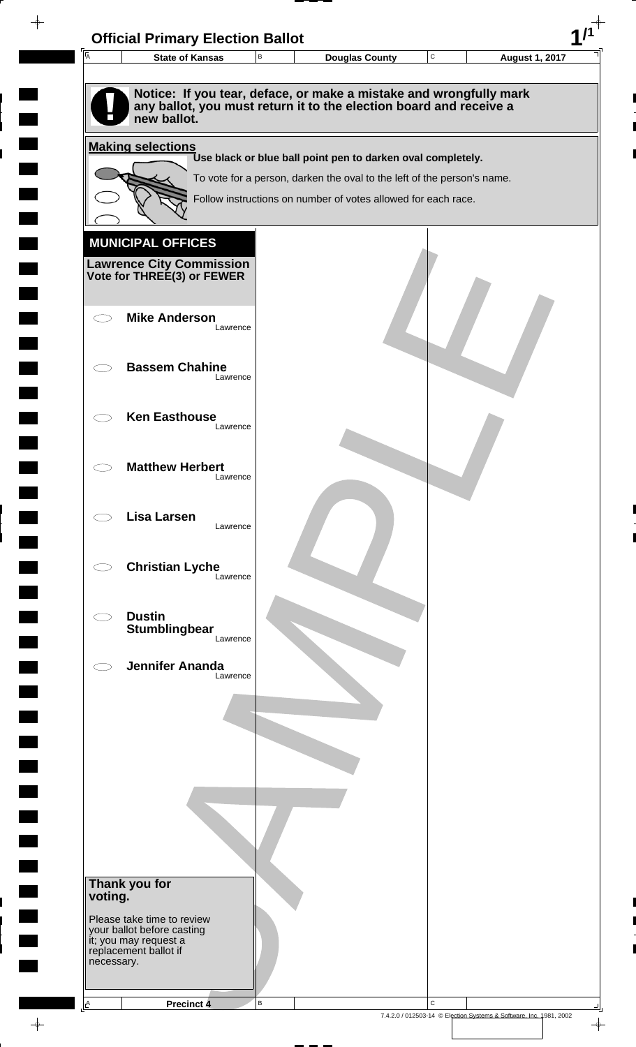# Official Primary Election Ballot

| State of Kansas | Douglas County | August 1, 2017 |
| --- | --- | --- |

**Notice: If you tear, deface, or make a mistake and wrongfully mark any ballot, you must return it to the election board and receive a new ballot.**

**Making selections**

**Use black or blue ball point pen to darken oval completely.**

To vote for a person, darken the oval to the left of the person's name.

Follow instructions on number of votes allowed for each race.

## MUNICIPAL OFFICES

**Lawrence City Commission**
**Vote for THREE(3) or FEWER**

- ◯ **Mike Anderson** — Lawrence
- ◯ **Bassem Chahine** — Lawrence
- ◯ **Ken Easthouse** — Lawrence
- ◯ **Matthew Herbert** — Lawrence
- ◯ **Lisa Larsen** — Lawrence
- ◯ **Christian Lyche** — Lawrence
- ◯ **Dustin Stumblingbear** — Lawrence
- ◯ **Jennifer Ananda** — Lawrence

**Thank you for voting.**

Please take time to review your ballot before casting it; you may request a replacement ballot if necessary.

SAMPLE

Precinct 4

7.4.2.0 / 012503-14 © Election Systems & Software, Inc. 1981, 2002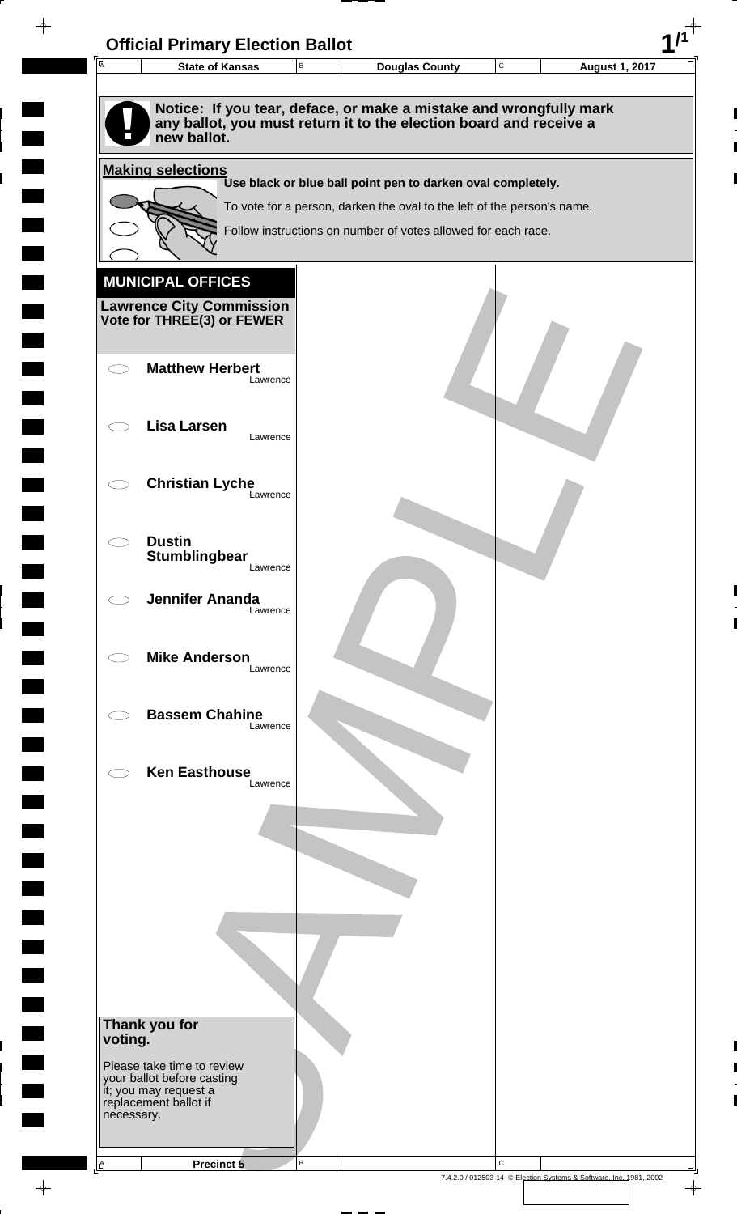# Official Primary Election Ballot

| State of Kansas | Douglas County | August 1, 2017 |
|---|---|---|

**Notice: If you tear, deface, or make a mistake and wrongfully mark any ballot, you must return it to the election board and receive a new ballot.**

**Making selections**

**Use black or blue ball point pen to darken oval completely.**

To vote for a person, darken the oval to the left of the person's name.

Follow instructions on number of votes allowed for each race.

## MUNICIPAL OFFICES

**Lawrence City Commission**
**Vote for THREE(3) or FEWER**

- **Matthew Herbert** — Lawrence
- **Lisa Larsen** — Lawrence
- **Christian Lyche** — Lawrence
- **Dustin Stumblingbear** — Lawrence
- **Jennifer Ananda** — Lawrence
- **Mike Anderson** — Lawrence
- **Bassem Chahine** — Lawrence
- **Ken Easthouse** — Lawrence

**Thank you for voting.**

Please take time to review your ballot before casting it; you may request a replacement ballot if necessary.

**Precinct 5**

7.4.2.0 / 012503-14 © Election Systems & Software, Inc. 1981, 2002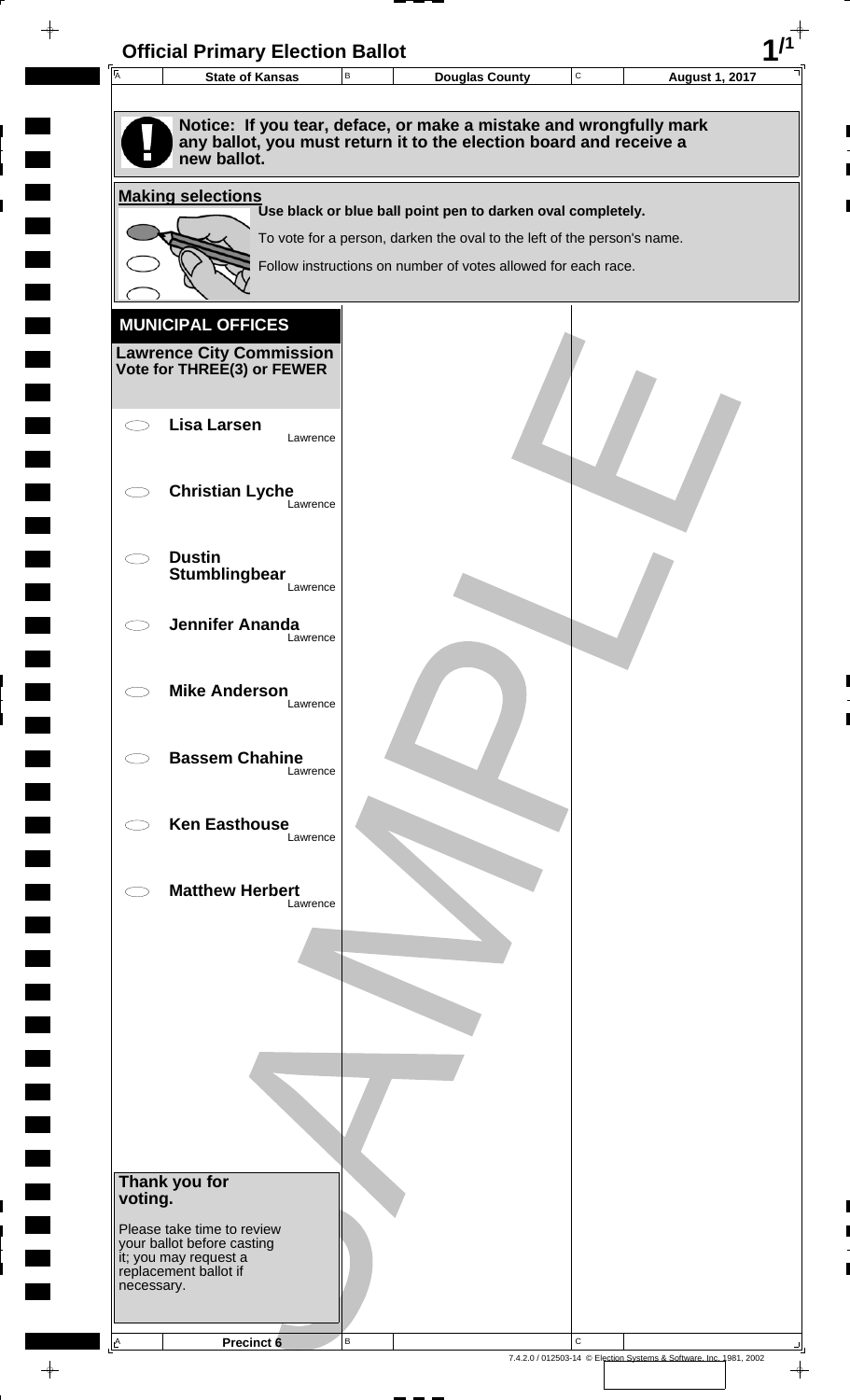# Official Primary Election Ballot

| State of Kansas | Douglas County | August 1, 2017 |
|---|---|---|

**Notice: If you tear, deface, or make a mistake and wrongfully mark any ballot, you must return it to the election board and receive a new ballot.**

**Making selections**

**Use black or blue ball point pen to darken oval completely.**

To vote for a person, darken the oval to the left of the person's name.

Follow instructions on number of votes allowed for each race.

## MUNICIPAL OFFICES

### Lawrence City Commission
**Vote for THREE(3) or FEWER**

- ⬭ **Lisa Larsen** — Lawrence
- ⬭ **Christian Lyche** — Lawrence
- ⬭ **Dustin Stumblingbear** — Lawrence
- ⬭ **Jennifer Ananda** — Lawrence
- ⬭ **Mike Anderson** — Lawrence
- ⬭ **Bassem Chahine** — Lawrence
- ⬭ **Ken Easthouse** — Lawrence
- ⬭ **Matthew Herbert** — Lawrence

**Thank you for voting.**

Please take time to review your ballot before casting it; you may request a replacement ballot if necessary.

SAMPLE

**Precinct 6**

7.4.2.0 / 012503-14 © Election Systems & Software, Inc. 1981, 2002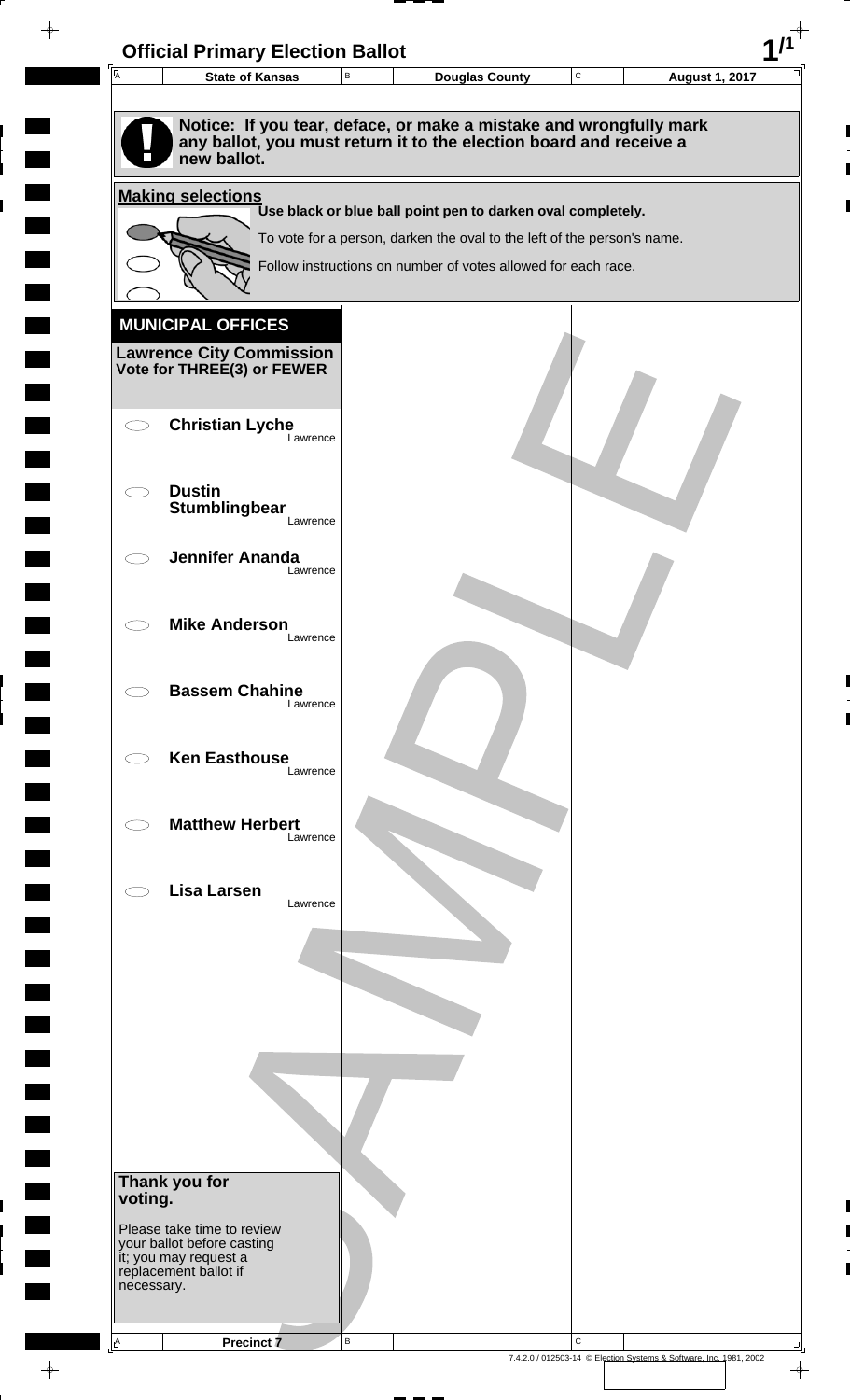# Official Primary Election Ballot

| State of Kansas | Douglas County | August 1, 2017 |
|---|---|---|

**Notice: If you tear, deface, or make a mistake and wrongfully mark any ballot, you must return it to the election board and receive a new ballot.**

**Making selections**

**Use black or blue ball point pen to darken oval completely.**

To vote for a person, darken the oval to the left of the person's name.

Follow instructions on number of votes allowed for each race.

## MUNICIPAL OFFICES

**Lawrence City Commission**
**Vote for THREE(3) or FEWER**

- **Christian Lyche** — Lawrence
- **Dustin Stumblingbear** — Lawrence
- **Jennifer Ananda** — Lawrence
- **Mike Anderson** — Lawrence
- **Bassem Chahine** — Lawrence
- **Ken Easthouse** — Lawrence
- **Matthew Herbert** — Lawrence
- **Lisa Larsen** — Lawrence

**Thank you for voting.**

Please take time to review your ballot before casting it; you may request a replacement ballot if necessary.

Precinct 7

SAMPLE

7.4.2.0 / 012503-14 © Election Systems & Software, Inc. 1981, 2002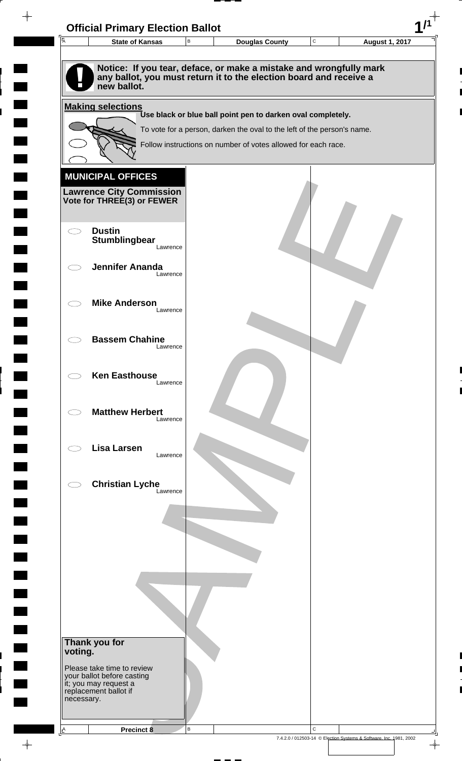# Official Primary Election Ballot

| State of Kansas | Douglas County | August 1, 2017 |
|---|---|---|

**Notice: If you tear, deface, or make a mistake and wrongfully mark any ballot, you must return it to the election board and receive a new ballot.**

**Making selections**

**Use black or blue ball point pen to darken oval completely.**

To vote for a person, darken the oval to the left of the person's name.

Follow instructions on number of votes allowed for each race.

## MUNICIPAL OFFICES

**Lawrence City Commission**
**Vote for THREE(3) or FEWER**

- ⬭ **Dustin Stumblingbear** — Lawrence
- ⬭ **Jennifer Ananda** — Lawrence
- ⬭ **Mike Anderson** — Lawrence
- ⬭ **Bassem Chahine** — Lawrence
- ⬭ **Ken Easthouse** — Lawrence
- ⬭ **Matthew Herbert** — Lawrence
- ⬭ **Lisa Larsen** — Lawrence
- ⬭ **Christian Lyche** — Lawrence

**Thank you for voting.**

Please take time to review your ballot before casting it; you may request a replacement ballot if necessary.

SAMPLE

**Precinct 8**

7.4.2.0 / 012503-14 © Election Systems & Software, Inc. 1981, 2002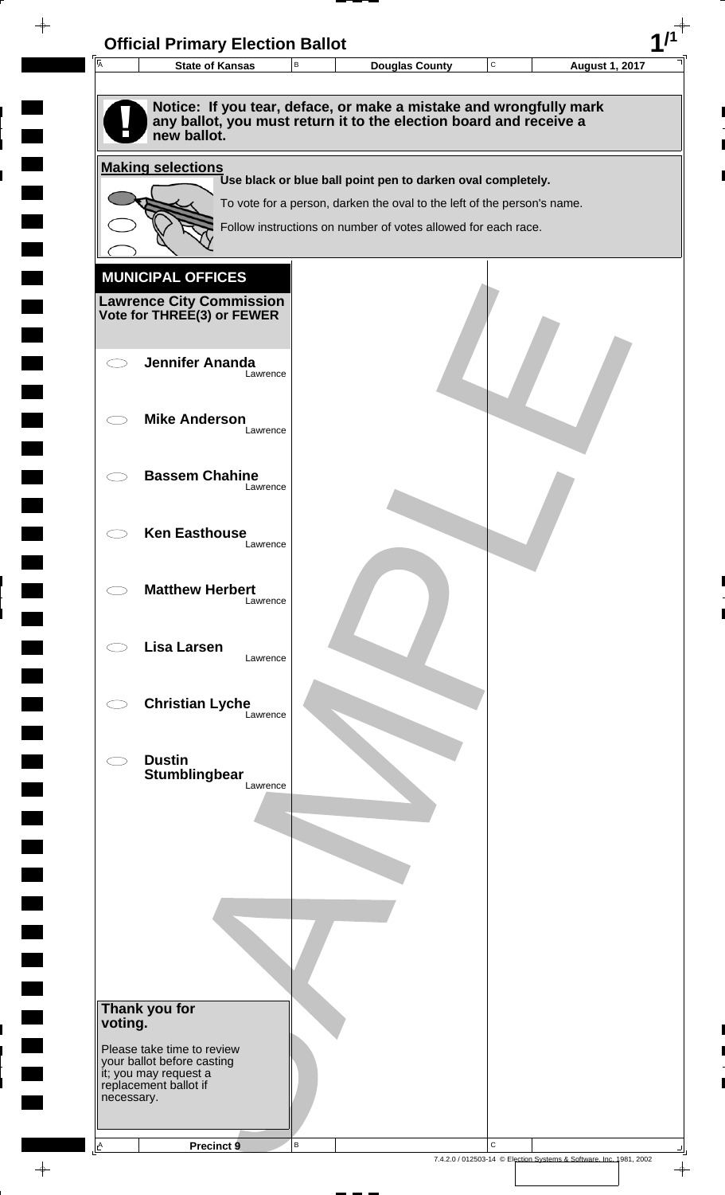# Official Primary Election Ballot

| State of Kansas | Douglas County | August 1, 2017 |
|---|---|---|

**Notice: If you tear, deface, or make a mistake and wrongfully mark any ballot, you must return it to the election board and receive a new ballot.**

**Making selections**

**Use black or blue ball point pen to darken oval completely.**

To vote for a person, darken the oval to the left of the person's name.

Follow instructions on number of votes allowed for each race.

## MUNICIPAL OFFICES

### Lawrence City Commission
**Vote for THREE(3) or FEWER**

- ⬭ **Jennifer Ananda** Lawrence
- ⬭ **Mike Anderson** Lawrence
- ⬭ **Bassem Chahine** Lawrence
- ⬭ **Ken Easthouse** Lawrence
- ⬭ **Matthew Herbert** Lawrence
- ⬭ **Lisa Larsen** Lawrence
- ⬭ **Christian Lyche** Lawrence
- ⬭ **Dustin Stumblingbear** Lawrence

**Thank you for voting.**

Please take time to review your ballot before casting it; you may request a replacement ballot if necessary.

**Precinct 9**

SAMPLE

7.4.2.0 / 012503-14 © Election Systems & Software, Inc. 1981, 2002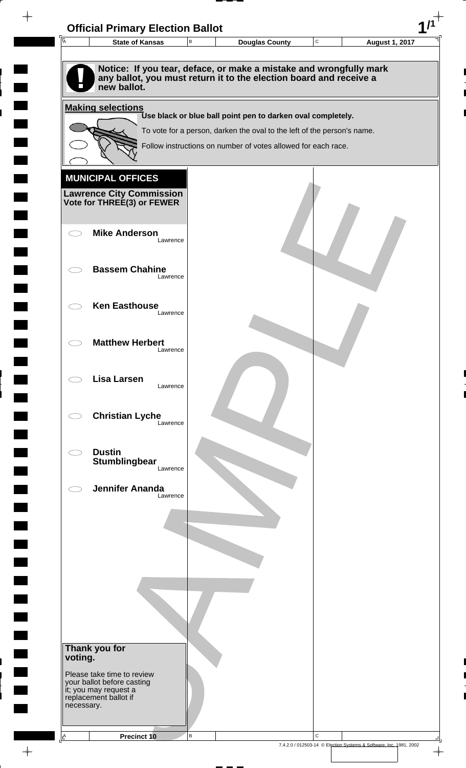# Official Primary Election Ballot

| State of Kansas | Douglas County | August 1, 2017 |
|---|---|---|

**Notice: If you tear, deface, or make a mistake and wrongfully mark any ballot, you must return it to the election board and receive a new ballot.**

**Making selections**

**Use black or blue ball point pen to darken oval completely.**

To vote for a person, darken the oval to the left of the person's name.

Follow instructions on number of votes allowed for each race.

## MUNICIPAL OFFICES

### Lawrence City Commission
**Vote for THREE(3) or FEWER**

- ⬭ **Mike Anderson** Lawrence
- ⬭ **Bassem Chahine** Lawrence
- ⬭ **Ken Easthouse** Lawrence
- ⬭ **Matthew Herbert** Lawrence
- ⬭ **Lisa Larsen** Lawrence
- ⬭ **Christian Lyche** Lawrence
- ⬭ **Dustin Stumblingbear** Lawrence
- ⬭ **Jennifer Ananda** Lawrence

**Thank you for voting.**

Please take time to review your ballot before casting it; you may request a replacement ballot if necessary.

Precinct 10

SAMPLE

7.4.2.0 / 012503-14 © Election Systems & Software, Inc. 1981, 2002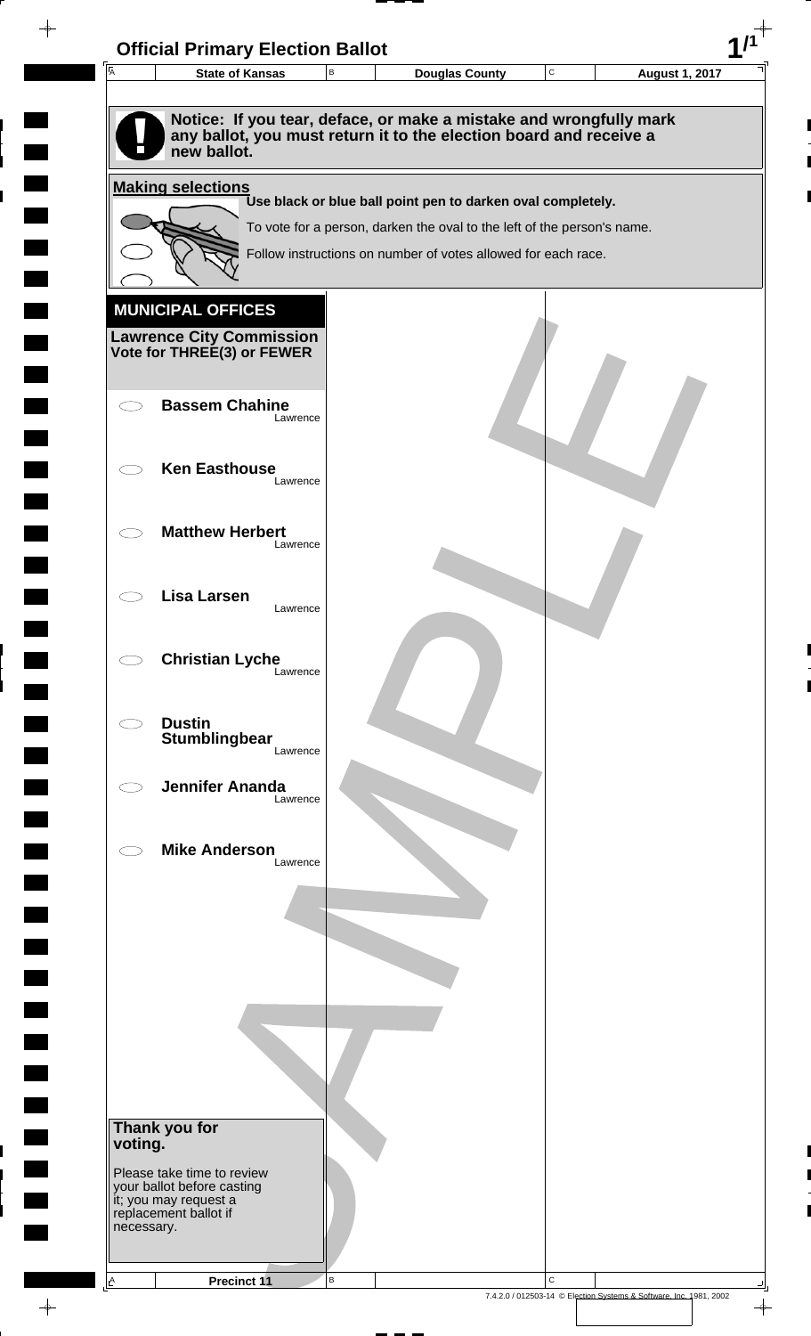# Official Primary Election Ballot

| State of Kansas | Douglas County | August 1, 2017 |
|---|---|---|

**Notice: If you tear, deface, or make a mistake and wrongfully mark any ballot, you must return it to the election board and receive a new ballot.**

**Making selections**

**Use black or blue ball point pen to darken oval completely.**

To vote for a person, darken the oval to the left of the person's name.

Follow instructions on number of votes allowed for each race.

## MUNICIPAL OFFICES

**Lawrence City Commission**
**Vote for THREE(3) or FEWER**

- ⬭ **Bassem Chahine** — Lawrence
- ⬭ **Ken Easthouse** — Lawrence
- ⬭ **Matthew Herbert** — Lawrence
- ⬭ **Lisa Larsen** — Lawrence
- ⬭ **Christian Lyche** — Lawrence
- ⬭ **Dustin Stumblingbear** — Lawrence
- ⬭ **Jennifer Ananda** — Lawrence
- ⬭ **Mike Anderson** — Lawrence

**Thank you for voting.**

Please take time to review your ballot before casting it; you may request a replacement ballot if necessary.

SAMPLE

Precinct 11

7.4.2.0 / 012503-14 © Election Systems & Software, Inc. 1981, 2002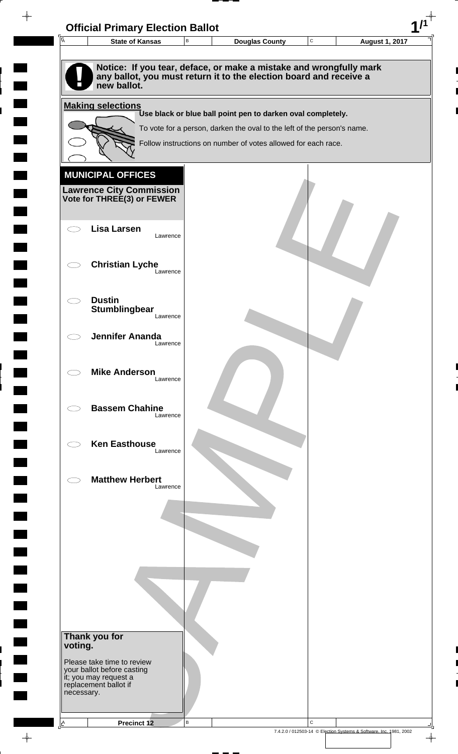# Official Primary Election Ballot

| State of Kansas | Douglas County | August 1, 2017 |
| --- | --- | --- |

**Notice: If you tear, deface, or make a mistake and wrongfully mark any ballot, you must return it to the election board and receive a new ballot.**

**Making selections**

**Use black or blue ball point pen to darken oval completely.**

To vote for a person, darken the oval to the left of the person's name.

Follow instructions on number of votes allowed for each race.

## MUNICIPAL OFFICES

### Lawrence City Commission
**Vote for THREE(3) or FEWER**

- **Lisa Larsen** — Lawrence
- **Christian Lyche** — Lawrence
- **Dustin Stumblingbear** — Lawrence
- **Jennifer Ananda** — Lawrence
- **Mike Anderson** — Lawrence
- **Bassem Chahine** — Lawrence
- **Ken Easthouse** — Lawrence
- **Matthew Herbert** — Lawrence

**Thank you for voting.**

Please take time to review your ballot before casting it; you may request a replacement ballot if necessary.

Precinct 12

7.4.2.0 / 012503-14 © Election Systems & Software, Inc. 1981, 2002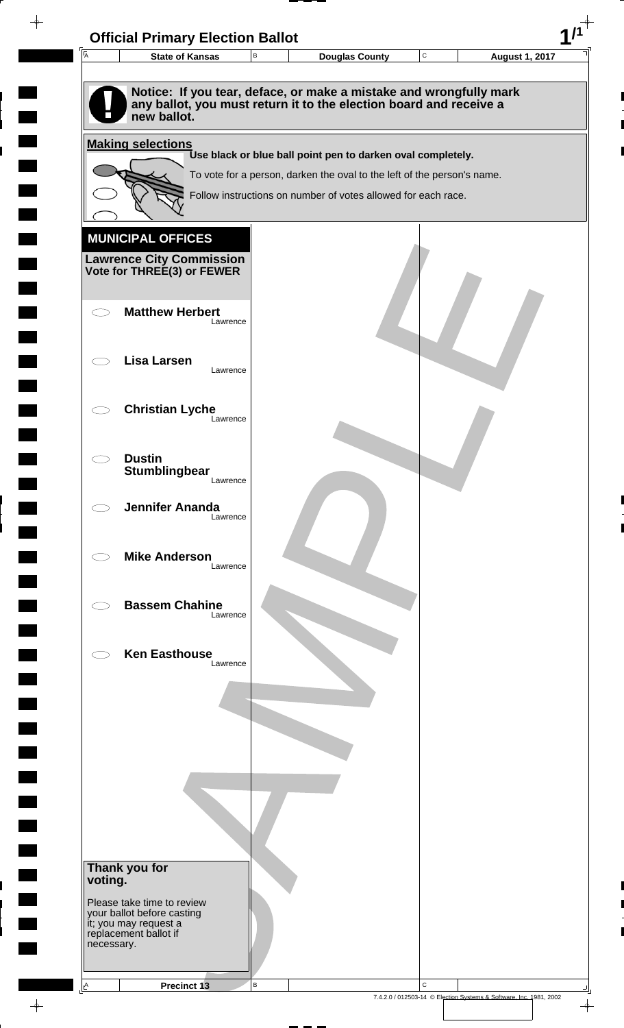# Official Primary Election Ballot

| State of Kansas | Douglas County | August 1, 2017 |
|---|---|---|

**Notice: If you tear, deface, or make a mistake and wrongfully mark any ballot, you must return it to the election board and receive a new ballot.**

**Making selections**

**Use black or blue ball point pen to darken oval completely.**

To vote for a person, darken the oval to the left of the person's name.

Follow instructions on number of votes allowed for each race.

## MUNICIPAL OFFICES

### Lawrence City Commission
**Vote for THREE(3) or FEWER**

- ⬭ **Matthew Herbert** Lawrence
- ⬭ **Lisa Larsen** Lawrence
- ⬭ **Christian Lyche** Lawrence
- ⬭ **Dustin Stumblingbear** Lawrence
- ⬭ **Jennifer Ananda** Lawrence
- ⬭ **Mike Anderson** Lawrence
- ⬭ **Bassem Chahine** Lawrence
- ⬭ **Ken Easthouse** Lawrence

**Thank you for voting.**

Please take time to review your ballot before casting it; you may request a replacement ballot if necessary.

SAMPLE

Precinct 13

7.4.2.0 / 012503-14 © Election Systems & Software, Inc. 1981, 2002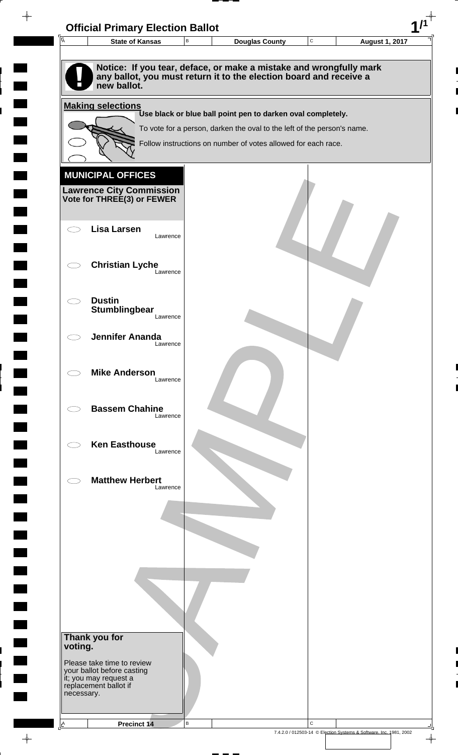# Official Primary Election Ballot

| State of Kansas | Douglas County | August 1, 2017 |
|---|---|---|

**Notice: If you tear, deface, or make a mistake and wrongfully mark any ballot, you must return it to the election board and receive a new ballot.**

**Making selections**

**Use black or blue ball point pen to darken oval completely.**

To vote for a person, darken the oval to the left of the person's name.

Follow instructions on number of votes allowed for each race.

## MUNICIPAL OFFICES

### Lawrence City Commission
**Vote for THREE(3) or FEWER**

- ⬭ **Lisa Larsen** Lawrence
- ⬭ **Christian Lyche** Lawrence
- ⬭ **Dustin Stumblingbear** Lawrence
- ⬭ **Jennifer Ananda** Lawrence
- ⬭ **Mike Anderson** Lawrence
- ⬭ **Bassem Chahine** Lawrence
- ⬭ **Ken Easthouse** Lawrence
- ⬭ **Matthew Herbert** Lawrence

**Thank you for voting.**

Please take time to review your ballot before casting it; you may request a replacement ballot if necessary.

SAMPLE

Precinct 14

7.4.2.0 / 012503-14 © Election Systems & Software, Inc. 1981, 2002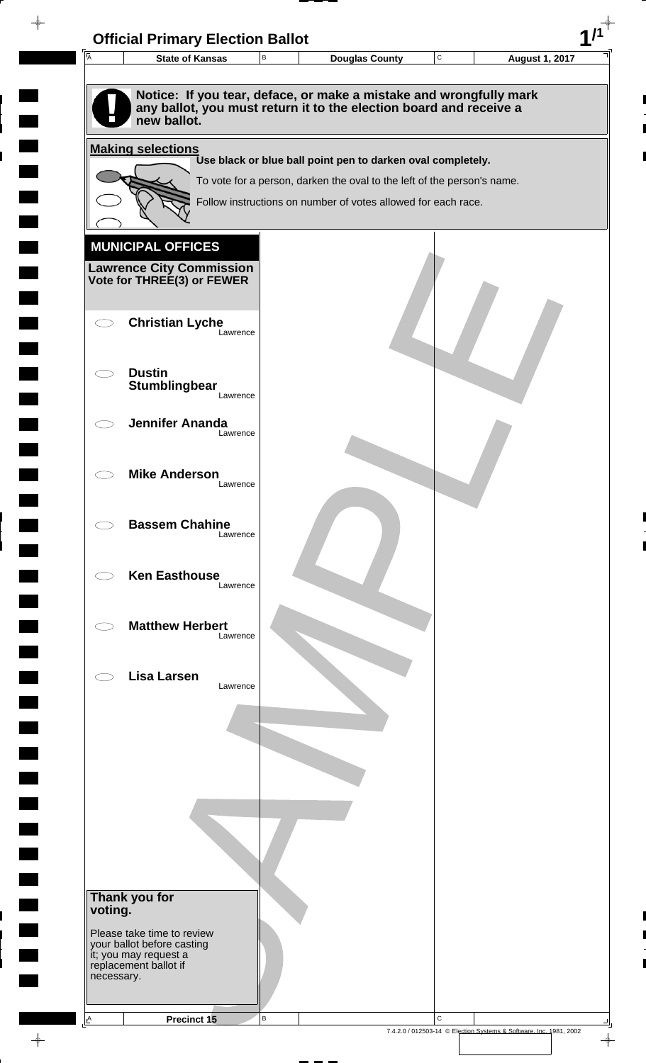# Official Primary Election Ballot

| State of Kansas | Douglas County | August 1, 2017 |
|---|---|---|

**Notice: If you tear, deface, or make a mistake and wrongfully mark any ballot, you must return it to the election board and receive a new ballot.**

**Making selections**

**Use black or blue ball point pen to darken oval completely.**

To vote for a person, darken the oval to the left of the person's name.

Follow instructions on number of votes allowed for each race.

## MUNICIPAL OFFICES

**Lawrence City Commission**
**Vote for THREE(3) or FEWER**

- ⬭ **Christian Lyche** — Lawrence
- ⬭ **Dustin Stumblingbear** — Lawrence
- ⬭ **Jennifer Ananda** — Lawrence
- ⬭ **Mike Anderson** — Lawrence
- ⬭ **Bassem Chahine** — Lawrence
- ⬭ **Ken Easthouse** — Lawrence
- ⬭ **Matthew Herbert** — Lawrence
- ⬭ **Lisa Larsen** — Lawrence

**Thank you for voting.**

Please take time to review your ballot before casting it; you may request a replacement ballot if necessary.

**Precinct 15**

SAMPLE

7.4.2.0 / 012503-14 © Election Systems & Software, Inc. 1981, 2002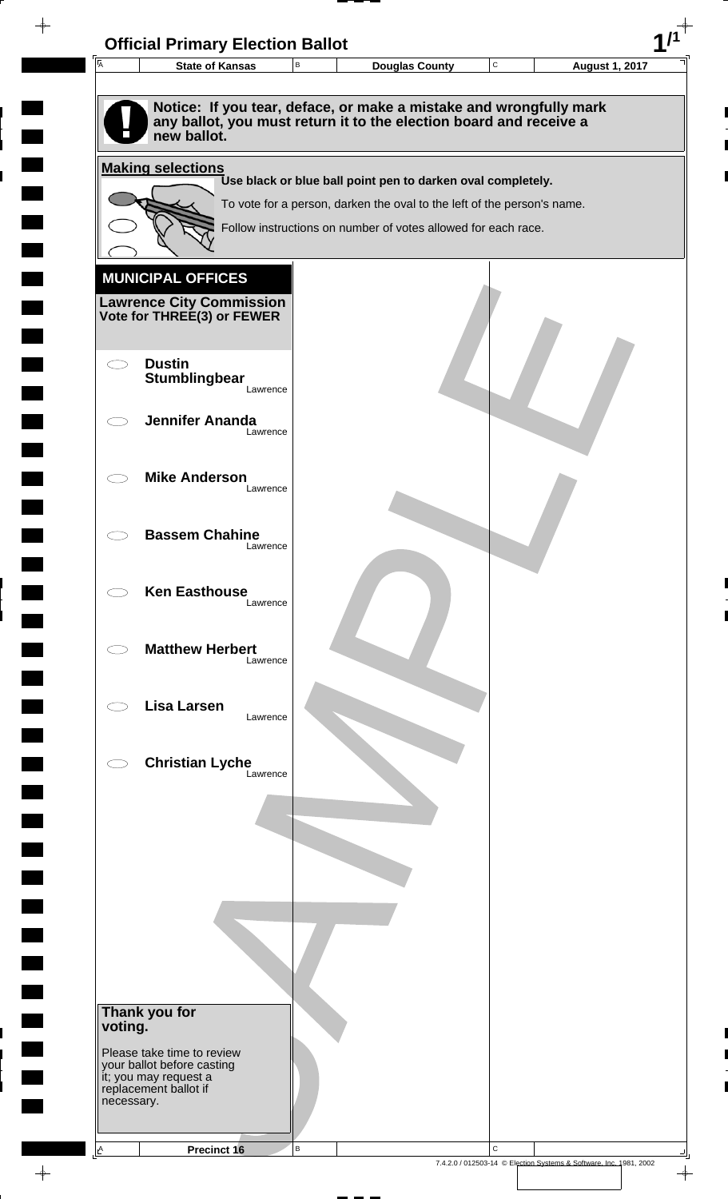# Official Primary Election Ballot

| State of Kansas | Douglas County | August 1, 2017 |
|---|---|---|

**Notice: If you tear, deface, or make a mistake and wrongfully mark any ballot, you must return it to the election board and receive a new ballot.**

## Making selections

**Use black or blue ball point pen to darken oval completely.**

To vote for a person, darken the oval to the left of the person's name.

Follow instructions on number of votes allowed for each race.

## MUNICIPAL OFFICES

### Lawrence City Commission
**Vote for THREE(3) or FEWER**

- ⬭ **Dustin Stumblingbear** — Lawrence
- ⬭ **Jennifer Ananda** — Lawrence
- ⬭ **Mike Anderson** — Lawrence
- ⬭ **Bassem Chahine** — Lawrence
- ⬭ **Ken Easthouse** — Lawrence
- ⬭ **Matthew Herbert** — Lawrence
- ⬭ **Lisa Larsen** — Lawrence
- ⬭ **Christian Lyche** — Lawrence

**Thank you for voting.**

Please take time to review your ballot before casting it; you may request a replacement ballot if necessary.

Precinct 16

7.4.2.0 / 012503-14 © Election Systems & Software, Inc. 1981, 2002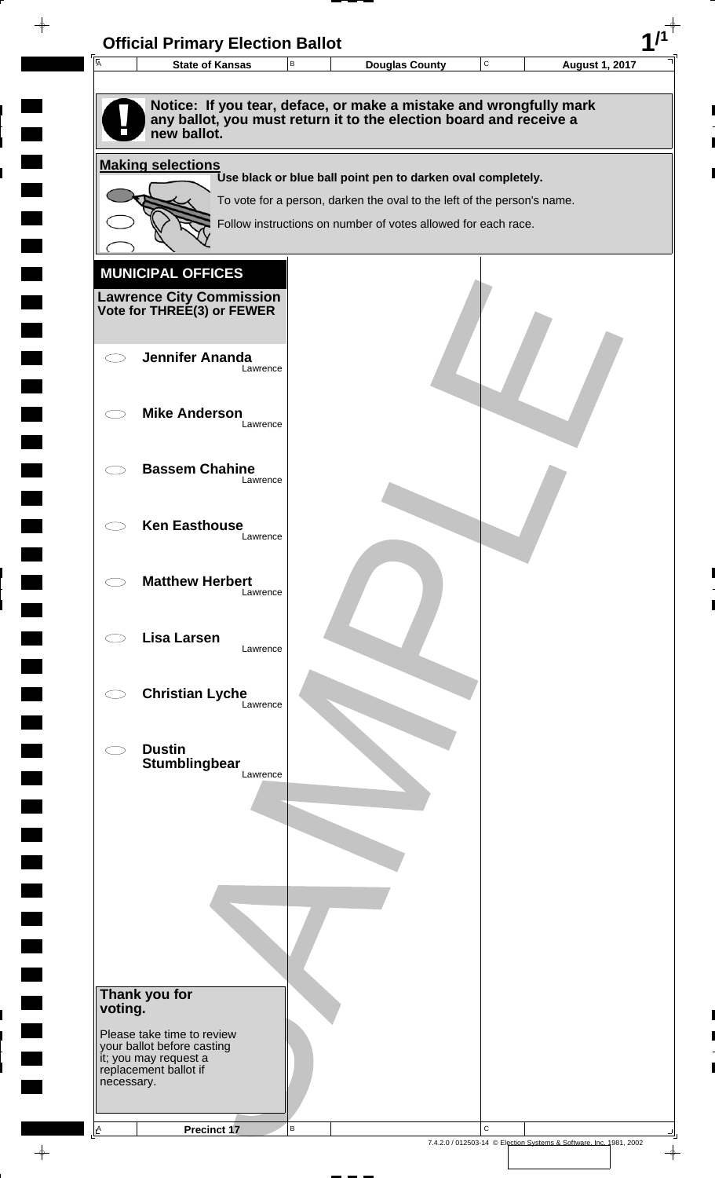# Official Primary Election Ballot

| State of Kansas | Douglas County | August 1, 2017 |
| --- | --- | --- |

**Notice: If you tear, deface, or make a mistake and wrongfully mark any ballot, you must return it to the election board and receive a new ballot.**

**Making selections**

**Use black or blue ball point pen to darken oval completely.**

To vote for a person, darken the oval to the left of the person's name.

Follow instructions on number of votes allowed for each race.

## MUNICIPAL OFFICES

### Lawrence City Commission
**Vote for THREE(3) or FEWER**

- ⬭ **Jennifer Ananda** Lawrence
- ⬭ **Mike Anderson** Lawrence
- ⬭ **Bassem Chahine** Lawrence
- ⬭ **Ken Easthouse** Lawrence
- ⬭ **Matthew Herbert** Lawrence
- ⬭ **Lisa Larsen** Lawrence
- ⬭ **Christian Lyche** Lawrence
- ⬭ **Dustin Stumblingbear** Lawrence

**Thank you for voting.**

Please take time to review your ballot before casting it; you may request a replacement ballot if necessary.

Precinct 17

7.4.2.0 / 012503-14 © Election Systems & Software, Inc. 1981, 2002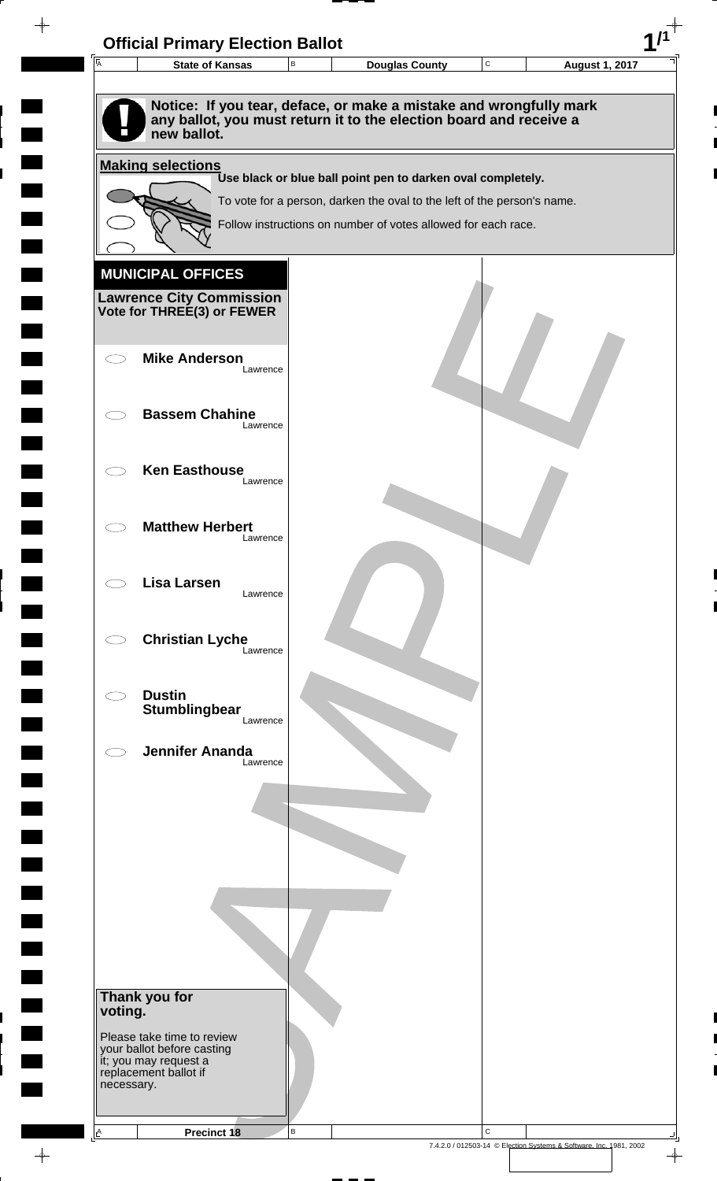# Official Primary Election Ballot

| State of Kansas | Douglas County | August 1, 2017 |
|---|---|---|

**Notice: If you tear, deface, or make a mistake and wrongfully mark any ballot, you must return it to the election board and receive a new ballot.**

**Making selections**

**Use black or blue ball point pen to darken oval completely.**

To vote for a person, darken the oval to the left of the person's name.

Follow instructions on number of votes allowed for each race.

## MUNICIPAL OFFICES

### Lawrence City Commission
**Vote for THREE(3) or FEWER**

- ⬭ **Mike Anderson** — Lawrence
- ⬭ **Bassem Chahine** — Lawrence
- ⬭ **Ken Easthouse** — Lawrence
- ⬭ **Matthew Herbert** — Lawrence
- ⬭ **Lisa Larsen** — Lawrence
- ⬭ **Christian Lyche** — Lawrence
- ⬭ **Dustin Stumblingbear** — Lawrence
- ⬭ **Jennifer Ananda** — Lawrence

**Thank you for voting.**

Please take time to review your ballot before casting it; you may request a replacement ballot if necessary.

SAMPLE

Precinct 18

7.4.2.0 / 012503-14 © Election Systems & Software, Inc. 1981, 2002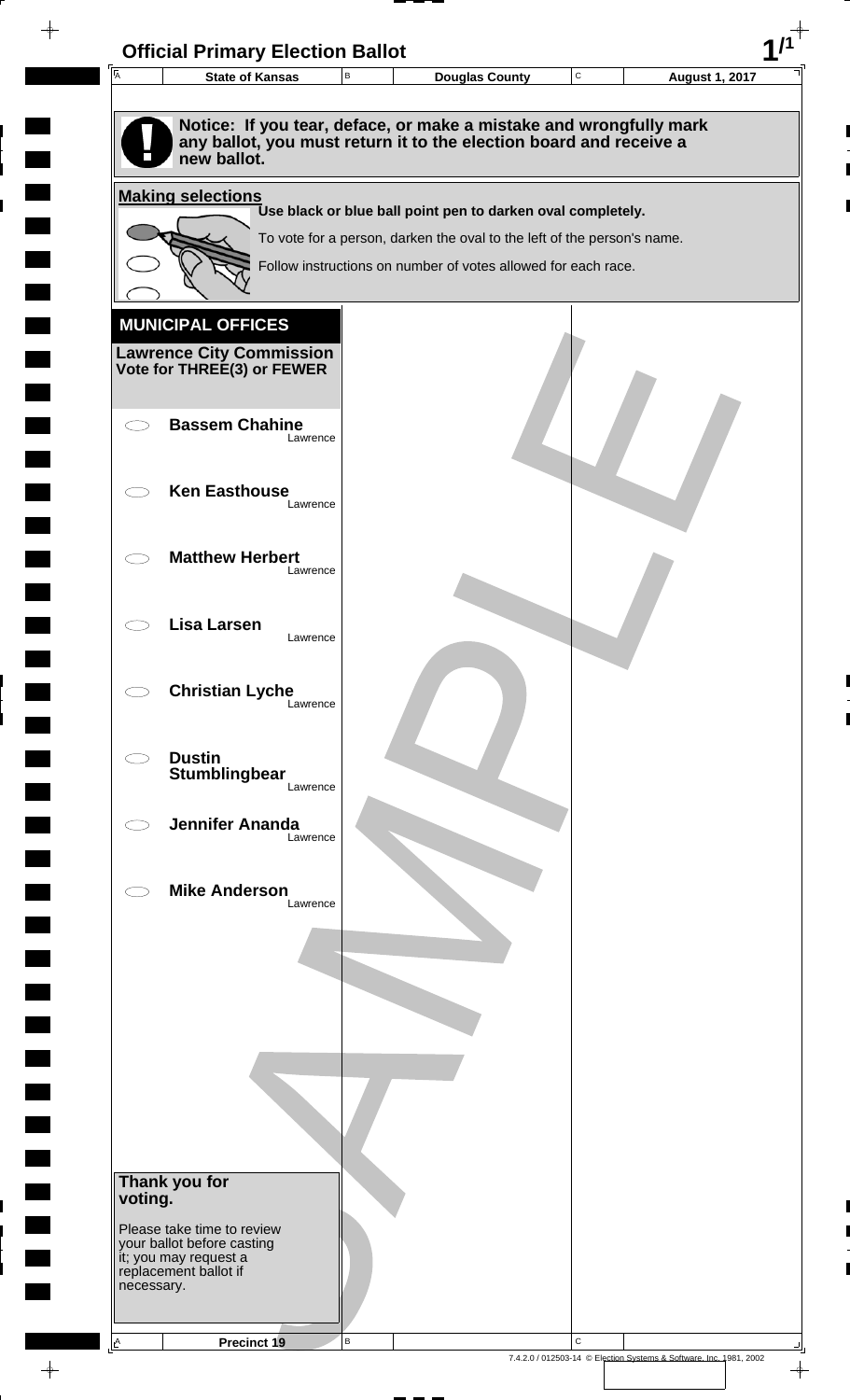# Official Primary Election Ballot

| State of Kansas | Douglas County | August 1, 2017 |
| --- | --- | --- |

**Notice: If you tear, deface, or make a mistake and wrongfully mark any ballot, you must return it to the election board and receive a new ballot.**

**Making selections**

**Use black or blue ball point pen to darken oval completely.**

To vote for a person, darken the oval to the left of the person's name.

Follow instructions on number of votes allowed for each race.

## MUNICIPAL OFFICES

### Lawrence City Commission
**Vote for THREE(3) or FEWER**

- ⬭ **Bassem Chahine** — Lawrence
- ⬭ **Ken Easthouse** — Lawrence
- ⬭ **Matthew Herbert** — Lawrence
- ⬭ **Lisa Larsen** — Lawrence
- ⬭ **Christian Lyche** — Lawrence
- ⬭ **Dustin Stumblingbear** — Lawrence
- ⬭ **Jennifer Ananda** — Lawrence
- ⬭ **Mike Anderson** — Lawrence

**Thank you for voting.**

Please take time to review your ballot before casting it; you may request a replacement ballot if necessary.

SAMPLE

Precinct 19

7.4.2.0 / 012503-14 © Election Systems & Software, Inc. 1981, 2002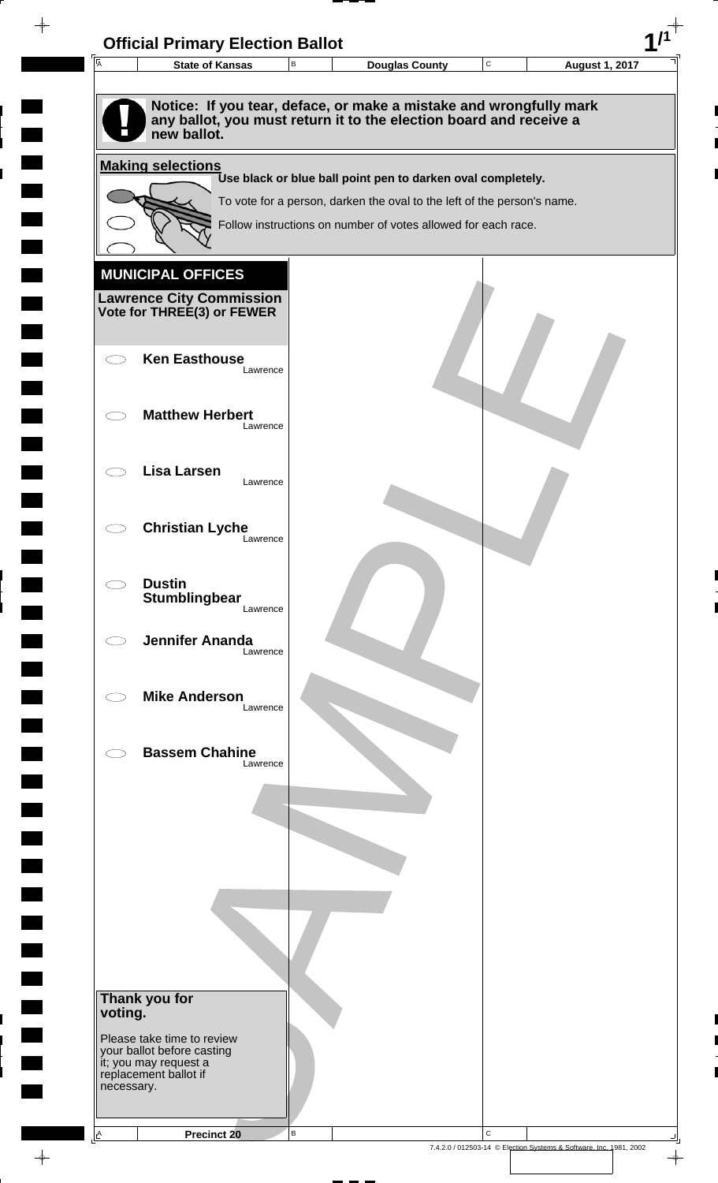# Official Primary Election Ballot

| State of Kansas | Douglas County | August 1, 2017 |
|---|---|---|

**Notice: If you tear, deface, or make a mistake and wrongfully mark any ballot, you must return it to the election board and receive a new ballot.**

**Making selections**

**Use black or blue ball point pen to darken oval completely.**

To vote for a person, darken the oval to the left of the person's name.

Follow instructions on number of votes allowed for each race.

## MUNICIPAL OFFICES

**Lawrence City Commission**
**Vote for THREE(3) or FEWER**

- ⬭ **Ken Easthouse** — Lawrence
- ⬭ **Matthew Herbert** — Lawrence
- ⬭ **Lisa Larsen** — Lawrence
- ⬭ **Christian Lyche** — Lawrence
- ⬭ **Dustin Stumblingbear** — Lawrence
- ⬭ **Jennifer Ananda** — Lawrence
- ⬭ **Mike Anderson** — Lawrence
- ⬭ **Bassem Chahine** — Lawrence

**Thank you for voting.**

Please take time to review your ballot before casting it; you may request a replacement ballot if necessary.

**Precinct 20**

SAMPLE

7.4.2.0 / 012503-14 © Election Systems & Software, Inc. 1981, 2002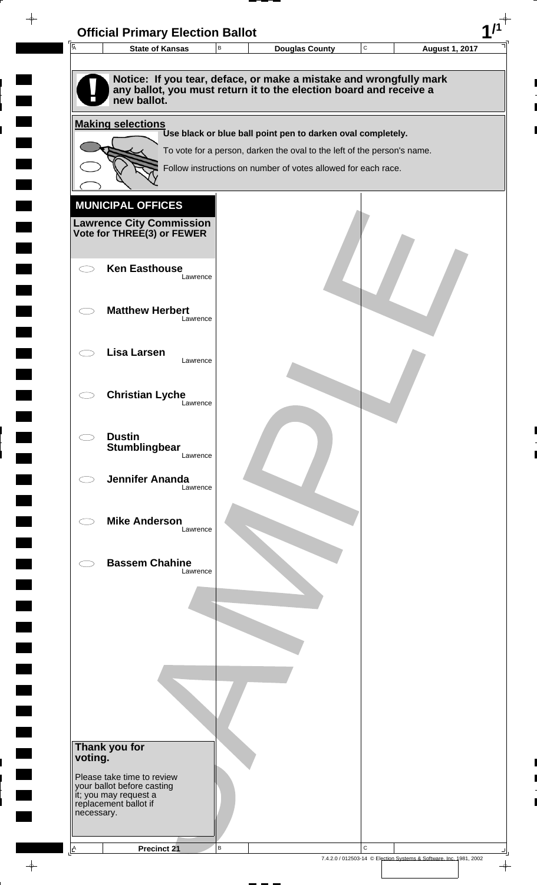# Official Primary Election Ballot

| State of Kansas | Douglas County | August 1, 2017 |
| --- | --- | --- |

**Notice: If you tear, deface, or make a mistake and wrongfully mark any ballot, you must return it to the election board and receive a new ballot.**

**Making selections**

**Use black or blue ball point pen to darken oval completely.**

To vote for a person, darken the oval to the left of the person's name.

Follow instructions on number of votes allowed for each race.

## MUNICIPAL OFFICES

**Lawrence City Commission**
**Vote for THREE(3) or FEWER**

- **Ken Easthouse** Lawrence
- **Matthew Herbert** Lawrence
- **Lisa Larsen** Lawrence
- **Christian Lyche** Lawrence
- **Dustin Stumblingbear** Lawrence
- **Jennifer Ananda** Lawrence
- **Mike Anderson** Lawrence
- **Bassem Chahine** Lawrence

**Thank you for voting.**

Please take time to review your ballot before casting it; you may request a replacement ballot if necessary.

SAMPLE

Precinct 21

7.4.2.0 / 012503-14 © Election Systems & Software, Inc. 1981, 2002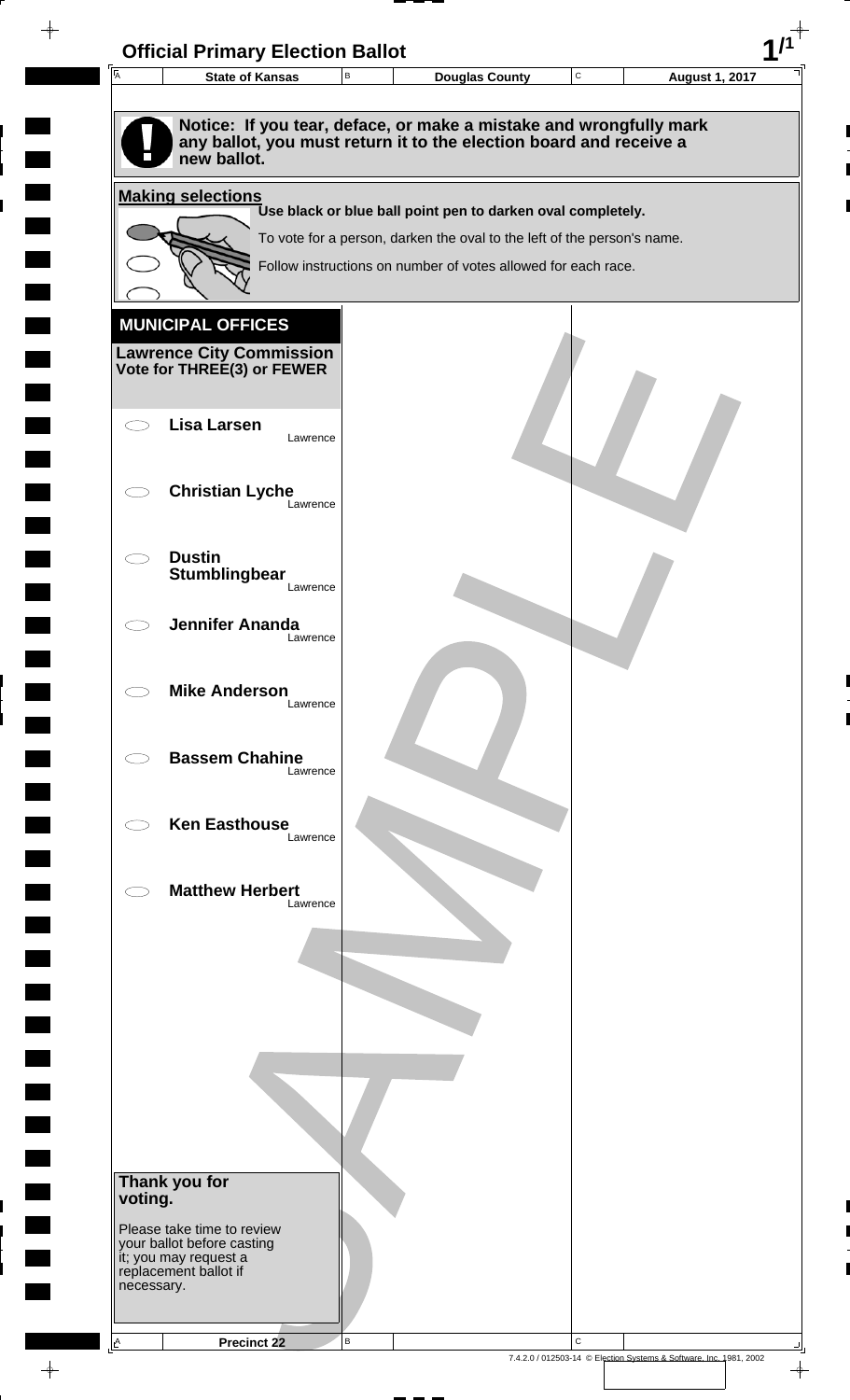# Official Primary Election Ballot

| State of Kansas | Douglas County | August 1, 2017 |
|---|---|---|

**Notice: If you tear, deface, or make a mistake and wrongfully mark any ballot, you must return it to the election board and receive a new ballot.**

**Making selections**

**Use black or blue ball point pen to darken oval completely.**

To vote for a person, darken the oval to the left of the person's name.

Follow instructions on number of votes allowed for each race.

## MUNICIPAL OFFICES

### Lawrence City Commission
**Vote for THREE(3) or FEWER**

- ⬭ **Lisa Larsen** Lawrence
- ⬭ **Christian Lyche** Lawrence
- ⬭ **Dustin Stumblingbear** Lawrence
- ⬭ **Jennifer Ananda** Lawrence
- ⬭ **Mike Anderson** Lawrence
- ⬭ **Bassem Chahine** Lawrence
- ⬭ **Ken Easthouse** Lawrence
- ⬭ **Matthew Herbert** Lawrence

**Thank you for voting.**

Please take time to review your ballot before casting it; you may request a replacement ballot if necessary.

SAMPLE

Precinct 22

7.4.2.0 / 012503-14 © Election Systems & Software, Inc. 1981, 2002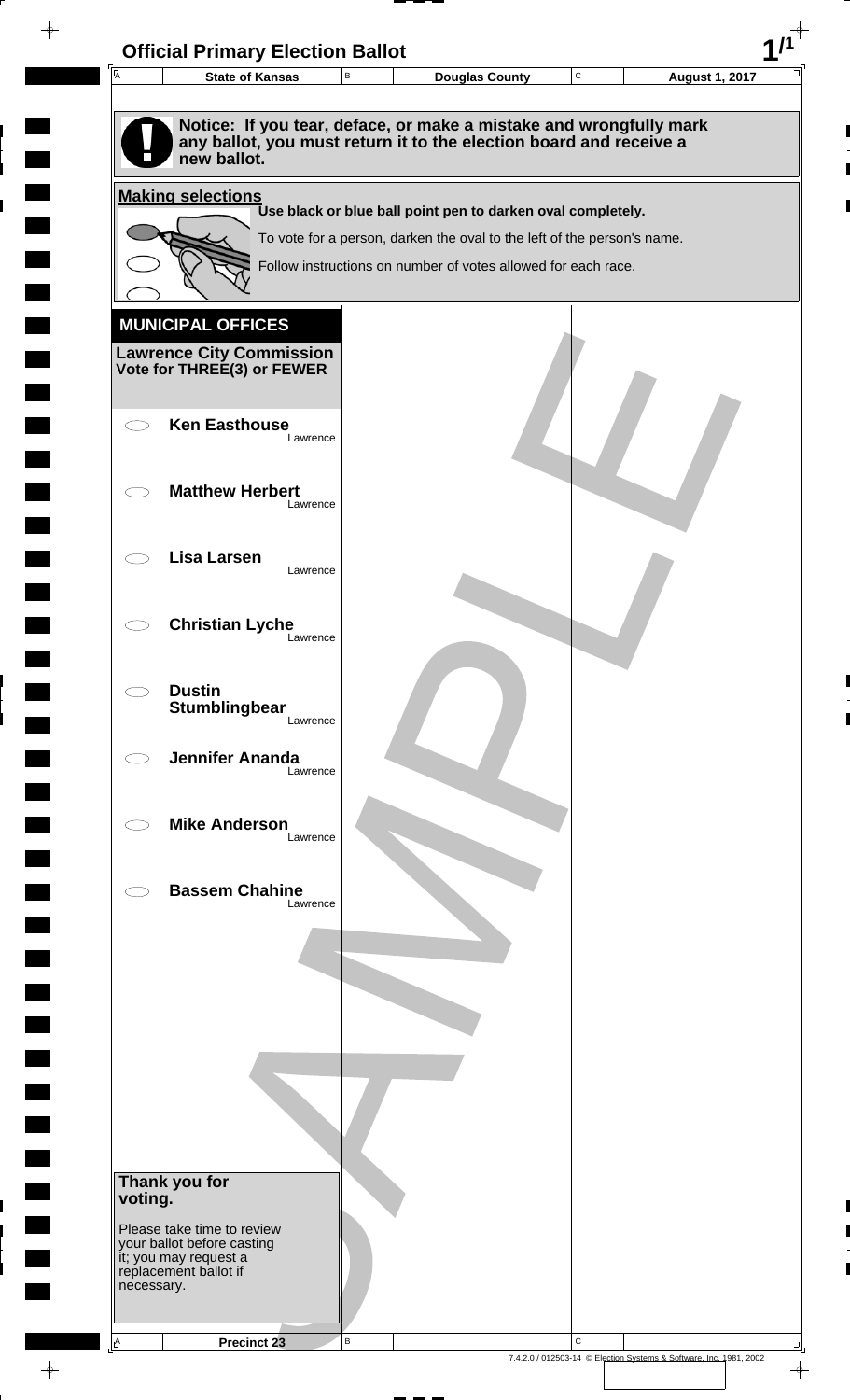# Official Primary Election Ballot

| State of Kansas | Douglas County | August 1, 2017 |
| --- | --- | --- |

**Notice: If you tear, deface, or make a mistake and wrongfully mark any ballot, you must return it to the election board and receive a new ballot.**

**Making selections**

**Use black or blue ball point pen to darken oval completely.**

To vote for a person, darken the oval to the left of the person's name.

Follow instructions on number of votes allowed for each race.

## MUNICIPAL OFFICES

**Lawrence City Commission**
**Vote for THREE(3) or FEWER**

- ⬭ **Ken Easthouse** — Lawrence
- ⬭ **Matthew Herbert** — Lawrence
- ⬭ **Lisa Larsen** — Lawrence
- ⬭ **Christian Lyche** — Lawrence
- ⬭ **Dustin Stumblingbear** — Lawrence
- ⬭ **Jennifer Ananda** — Lawrence
- ⬭ **Mike Anderson** — Lawrence
- ⬭ **Bassem Chahine** — Lawrence

**Thank you for voting.**

Please take time to review your ballot before casting it; you may request a replacement ballot if necessary.

SAMPLE

Precinct 23

7.4.2.0 / 012503-14 © Election Systems & Software, Inc. 1981, 2002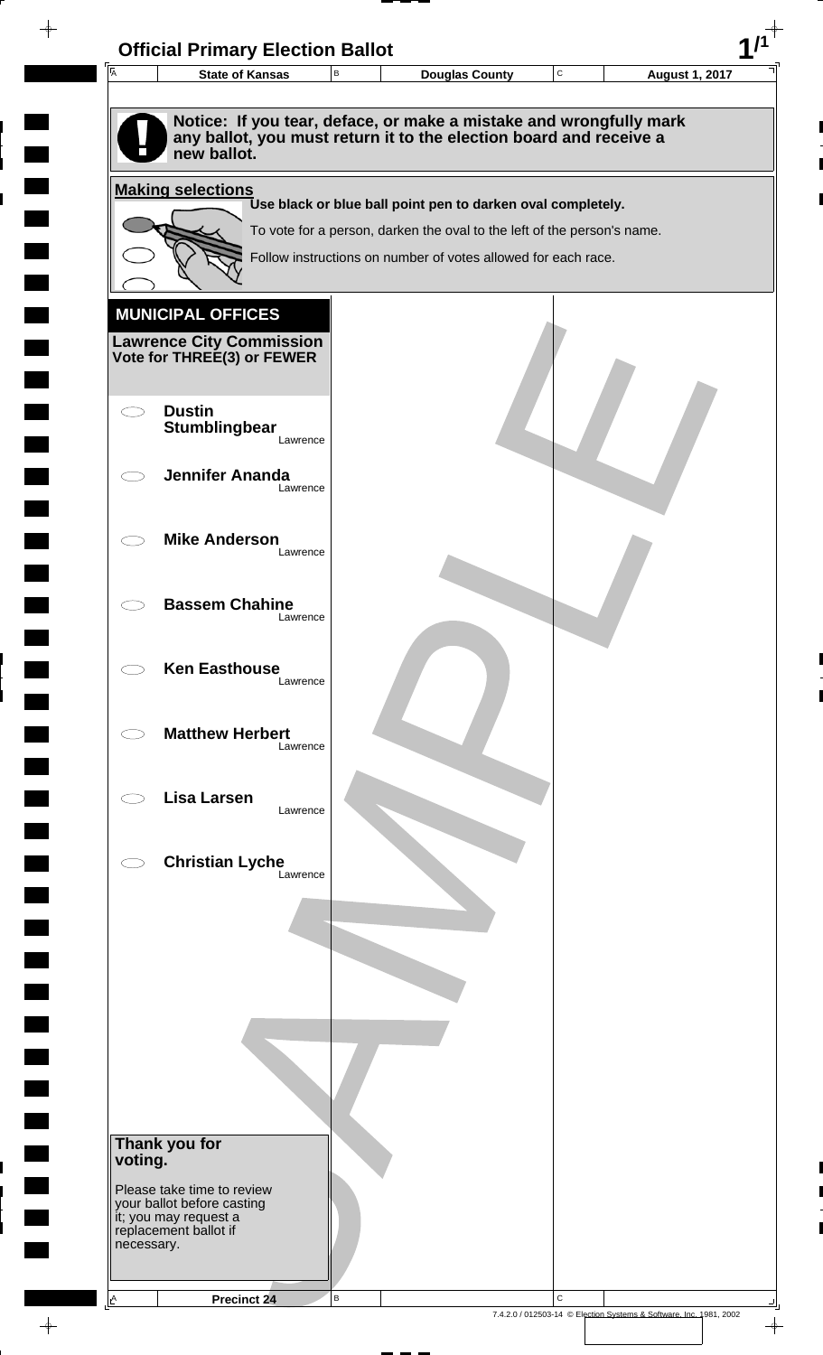# Official Primary Election Ballot

| State of Kansas | Douglas County | August 1, 2017 |
| --- | --- | --- |

**Notice: If you tear, deface, or make a mistake and wrongfully mark any ballot, you must return it to the election board and receive a new ballot.**

**Making selections**

**Use black or blue ball point pen to darken oval completely.**

To vote for a person, darken the oval to the left of the person's name.

Follow instructions on number of votes allowed for each race.

## MUNICIPAL OFFICES

**Lawrence City Commission**
**Vote for THREE(3) or FEWER**

- ⬭ **Dustin Stumblingbear** — Lawrence
- ⬭ **Jennifer Ananda** — Lawrence
- ⬭ **Mike Anderson** — Lawrence
- ⬭ **Bassem Chahine** — Lawrence
- ⬭ **Ken Easthouse** — Lawrence
- ⬭ **Matthew Herbert** — Lawrence
- ⬭ **Lisa Larsen** — Lawrence
- ⬭ **Christian Lyche** — Lawrence

**Thank you for voting.**

Please take time to review your ballot before casting it; you may request a replacement ballot if necessary.

**Precinct 24**

7.4.2.0 / 012503-14 © Election Systems & Software, Inc. 1981, 2002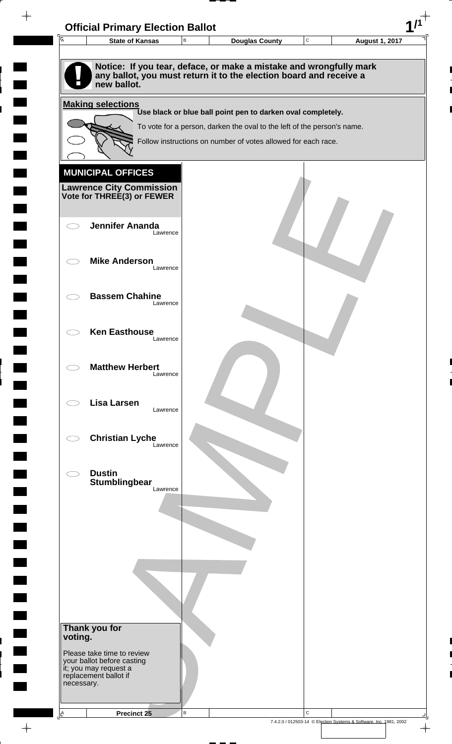# Official Primary Election Ballot

| State of Kansas | Douglas County | August 1, 2017 |
|---|---|---|

**Notice: If you tear, deface, or make a mistake and wrongfully mark any ballot, you must return it to the election board and receive a new ballot.**

**Making selections**

**Use black or blue ball point pen to darken oval completely.**

To vote for a person, darken the oval to the left of the person's name.

Follow instructions on number of votes allowed for each race.

## MUNICIPAL OFFICES

### Lawrence City Commission
**Vote for THREE(3) or FEWER**

- ⬭ **Jennifer Ananda** — Lawrence
- ⬭ **Mike Anderson** — Lawrence
- ⬭ **Bassem Chahine** — Lawrence
- ⬭ **Ken Easthouse** — Lawrence
- ⬭ **Matthew Herbert** — Lawrence
- ⬭ **Lisa Larsen** — Lawrence
- ⬭ **Christian Lyche** — Lawrence
- ⬭ **Dustin Stumblingbear** — Lawrence

**Thank you for voting.**

Please take time to review your ballot before casting it; you may request a replacement ballot if necessary.

SAMPLE

Precinct 25

7.4.2.0 / 012503-14 © Election Systems & Software, Inc. 1981, 2002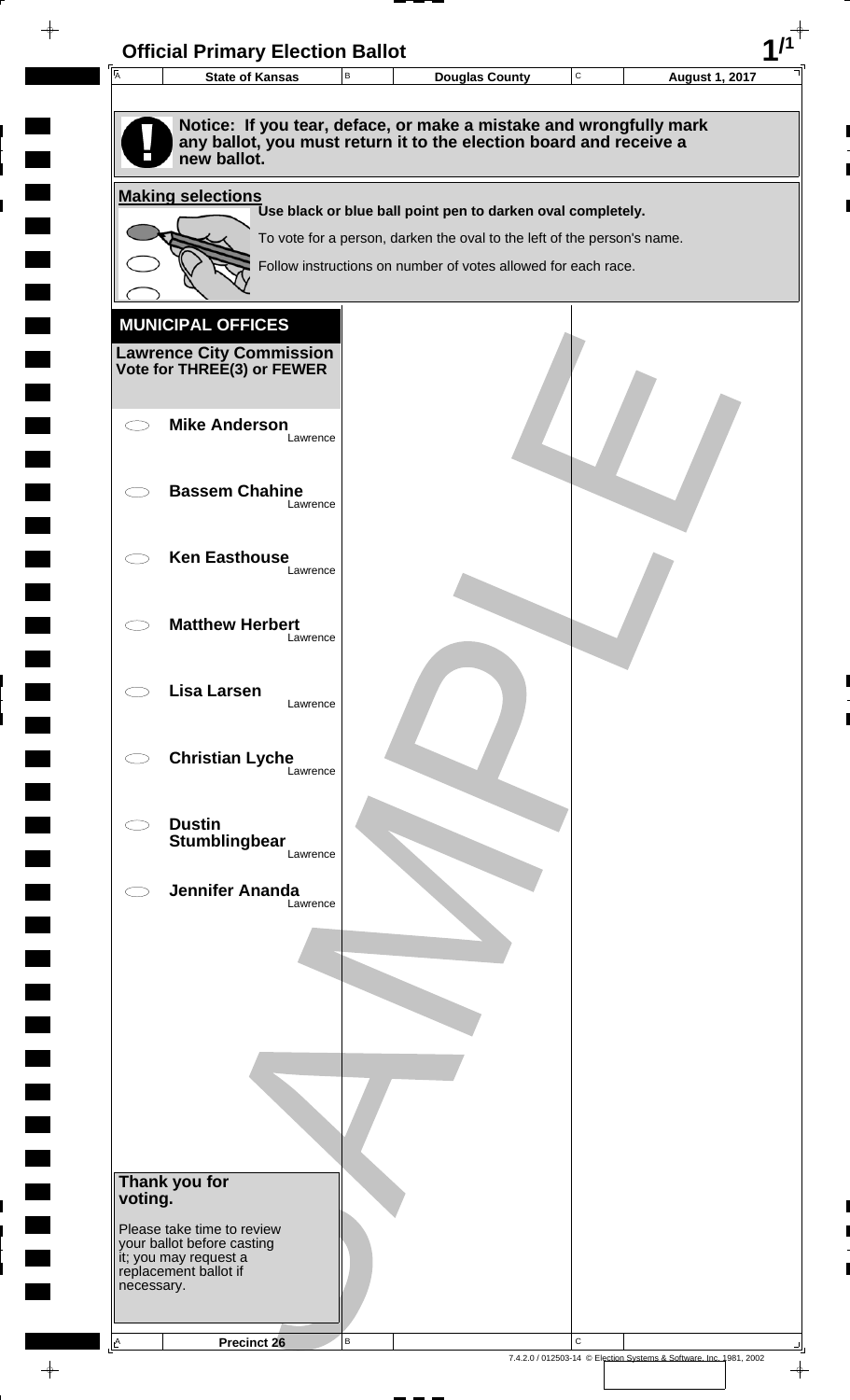# Official Primary Election Ballot

| State of Kansas | Douglas County | August 1, 2017 |
|---|---|---|

**Notice: If you tear, deface, or make a mistake and wrongfully mark any ballot, you must return it to the election board and receive a new ballot.**

**Making selections**

**Use black or blue ball point pen to darken oval completely.**

To vote for a person, darken the oval to the left of the person's name.

Follow instructions on number of votes allowed for each race.

## MUNICIPAL OFFICES

### Lawrence City Commission
**Vote for THREE(3) or FEWER**

- ◯ **Mike Anderson** Lawrence
- ◯ **Bassem Chahine** Lawrence
- ◯ **Ken Easthouse** Lawrence
- ◯ **Matthew Herbert** Lawrence
- ◯ **Lisa Larsen** Lawrence
- ◯ **Christian Lyche** Lawrence
- ◯ **Dustin Stumblingbear** Lawrence
- ◯ **Jennifer Ananda** Lawrence

**Thank you for voting.**

Please take time to review your ballot before casting it; you may request a replacement ballot if necessary.

SAMPLE

Precinct 26

7.4.2.0 / 012503-14 © Election Systems & Software, Inc. 1981, 2002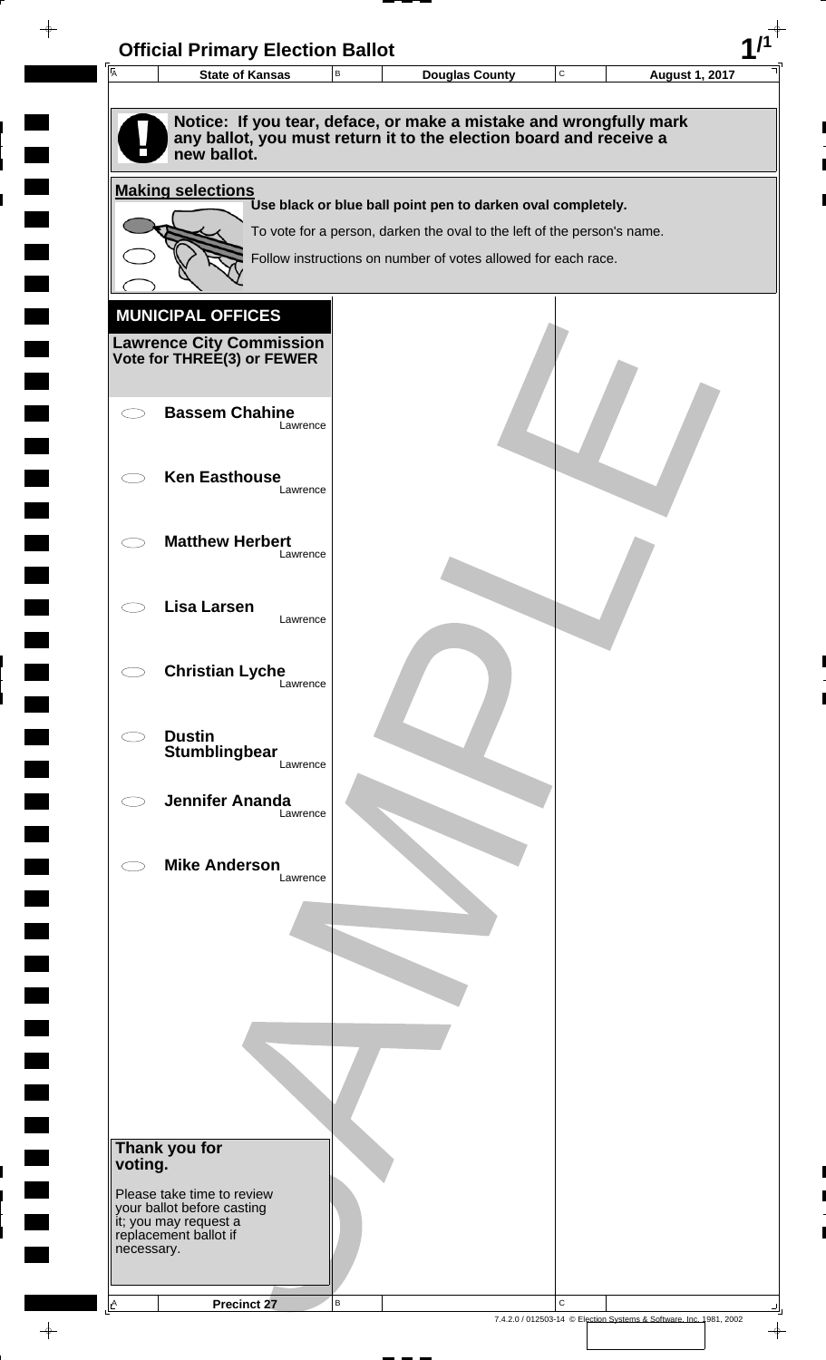# Official Primary Election Ballot

| State of Kansas | Douglas County | August 1, 2017 |
|---|---|---|

**Notice: If you tear, deface, or make a mistake and wrongfully mark any ballot, you must return it to the election board and receive a new ballot.**

**Making selections**

**Use black or blue ball point pen to darken oval completely.**

To vote for a person, darken the oval to the left of the person's name.

Follow instructions on number of votes allowed for each race.

## MUNICIPAL OFFICES

**Lawrence City Commission**
**Vote for THREE(3) or FEWER**

- ⬭ **Bassem Chahine** Lawrence
- ⬭ **Ken Easthouse** Lawrence
- ⬭ **Matthew Herbert** Lawrence
- ⬭ **Lisa Larsen** Lawrence
- ⬭ **Christian Lyche** Lawrence
- ⬭ **Dustin Stumblingbear** Lawrence
- ⬭ **Jennifer Ananda** Lawrence
- ⬭ **Mike Anderson** Lawrence

**Thank you for voting.**

Please take time to review your ballot before casting it; you may request a replacement ballot if necessary.

Precinct 27

7.4.2.0 / 012503-14 © Election Systems & Software, Inc. 1981, 2002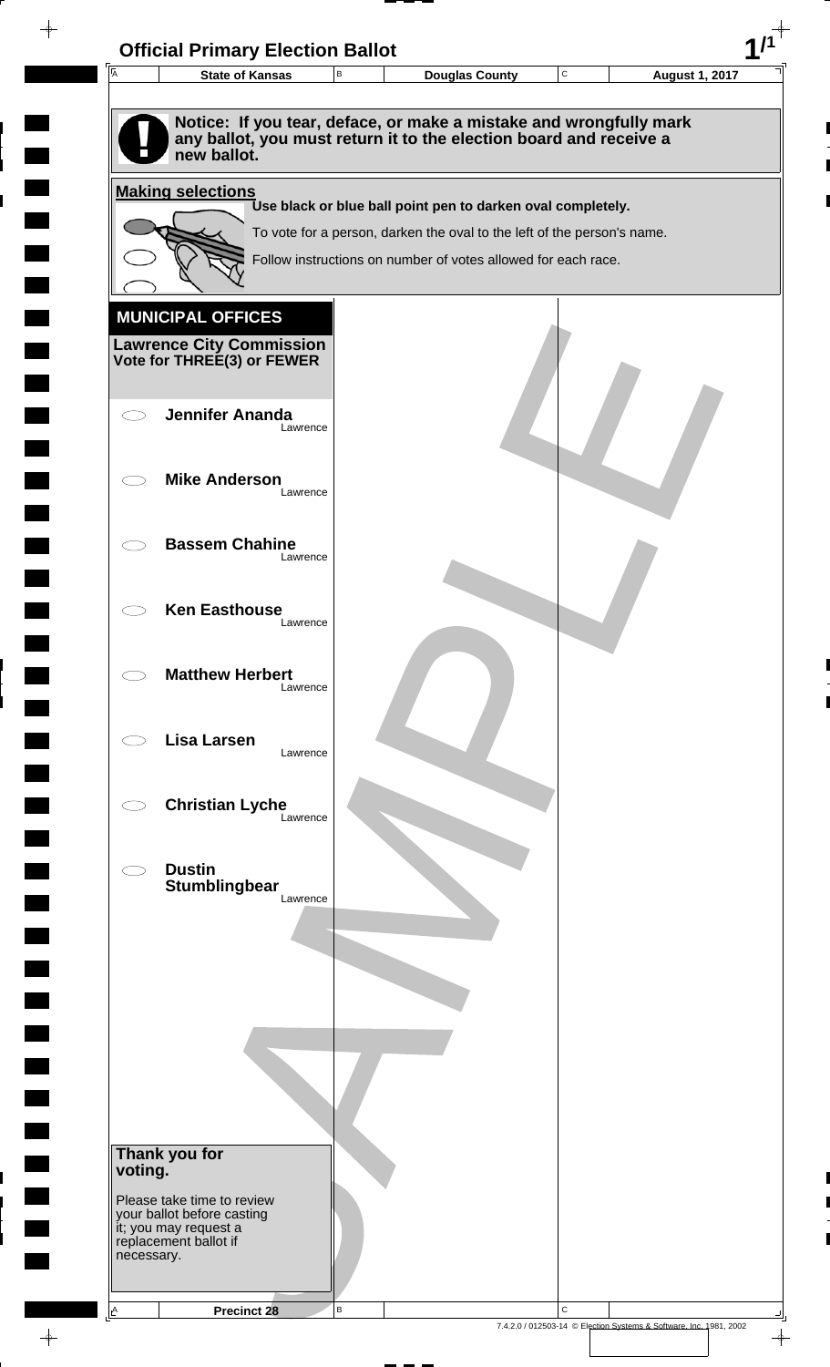# Official Primary Election Ballot

| State of Kansas | Douglas County | August 1, 2017 |
|---|---|---|

**Notice: If you tear, deface, or make a mistake and wrongfully mark any ballot, you must return it to the election board and receive a new ballot.**

**Making selections**

**Use black or blue ball point pen to darken oval completely.**

To vote for a person, darken the oval to the left of the person's name.

Follow instructions on number of votes allowed for each race.

## MUNICIPAL OFFICES

**Lawrence City Commission**
**Vote for THREE(3) or FEWER**

- ⬭ **Jennifer Ananda** — Lawrence
- ⬭ **Mike Anderson** — Lawrence
- ⬭ **Bassem Chahine** — Lawrence
- ⬭ **Ken Easthouse** — Lawrence
- ⬭ **Matthew Herbert** — Lawrence
- ⬭ **Lisa Larsen** — Lawrence
- ⬭ **Christian Lyche** — Lawrence
- ⬭ **Dustin Stumblingbear** — Lawrence

**Thank you for voting.**

Please take time to review your ballot before casting it; you may request a replacement ballot if necessary.

**Precinct 28**

7.4.2.0 / 012503-14 © Election Systems & Software, Inc. 1981, 2002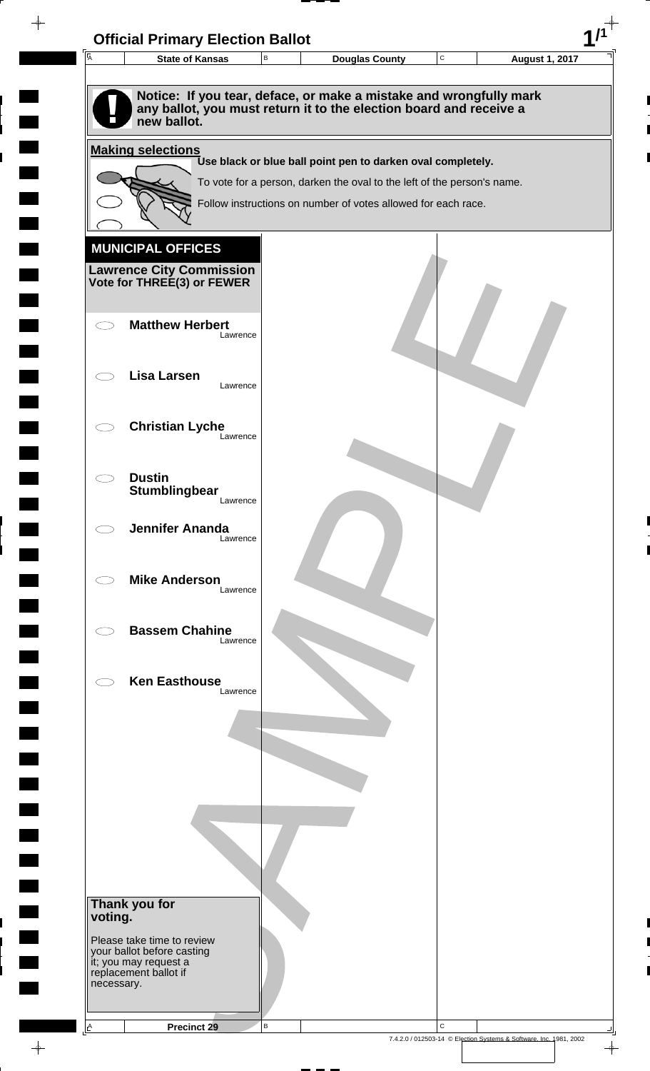# Official Primary Election Ballot

| State of Kansas | Douglas County | August 1, 2017 |
|---|---|---|

**Notice: If you tear, deface, or make a mistake and wrongfully mark any ballot, you must return it to the election board and receive a new ballot.**

**Making selections**

**Use black or blue ball point pen to darken oval completely.**

To vote for a person, darken the oval to the left of the person's name.

Follow instructions on number of votes allowed for each race.

## MUNICIPAL OFFICES

### Lawrence City Commission
**Vote for THREE(3) or FEWER**

- ⬭ **Matthew Herbert** — Lawrence
- ⬭ **Lisa Larsen** — Lawrence
- ⬭ **Christian Lyche** — Lawrence
- ⬭ **Dustin Stumblingbear** — Lawrence
- ⬭ **Jennifer Ananda** — Lawrence
- ⬭ **Mike Anderson** — Lawrence
- ⬭ **Bassem Chahine** — Lawrence
- ⬭ **Ken Easthouse** — Lawrence

**Thank you for voting.**

Please take time to review your ballot before casting it; you may request a replacement ballot if necessary.

Precinct 29

SAMPLE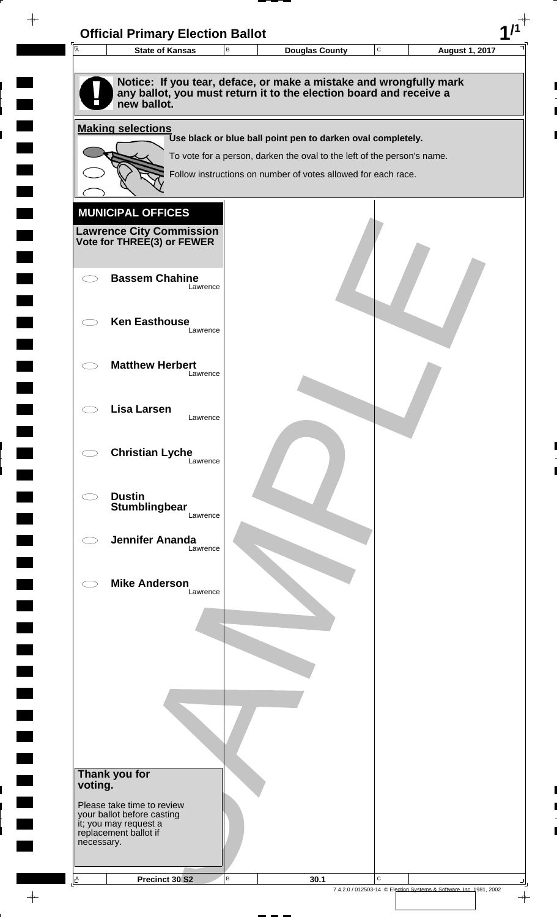# Official Primary Election Ballot

| State of Kansas | Douglas County | August 1, 2017 |
|---|---|---|

**Notice: If you tear, deface, or make a mistake and wrongfully mark any ballot, you must return it to the election board and receive a new ballot.**

**Making selections**

**Use black or blue ball point pen to darken oval completely.**

To vote for a person, darken the oval to the left of the person's name.

Follow instructions on number of votes allowed for each race.

## MUNICIPAL OFFICES

**Lawrence City Commission**
**Vote for THREE(3) or FEWER**

- ⬭ **Bassem Chahine** — Lawrence
- ⬭ **Ken Easthouse** — Lawrence
- ⬭ **Matthew Herbert** — Lawrence
- ⬭ **Lisa Larsen** — Lawrence
- ⬭ **Christian Lyche** — Lawrence
- ⬭ **Dustin Stumblingbear** — Lawrence
- ⬭ **Jennifer Ananda** — Lawrence
- ⬭ **Mike Anderson** — Lawrence

**Thank you for voting.**

Please take time to review your ballot before casting it; you may request a replacement ballot if necessary.

SAMPLE

| Precinct 30 S2 | 30.1 |
|---|---|

7.4.2.0 / 012503-14 © Election Systems & Software, Inc. 1981, 2002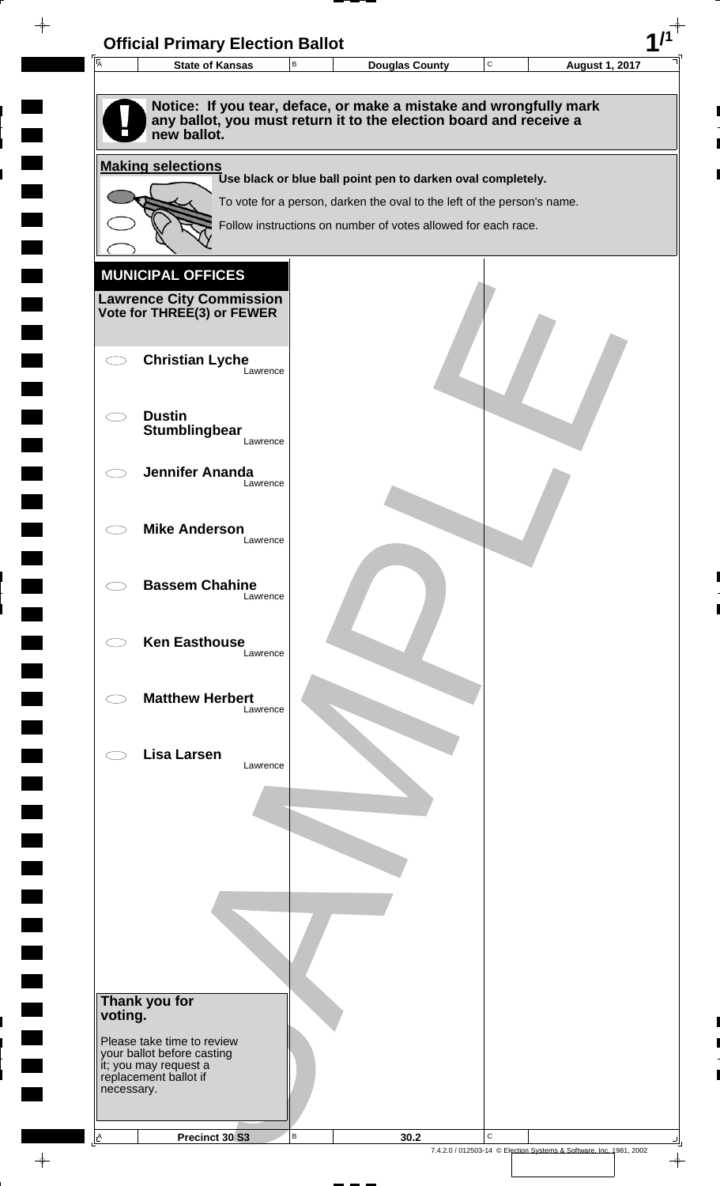# Official Primary Election Ballot

| State of Kansas | Douglas County | August 1, 2017 |
| --- | --- | --- |

**Notice: If you tear, deface, or make a mistake and wrongfully mark any ballot, you must return it to the election board and receive a new ballot.**

**Making selections**

**Use black or blue ball point pen to darken oval completely.**

To vote for a person, darken the oval to the left of the person's name.

Follow instructions on number of votes allowed for each race.

## MUNICIPAL OFFICES

**Lawrence City Commission**
**Vote for THREE(3) or FEWER**

- ⬭ **Christian Lyche** — Lawrence
- ⬭ **Dustin Stumblingbear** — Lawrence
- ⬭ **Jennifer Ananda** — Lawrence
- ⬭ **Mike Anderson** — Lawrence
- ⬭ **Bassem Chahine** — Lawrence
- ⬭ **Ken Easthouse** — Lawrence
- ⬭ **Matthew Herbert** — Lawrence
- ⬭ **Lisa Larsen** — Lawrence

**Thank you for voting.**

Please take time to review your ballot before casting it; you may request a replacement ballot if necessary.

| Precinct 30 S3 | 30.2 |
| --- | --- |

7.4.2.0 / 012503-14 © Election Systems & Software, Inc. 1981, 2002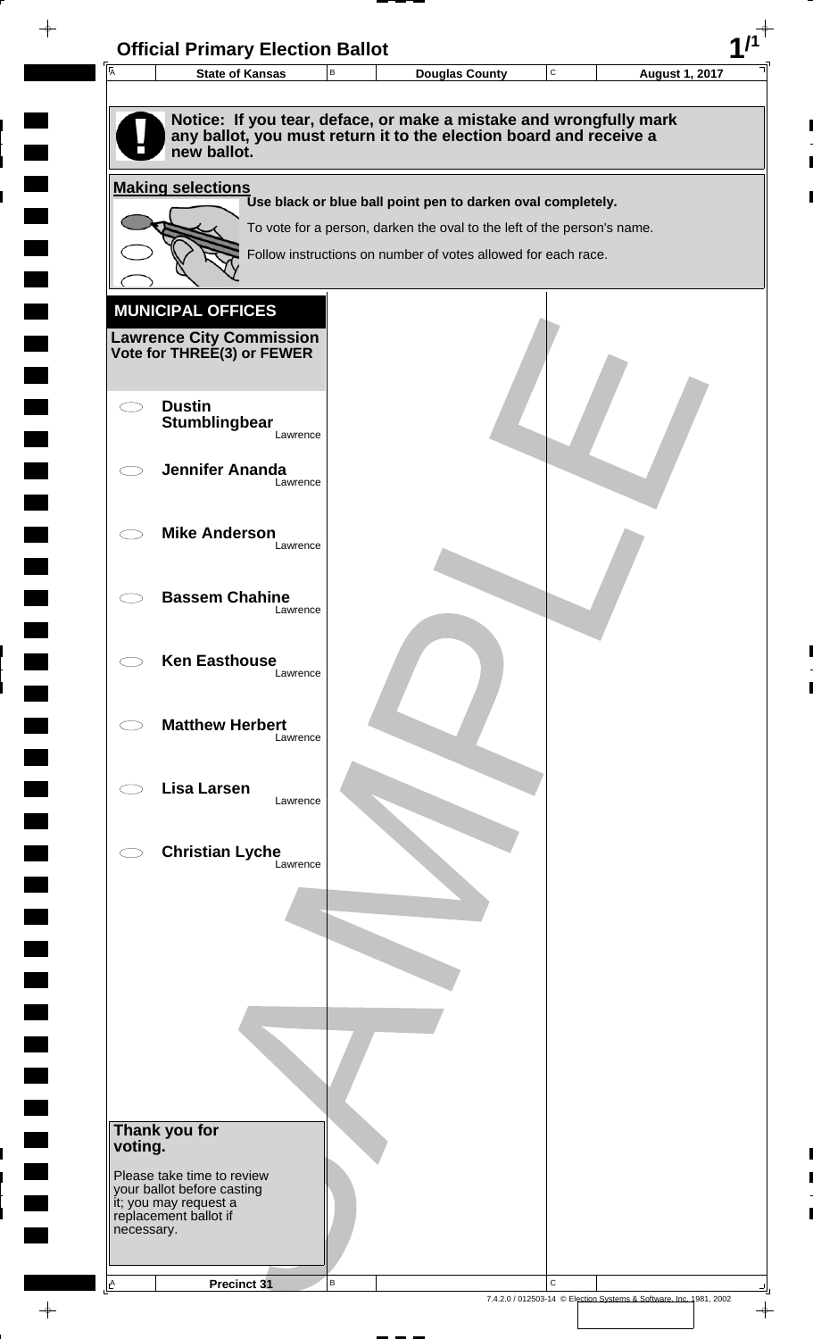# Official Primary Election Ballot

| State of Kansas | Douglas County | August 1, 2017 |
| --- | --- | --- |

**Notice: If you tear, deface, or make a mistake and wrongfully mark any ballot, you must return it to the election board and receive a new ballot.**

**Making selections**

**Use black or blue ball point pen to darken oval completely.**

To vote for a person, darken the oval to the left of the person's name.

Follow instructions on number of votes allowed for each race.

## MUNICIPAL OFFICES

**Lawrence City Commission**
**Vote for THREE(3) or FEWER**

- ⬭ **Dustin Stumblingbear** Lawrence
- ⬭ **Jennifer Ananda** Lawrence
- ⬭ **Mike Anderson** Lawrence
- ⬭ **Bassem Chahine** Lawrence
- ⬭ **Ken Easthouse** Lawrence
- ⬭ **Matthew Herbert** Lawrence
- ⬭ **Lisa Larsen** Lawrence
- ⬭ **Christian Lyche** Lawrence

**Thank you for voting.**

Please take time to review your ballot before casting it; you may request a replacement ballot if necessary.

SAMPLE

**Precinct 31**

7.4.2.0 / 012503-14 © Election Systems & Software, Inc. 1981, 2002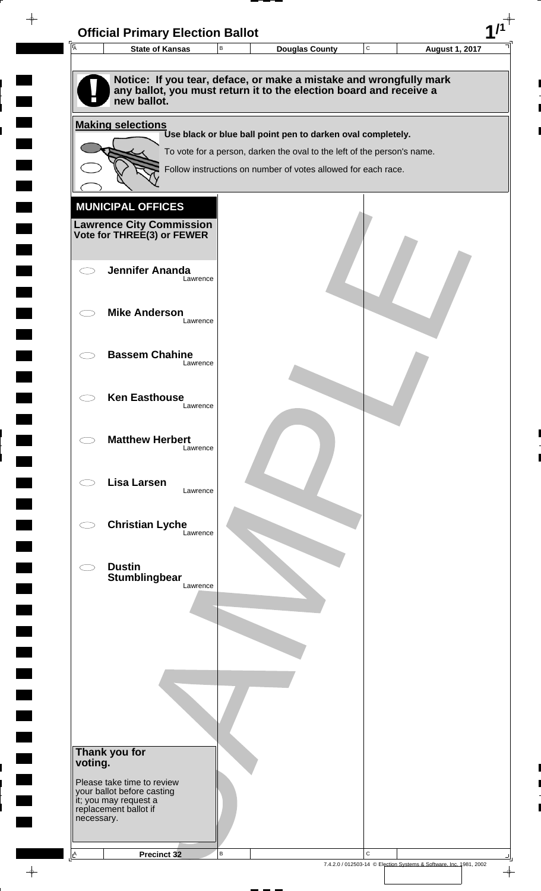# Official Primary Election Ballot

| State of Kansas | Douglas County | August 1, 2017 |
|---|---|---|

**Notice: If you tear, deface, or make a mistake and wrongfully mark any ballot, you must return it to the election board and receive a new ballot.**

**Making selections**

**Use black or blue ball point pen to darken oval completely.**

To vote for a person, darken the oval to the left of the person's name.

Follow instructions on number of votes allowed for each race.

## MUNICIPAL OFFICES

**Lawrence City Commission**
**Vote for THREE(3) or FEWER**

- ◯ **Jennifer Ananda** Lawrence
- ◯ **Mike Anderson** Lawrence
- ◯ **Bassem Chahine** Lawrence
- ◯ **Ken Easthouse** Lawrence
- ◯ **Matthew Herbert** Lawrence
- ◯ **Lisa Larsen** Lawrence
- ◯ **Christian Lyche** Lawrence
- ◯ **Dustin Stumblingbear** Lawrence

**Thank you for voting.**

Please take time to review your ballot before casting it; you may request a replacement ballot if necessary.

SAMPLE

Precinct 32

7.4.2.0 / 012503-14 © Election Systems & Software, Inc. 1981, 2002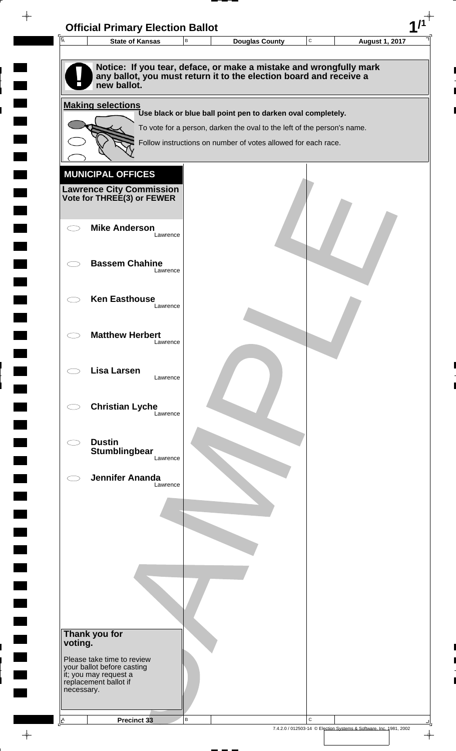# Official Primary Election Ballot

| State of Kansas | Douglas County | August 1, 2017 |
|---|---|---|

**Notice: If you tear, deface, or make a mistake and wrongfully mark any ballot, you must return it to the election board and receive a new ballot.**

**Making selections**

**Use black or blue ball point pen to darken oval completely.**

To vote for a person, darken the oval to the left of the person's name.

Follow instructions on number of votes allowed for each race.

## MUNICIPAL OFFICES

**Lawrence City Commission**
**Vote for THREE(3) or FEWER**

- **Mike Anderson** Lawrence
- **Bassem Chahine** Lawrence
- **Ken Easthouse** Lawrence
- **Matthew Herbert** Lawrence
- **Lisa Larsen** Lawrence
- **Christian Lyche** Lawrence
- **Dustin Stumblingbear** Lawrence
- **Jennifer Ananda** Lawrence

**Thank you for voting.**

Please take time to review your ballot before casting it; you may request a replacement ballot if necessary.

SAMPLE

Precinct 33

7.4.2.0 / 012503-14 © Election Systems & Software, Inc. 1981, 2002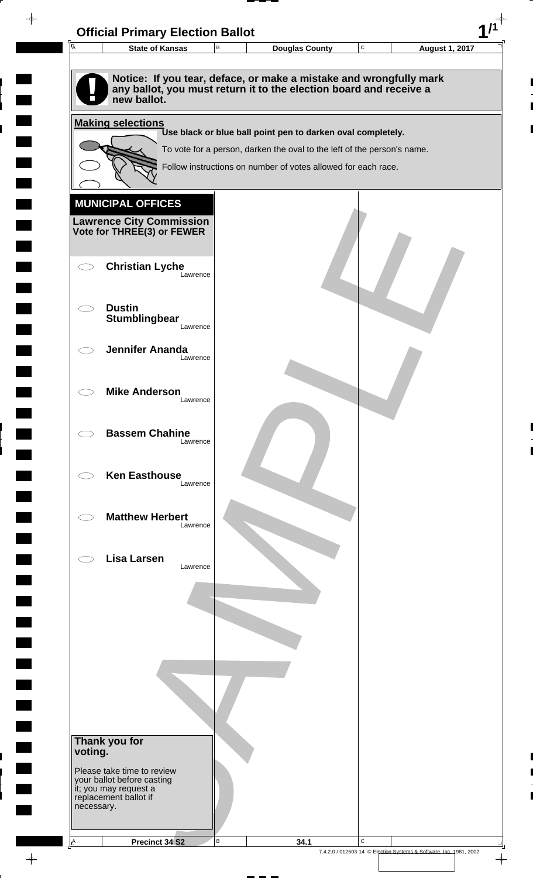# Official Primary Election Ballot

| State of Kansas | Douglas County | August 1, 2017 |
|---|---|---|

**Notice: If you tear, deface, or make a mistake and wrongfully mark any ballot, you must return it to the election board and receive a new ballot.**

**Making selections**

**Use black or blue ball point pen to darken oval completely.**

To vote for a person, darken the oval to the left of the person's name.

Follow instructions on number of votes allowed for each race.

## MUNICIPAL OFFICES

**Lawrence City Commission**
**Vote for THREE(3) or FEWER**

- ⬭ **Christian Lyche** Lawrence
- ⬭ **Dustin Stumblingbear** Lawrence
- ⬭ **Jennifer Ananda** Lawrence
- ⬭ **Mike Anderson** Lawrence
- ⬭ **Bassem Chahine** Lawrence
- ⬭ **Ken Easthouse** Lawrence
- ⬭ **Matthew Herbert** Lawrence
- ⬭ **Lisa Larsen** Lawrence

**Thank you for voting.**

Please take time to review your ballot before casting it; you may request a replacement ballot if necessary.

| Precinct 34 S2 | 34.1 | |
|---|---|---|

7.4.2.0 / 012503-14 © Election Systems & Software, Inc. 1981, 2002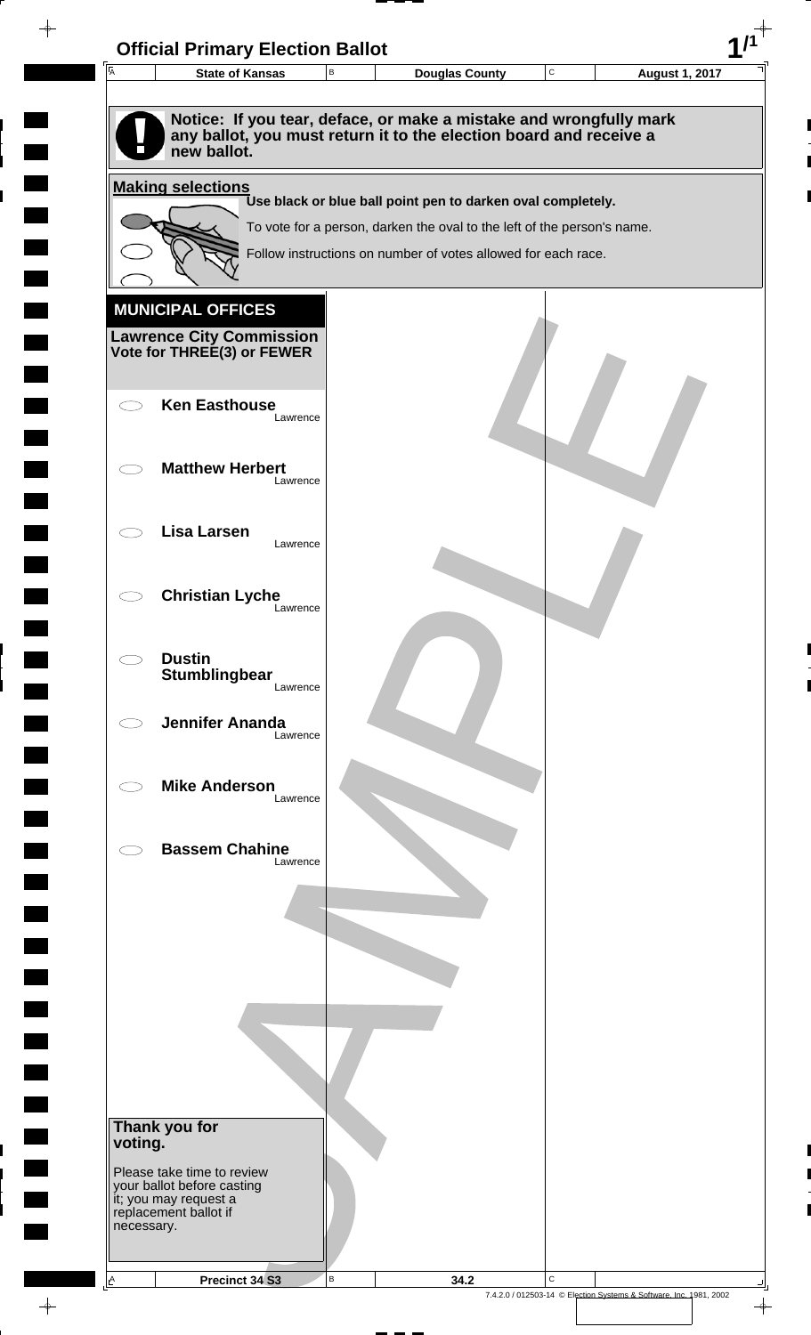# Official Primary Election Ballot

| State of Kansas | Douglas County | August 1, 2017 |
| --- | --- | --- |

**Notice: If you tear, deface, or make a mistake and wrongfully mark any ballot, you must return it to the election board and receive a new ballot.**

**Making selections**

**Use black or blue ball point pen to darken oval completely.**

To vote for a person, darken the oval to the left of the person's name.

Follow instructions on number of votes allowed for each race.

## MUNICIPAL OFFICES

**Lawrence City Commission**
**Vote for THREE(3) or FEWER**

- ⬭ **Ken Easthouse** — Lawrence
- ⬭ **Matthew Herbert** — Lawrence
- ⬭ **Lisa Larsen** — Lawrence
- ⬭ **Christian Lyche** — Lawrence
- ⬭ **Dustin Stumblingbear** — Lawrence
- ⬭ **Jennifer Ananda** — Lawrence
- ⬭ **Mike Anderson** — Lawrence
- ⬭ **Bassem Chahine** — Lawrence

**Thank you for voting.**

Please take time to review your ballot before casting it; you may request a replacement ballot if necessary.

| Precinct 34 S3 | 34.2 |
| --- | --- |

7.4.2.0 / 012503-14 © Election Systems & Software, Inc. 1981, 2002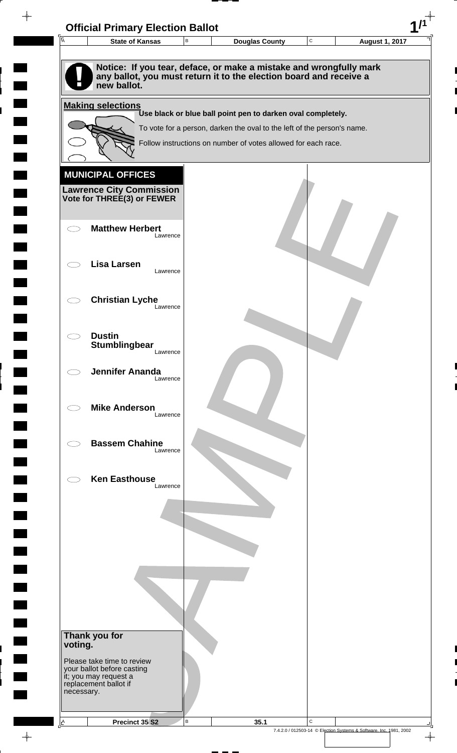# Official Primary Election Ballot

| State of Kansas | Douglas County | August 1, 2017 |
| --- | --- | --- |

**Notice: If you tear, deface, or make a mistake and wrongfully mark any ballot, you must return it to the election board and receive a new ballot.**

**Making selections**

**Use black or blue ball point pen to darken oval completely.**

To vote for a person, darken the oval to the left of the person's name.

Follow instructions on number of votes allowed for each race.

## MUNICIPAL OFFICES

**Lawrence City Commission**
**Vote for THREE(3) or FEWER**

- **Matthew Herbert** — Lawrence
- **Lisa Larsen** — Lawrence
- **Christian Lyche** — Lawrence
- **Dustin Stumblingbear** — Lawrence
- **Jennifer Ananda** — Lawrence
- **Mike Anderson** — Lawrence
- **Bassem Chahine** — Lawrence
- **Ken Easthouse** — Lawrence

**Thank you for voting.**

Please take time to review your ballot before casting it; you may request a replacement ballot if necessary.

SAMPLE

| Precinct 35 S2 | 35.1 |
| --- | --- |

7.4.2.0 / 012503-14 © Election Systems & Software, Inc. 1981, 2002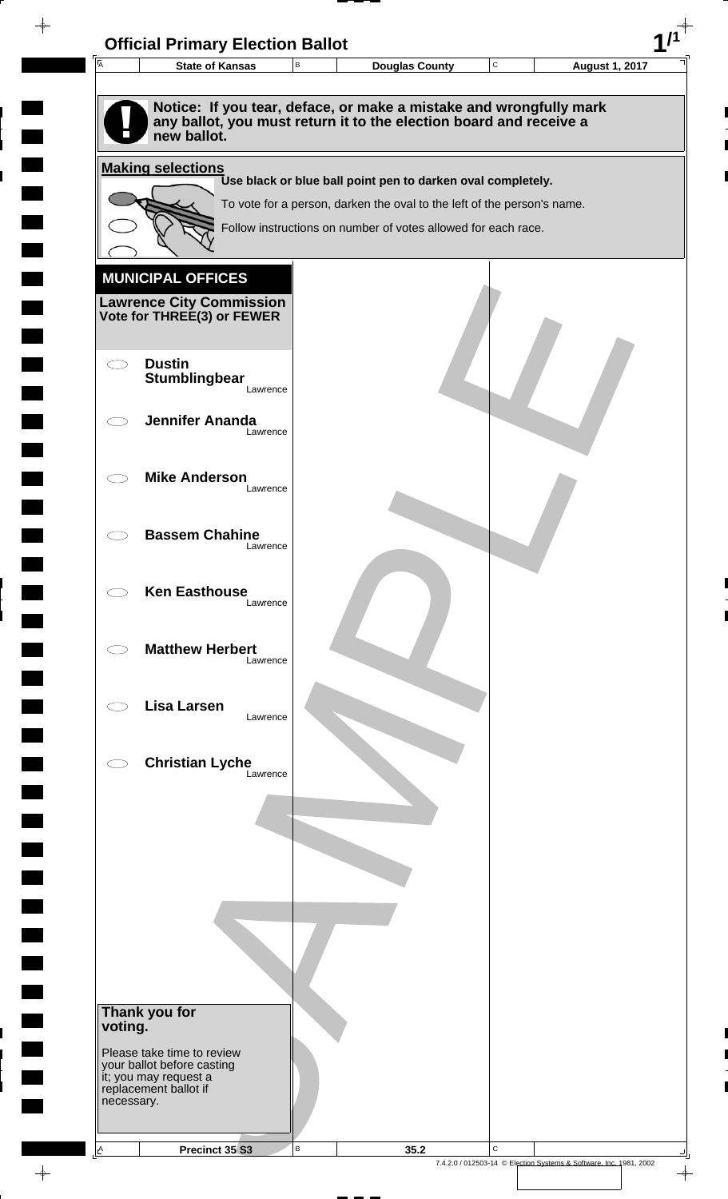# Official Primary Election Ballot

| State of Kansas | Douglas County | August 1, 2017 |
|---|---|---|

**Notice: If you tear, deface, or make a mistake and wrongfully mark any ballot, you must return it to the election board and receive a new ballot.**

**Making selections**

**Use black or blue ball point pen to darken oval completely.**

To vote for a person, darken the oval to the left of the person's name.

Follow instructions on number of votes allowed for each race.

## MUNICIPAL OFFICES

**Lawrence City Commission**
**Vote for THREE(3) or FEWER**

- ◯ **Dustin Stumblingbear** Lawrence
- ◯ **Jennifer Ananda** Lawrence
- ◯ **Mike Anderson** Lawrence
- ◯ **Bassem Chahine** Lawrence
- ◯ **Ken Easthouse** Lawrence
- ◯ **Matthew Herbert** Lawrence
- ◯ **Lisa Larsen** Lawrence
- ◯ **Christian Lyche** Lawrence

**Thank you for voting.**

Please take time to review your ballot before casting it; you may request a replacement ballot if necessary.

| Precinct 35 S3 | 35.2 |
|---|---|

7.4.2.0 / 012503-14 © Election Systems & Software, Inc. 1981, 2002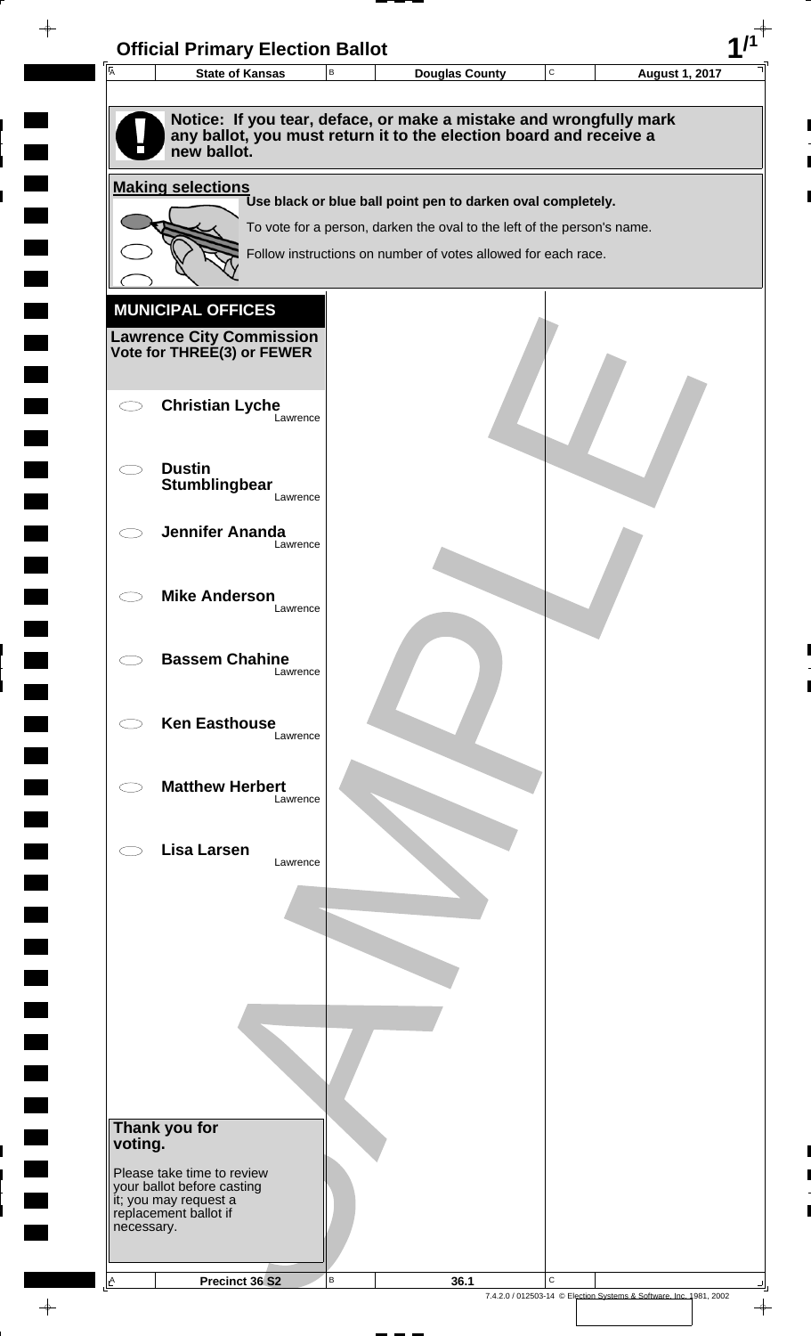# Official Primary Election Ballot

| State of Kansas | Douglas County | August 1, 2017 |
| --- | --- | --- |

**Notice: If you tear, deface, or make a mistake and wrongfully mark any ballot, you must return it to the election board and receive a new ballot.**

**Making selections**

**Use black or blue ball point pen to darken oval completely.**

To vote for a person, darken the oval to the left of the person's name.

Follow instructions on number of votes allowed for each race.

## MUNICIPAL OFFICES

**Lawrence City Commission**
**Vote for THREE(3) or FEWER**

- ⬭ **Christian Lyche** — Lawrence
- ⬭ **Dustin Stumblingbear** — Lawrence
- ⬭ **Jennifer Ananda** — Lawrence
- ⬭ **Mike Anderson** — Lawrence
- ⬭ **Bassem Chahine** — Lawrence
- ⬭ **Ken Easthouse** — Lawrence
- ⬭ **Matthew Herbert** — Lawrence
- ⬭ **Lisa Larsen** — Lawrence

**Thank you for voting.**

Please take time to review your ballot before casting it; you may request a replacement ballot if necessary.

| Precinct 36 S2 | 36.1 |
| --- | --- |

7.4.2.0 / 012503-14 © Election Systems & Software, Inc. 1981, 2002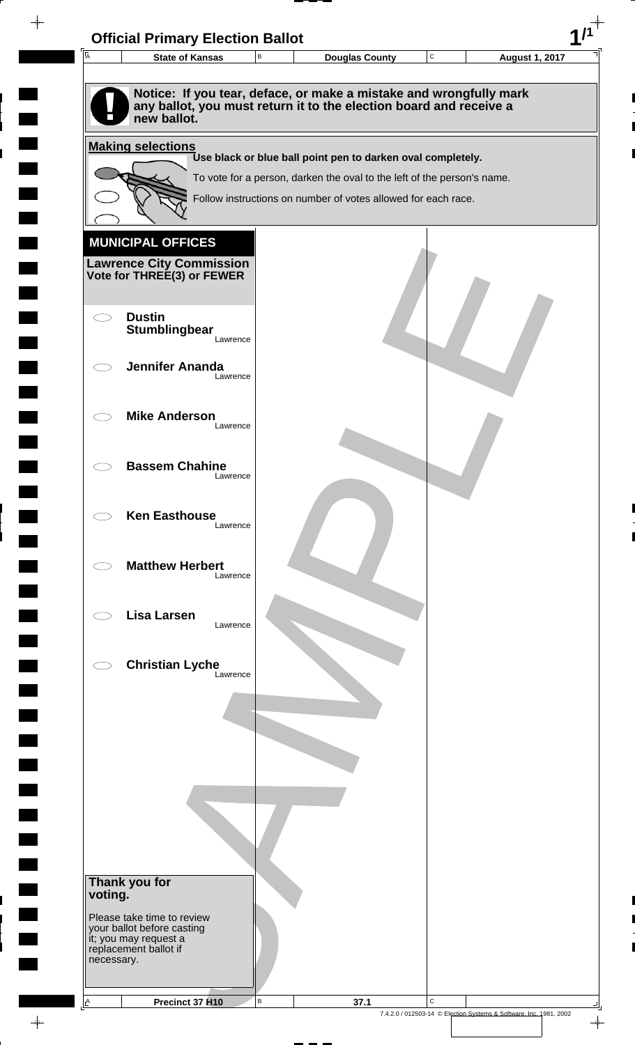# Official Primary Election Ballot

| State of Kansas | Douglas County | August 1, 2017 |
| --- | --- | --- |

**Notice: If you tear, deface, or make a mistake and wrongfully mark any ballot, you must return it to the election board and receive a new ballot.**

**Making selections**

**Use black or blue ball point pen to darken oval completely.**

To vote for a person, darken the oval to the left of the person's name.

Follow instructions on number of votes allowed for each race.

## MUNICIPAL OFFICES

**Lawrence City Commission**
**Vote for THREE(3) or FEWER**

- ⬭ **Dustin Stumblingbear** Lawrence
- ⬭ **Jennifer Ananda** Lawrence
- ⬭ **Mike Anderson** Lawrence
- ⬭ **Bassem Chahine** Lawrence
- ⬭ **Ken Easthouse** Lawrence
- ⬭ **Matthew Herbert** Lawrence
- ⬭ **Lisa Larsen** Lawrence
- ⬭ **Christian Lyche** Lawrence

**Thank you for voting.**

Please take time to review your ballot before casting it; you may request a replacement ballot if necessary.

| Precinct 37 H10 | 37.1 |
| --- | --- |

7.4.2.0 / 012503-14 © Election Systems & Software, Inc. 1981, 2002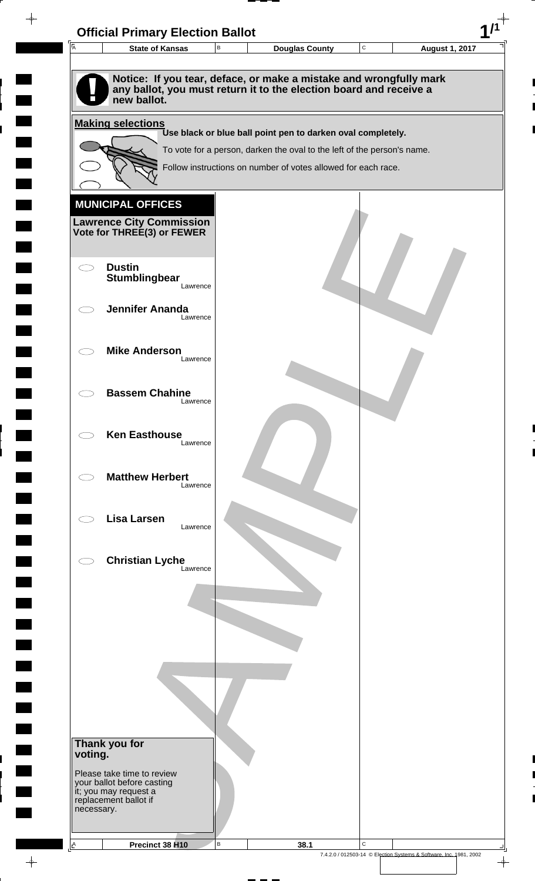# Official Primary Election Ballot

| State of Kansas | Douglas County | August 1, 2017 |
|---|---|---|

**Notice: If you tear, deface, or make a mistake and wrongfully mark any ballot, you must return it to the election board and receive a new ballot.**

**Making selections**

**Use black or blue ball point pen to darken oval completely.**

To vote for a person, darken the oval to the left of the person's name.

Follow instructions on number of votes allowed for each race.

## MUNICIPAL OFFICES

**Lawrence City Commission**
**Vote for THREE(3) or FEWER**

- **Dustin Stumblingbear** — Lawrence
- **Jennifer Ananda** — Lawrence
- **Mike Anderson** — Lawrence
- **Bassem Chahine** — Lawrence
- **Ken Easthouse** — Lawrence
- **Matthew Herbert** — Lawrence
- **Lisa Larsen** — Lawrence
- **Christian Lyche** — Lawrence

**Thank you for voting.**

Please take time to review your ballot before casting it; you may request a replacement ballot if necessary.

SAMPLE

| Precinct 38 H10 | 38.1 |
|---|---|

7.4.2.0 / 012503-14 © Election Systems & Software, Inc. 1981, 2002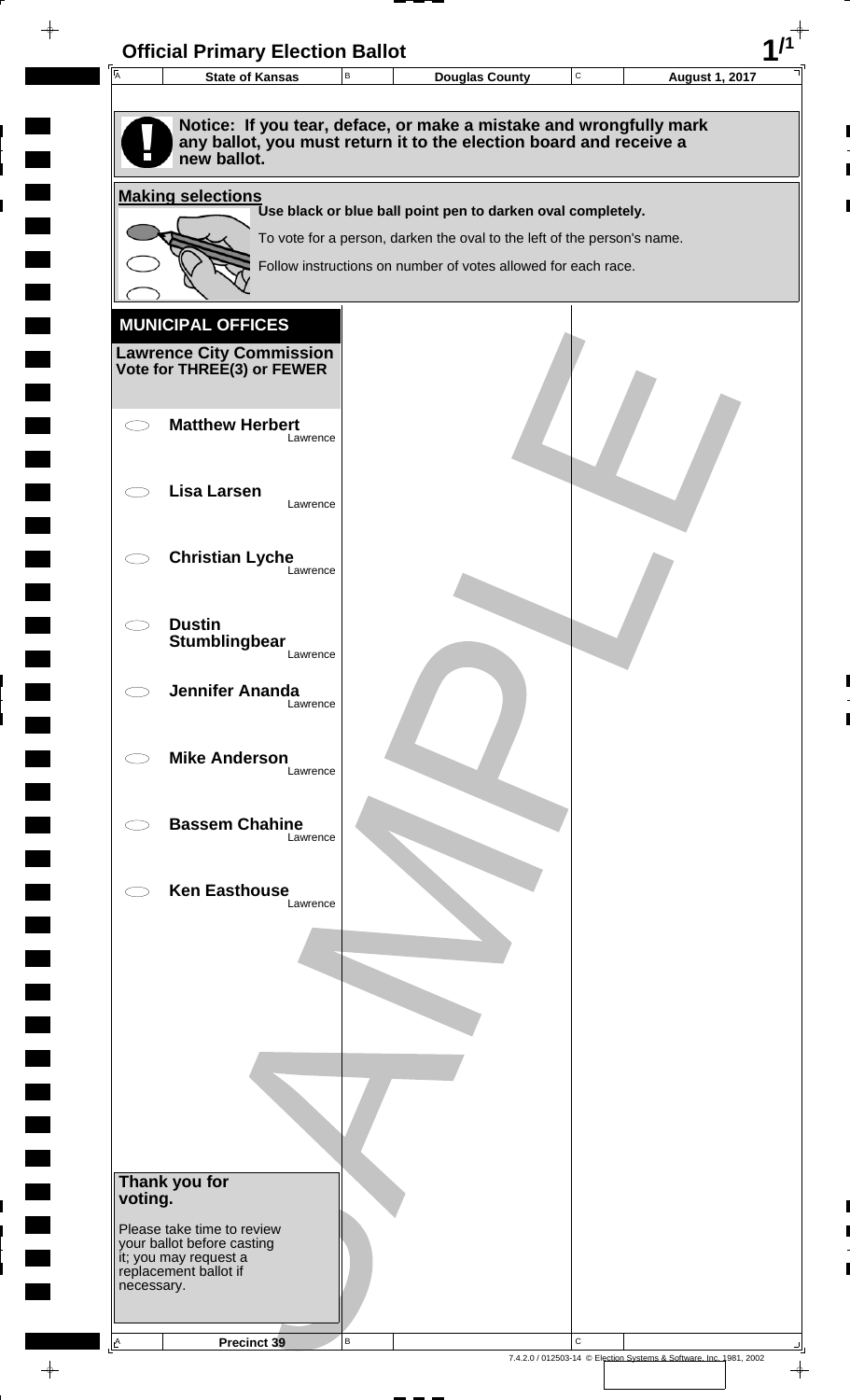# Official Primary Election Ballot

| State of Kansas | Douglas County | August 1, 2017 |
|---|---|---|

**Notice: If you tear, deface, or make a mistake and wrongfully mark any ballot, you must return it to the election board and receive a new ballot.**

**Making selections**

**Use black or blue ball point pen to darken oval completely.**

To vote for a person, darken the oval to the left of the person's name.

Follow instructions on number of votes allowed for each race.

## MUNICIPAL OFFICES

**Lawrence City Commission**
**Vote for THREE(3) or FEWER**

- ⬭ **Matthew Herbert** Lawrence
- ⬭ **Lisa Larsen** Lawrence
- ⬭ **Christian Lyche** Lawrence
- ⬭ **Dustin Stumblingbear** Lawrence
- ⬭ **Jennifer Ananda** Lawrence
- ⬭ **Mike Anderson** Lawrence
- ⬭ **Bassem Chahine** Lawrence
- ⬭ **Ken Easthouse** Lawrence

**Thank you for voting.**

Please take time to review your ballot before casting it; you may request a replacement ballot if necessary.

**Precinct 39**

SAMPLE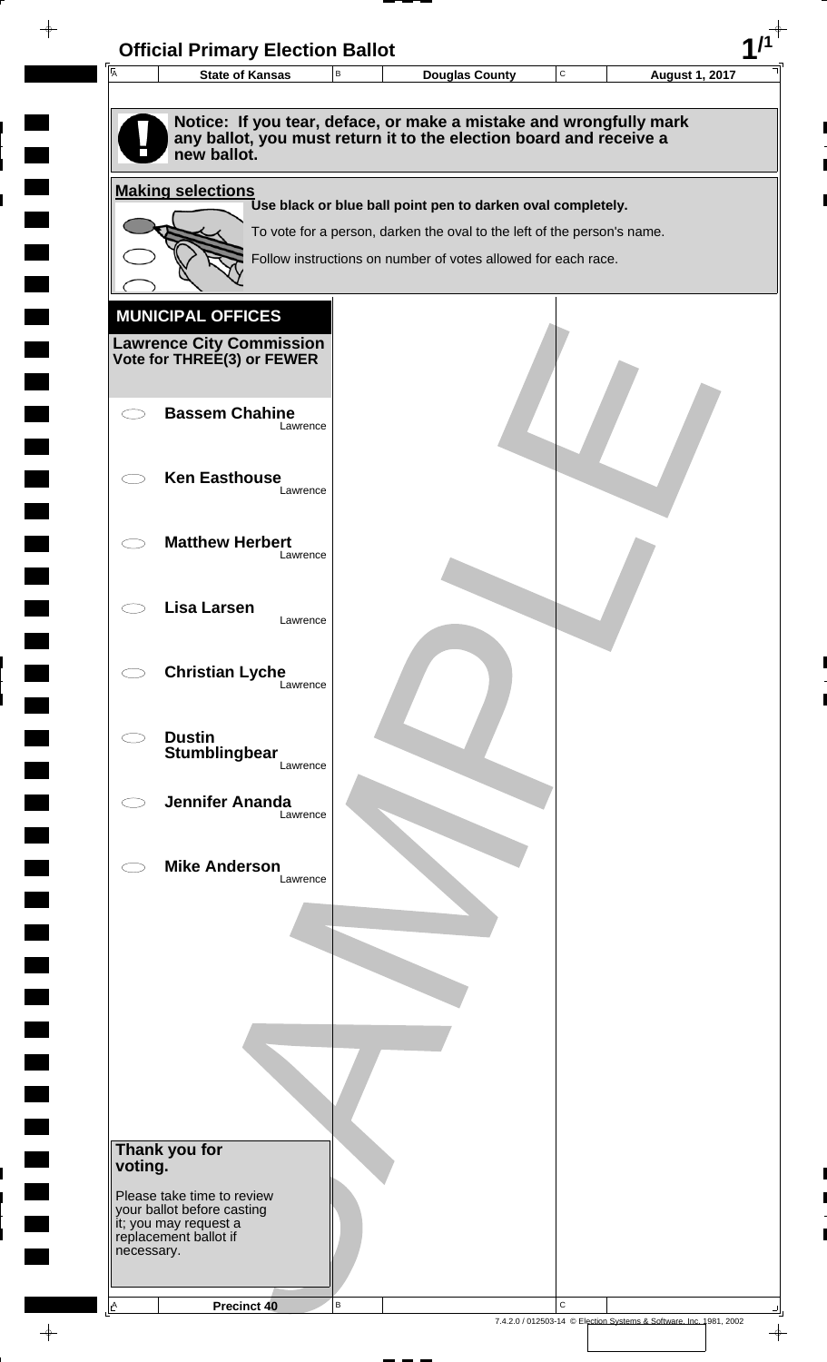# Official Primary Election Ballot

| State of Kansas | Douglas County | August 1, 2017 |
|---|---|---|

**Notice: If you tear, deface, or make a mistake and wrongfully mark any ballot, you must return it to the election board and receive a new ballot.**

**Making selections**

**Use black or blue ball point pen to darken oval completely.**

To vote for a person, darken the oval to the left of the person's name.

Follow instructions on number of votes allowed for each race.

## MUNICIPAL OFFICES

**Lawrence City Commission**
**Vote for THREE(3) or FEWER**

- **Bassem Chahine** — Lawrence
- **Ken Easthouse** — Lawrence
- **Matthew Herbert** — Lawrence
- **Lisa Larsen** — Lawrence
- **Christian Lyche** — Lawrence
- **Dustin Stumblingbear** — Lawrence
- **Jennifer Ananda** — Lawrence
- **Mike Anderson** — Lawrence

**Thank you for voting.**

Please take time to review your ballot before casting it; you may request a replacement ballot if necessary.

Precinct 40

SAMPLE

7.4.2.0 / 012503-14 © Election Systems & Software, Inc. 1981, 2002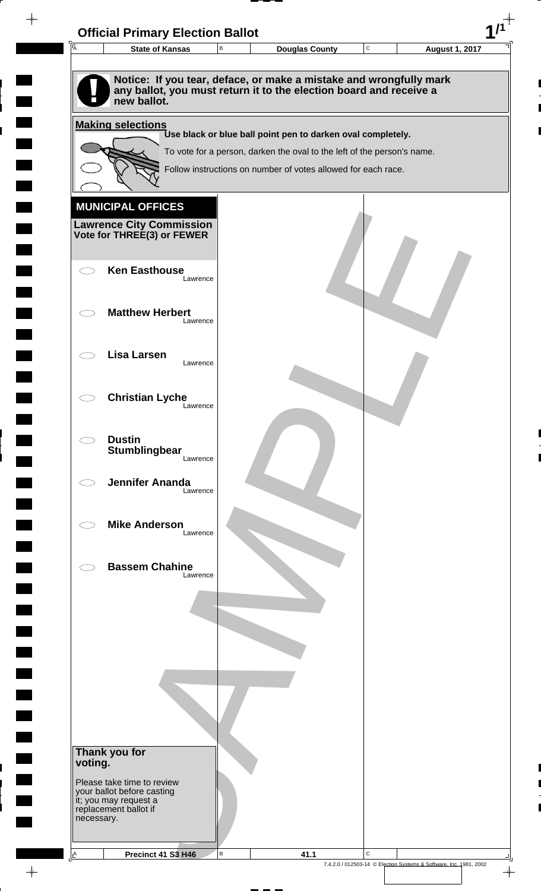# Official Primary Election Ballot

| State of Kansas | Douglas County | August 1, 2017 |
|---|---|---|

**Notice: If you tear, deface, or make a mistake and wrongfully mark any ballot, you must return it to the election board and receive a new ballot.**

**Making selections**

**Use black or blue ball point pen to darken oval completely.**

To vote for a person, darken the oval to the left of the person's name.

Follow instructions on number of votes allowed for each race.

## MUNICIPAL OFFICES

**Lawrence City Commission**
**Vote for THREE(3) or FEWER**

- ⬭ **Ken Easthouse** — Lawrence
- ⬭ **Matthew Herbert** — Lawrence
- ⬭ **Lisa Larsen** — Lawrence
- ⬭ **Christian Lyche** — Lawrence
- ⬭ **Dustin Stumblingbear** — Lawrence
- ⬭ **Jennifer Ananda** — Lawrence
- ⬭ **Mike Anderson** — Lawrence
- ⬭ **Bassem Chahine** — Lawrence

**Thank you for voting.**

Please take time to review your ballot before casting it; you may request a replacement ballot if necessary.

SAMPLE

| Precinct 41 S3 H46 | 41.1 |
|---|---|

7.4.2.0 / 012503-14 © Election Systems & Software, Inc. 1981, 2002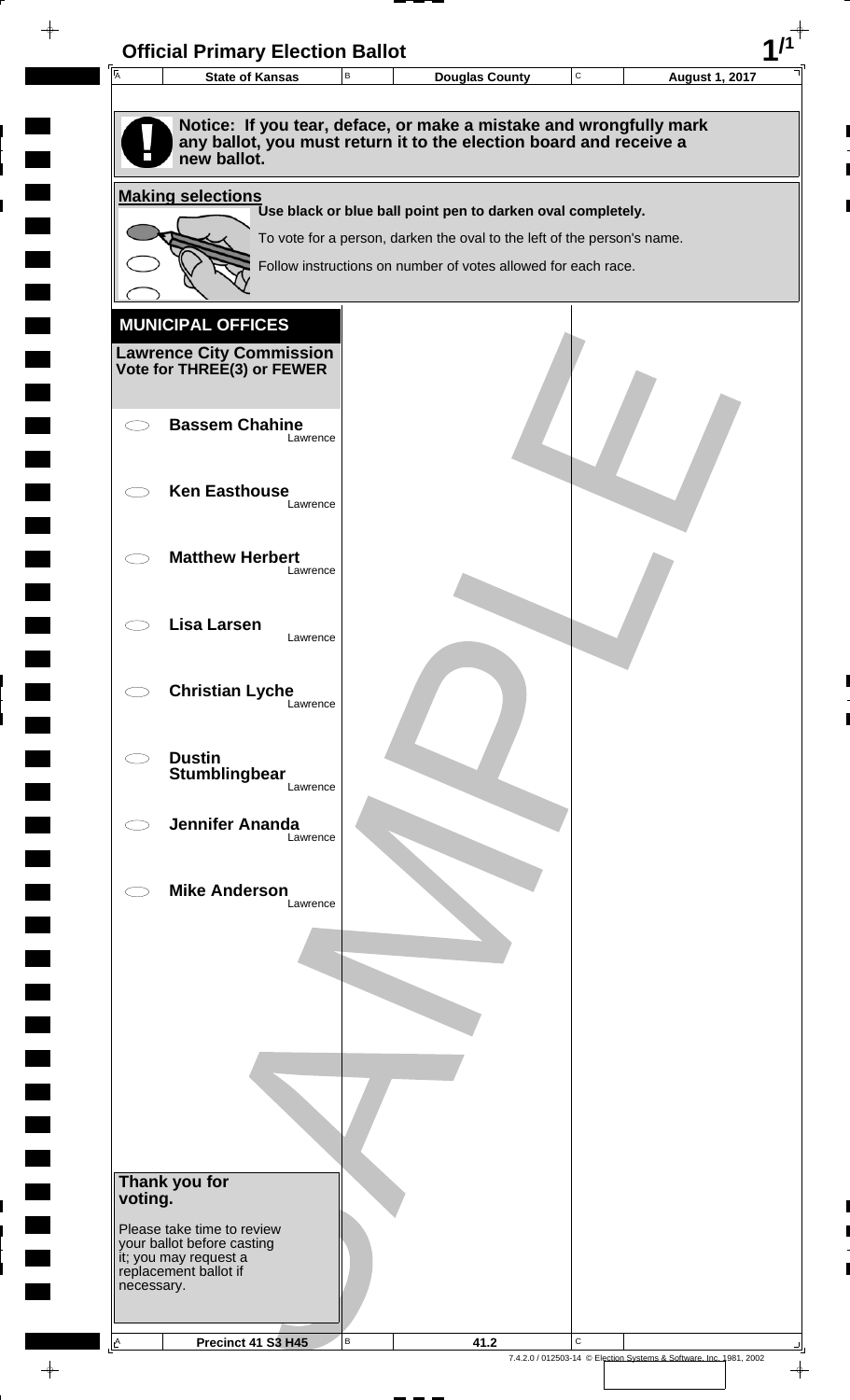# Official Primary Election Ballot

| State of Kansas | Douglas County | August 1, 2017 |
| --- | --- | --- |

**Notice: If you tear, deface, or make a mistake and wrongfully mark any ballot, you must return it to the election board and receive a new ballot.**

**Making selections**

**Use black or blue ball point pen to darken oval completely.**

To vote for a person, darken the oval to the left of the person's name.

Follow instructions on number of votes allowed for each race.

## MUNICIPAL OFFICES

### Lawrence City Commission
**Vote for THREE(3) or FEWER**

- ⬭ **Bassem Chahine** — Lawrence
- ⬭ **Ken Easthouse** — Lawrence
- ⬭ **Matthew Herbert** — Lawrence
- ⬭ **Lisa Larsen** — Lawrence
- ⬭ **Christian Lyche** — Lawrence
- ⬭ **Dustin Stumblingbear** — Lawrence
- ⬭ **Jennifer Ananda** — Lawrence
- ⬭ **Mike Anderson** — Lawrence

**Thank you for voting.**

Please take time to review your ballot before casting it; you may request a replacement ballot if necessary.

| Precinct 41 S3 H45 | 41.2 | |
| --- | --- | --- |

7.4.2.0 / 012503-14 © Election Systems & Software, Inc. 1981, 2002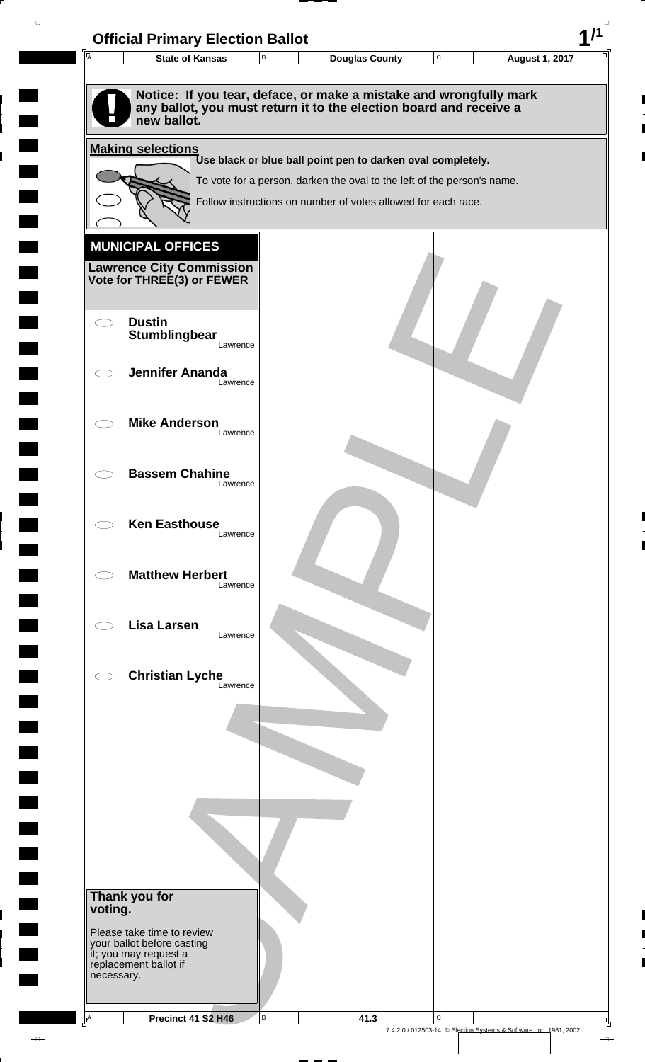# Official Primary Election Ballot

| State of Kansas | Douglas County | August 1, 2017 |
|---|---|---|

**Notice: If you tear, deface, or make a mistake and wrongfully mark any ballot, you must return it to the election board and receive a new ballot.**

**Making selections**

**Use black or blue ball point pen to darken oval completely.**

To vote for a person, darken the oval to the left of the person's name.

Follow instructions on number of votes allowed for each race.

## MUNICIPAL OFFICES

**Lawrence City Commission**
**Vote for THREE(3) or FEWER**

- ⬭ **Dustin Stumblingbear** Lawrence
- ⬭ **Jennifer Ananda** Lawrence
- ⬭ **Mike Anderson** Lawrence
- ⬭ **Bassem Chahine** Lawrence
- ⬭ **Ken Easthouse** Lawrence
- ⬭ **Matthew Herbert** Lawrence
- ⬭ **Lisa Larsen** Lawrence
- ⬭ **Christian Lyche** Lawrence

**Thank you for voting.**

Please take time to review your ballot before casting it; you may request a replacement ballot if necessary.

| Precinct 41 S2 H46 | 41.3 |
|---|---|

7.4.2.0 / 012503-14 © Election Systems & Software, Inc. 1981, 2002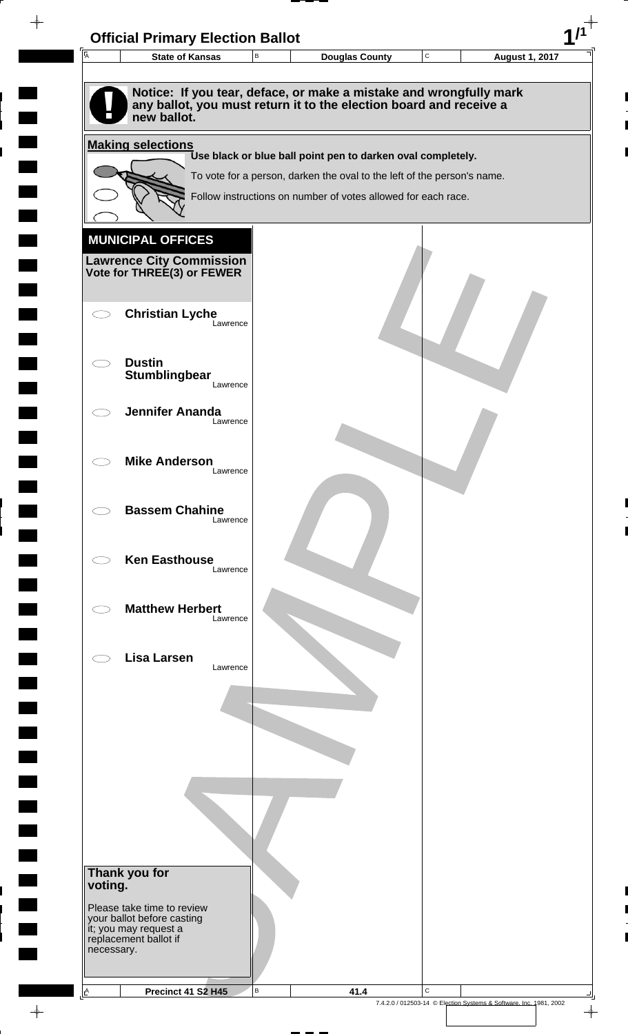# Official Primary Election Ballot

| State of Kansas | Douglas County | August 1, 2017 |
|---|---|---|

**Notice: If you tear, deface, or make a mistake and wrongfully mark any ballot, you must return it to the election board and receive a new ballot.**

**Making selections**

**Use black or blue ball point pen to darken oval completely.**

To vote for a person, darken the oval to the left of the person's name.

Follow instructions on number of votes allowed for each race.

## MUNICIPAL OFFICES

**Lawrence City Commission**
**Vote for THREE(3) or FEWER**

- **Christian Lyche** Lawrence
- **Dustin Stumblingbear** Lawrence
- **Jennifer Ananda** Lawrence
- **Mike Anderson** Lawrence
- **Bassem Chahine** Lawrence
- **Ken Easthouse** Lawrence
- **Matthew Herbert** Lawrence
- **Lisa Larsen** Lawrence

**Thank you for voting.**

Please take time to review your ballot before casting it; you may request a replacement ballot if necessary.

SAMPLE

| Precinct 41 S2 H45 | 41.4 |
|---|---|

7.4.2.0 / 012503-14 © Election Systems & Software, Inc. 1981, 2002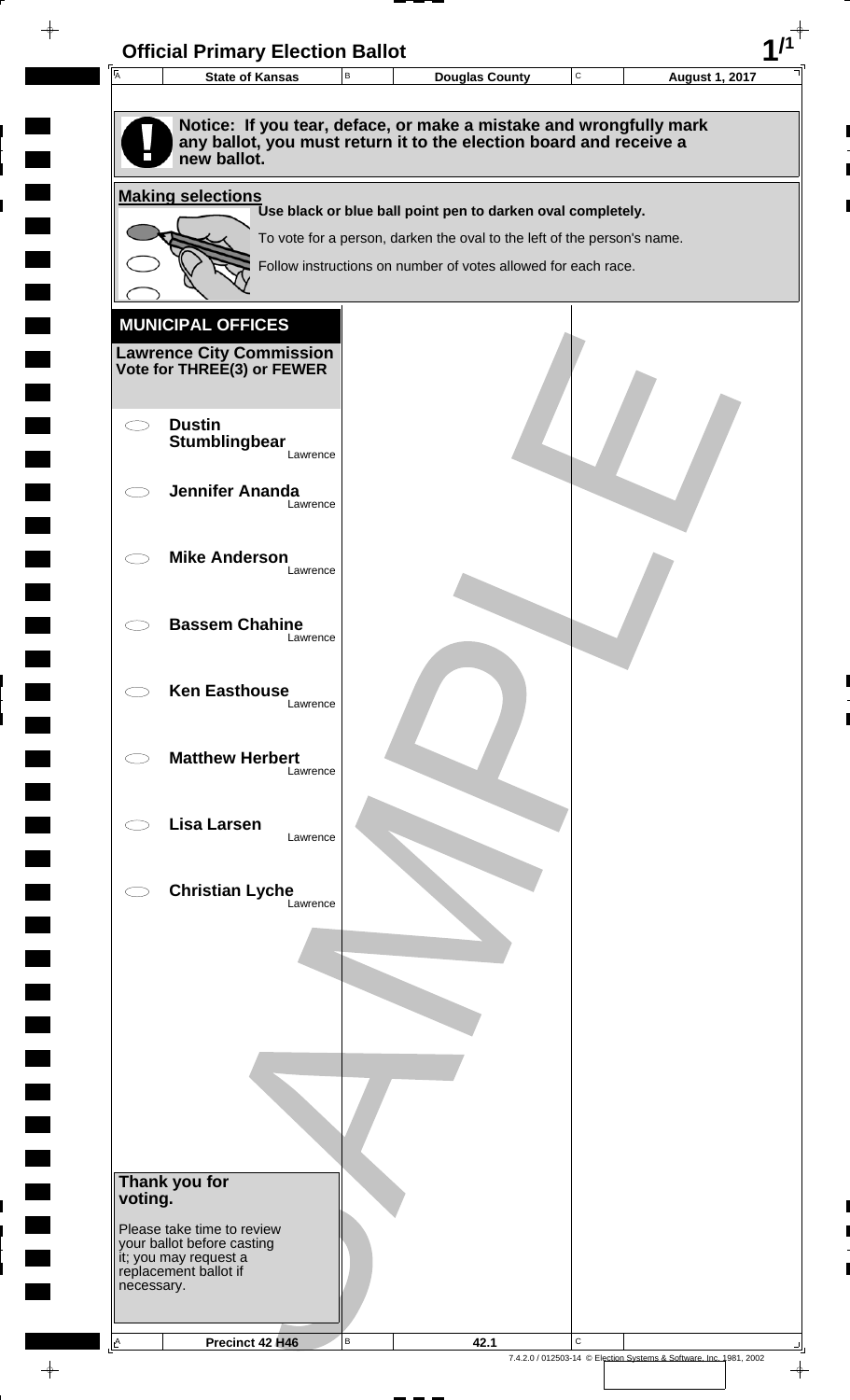# Official Primary Election Ballot

| State of Kansas | Douglas County | August 1, 2017 |
|---|---|---|

**Notice: If you tear, deface, or make a mistake and wrongfully mark any ballot, you must return it to the election board and receive a new ballot.**

**Making selections**

**Use black or blue ball point pen to darken oval completely.**

To vote for a person, darken the oval to the left of the person's name.

Follow instructions on number of votes allowed for each race.

## MUNICIPAL OFFICES

### Lawrence City Commission
**Vote for THREE(3) or FEWER**

- ⬭ **Dustin Stumblingbear** — Lawrence
- ⬭ **Jennifer Ananda** — Lawrence
- ⬭ **Mike Anderson** — Lawrence
- ⬭ **Bassem Chahine** — Lawrence
- ⬭ **Ken Easthouse** — Lawrence
- ⬭ **Matthew Herbert** — Lawrence
- ⬭ **Lisa Larsen** — Lawrence
- ⬭ **Christian Lyche** — Lawrence

**Thank you for voting.**

Please take time to review your ballot before casting it; you may request a replacement ballot if necessary.

SAMPLE

| Precinct 42 H46 | 42.1 | |
|---|---|---|

7.4.2.0 / 012503-14 © Election Systems & Software, Inc. 1981, 2002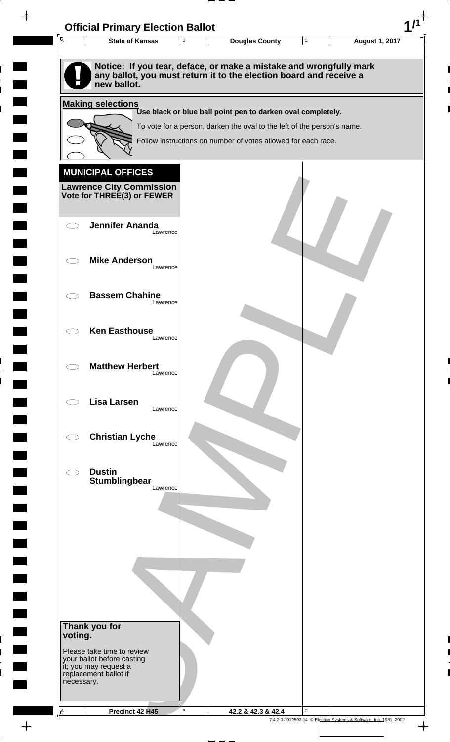# Official Primary Election Ballot

| State of Kansas | Douglas County | August 1, 2017 |
|---|---|---|

**Notice: If you tear, deface, or make a mistake and wrongfully mark any ballot, you must return it to the election board and receive a new ballot.**

**Making selections**

**Use black or blue ball point pen to darken oval completely.**

To vote for a person, darken the oval to the left of the person's name.

Follow instructions on number of votes allowed for each race.

## MUNICIPAL OFFICES

**Lawrence City Commission**
**Vote for THREE(3) or FEWER**

- ◯ **Jennifer Ananda** — Lawrence
- ◯ **Mike Anderson** — Lawrence
- ◯ **Bassem Chahine** — Lawrence
- ◯ **Ken Easthouse** — Lawrence
- ◯ **Matthew Herbert** — Lawrence
- ◯ **Lisa Larsen** — Lawrence
- ◯ **Christian Lyche** — Lawrence
- ◯ **Dustin Stumblingbear** — Lawrence

**Thank you for voting.**

Please take time to review your ballot before casting it; you may request a replacement ballot if necessary.

SAMPLE

| Precinct 42 H45 | 42.2 & 42.3 & 42.4 |
|---|---|

7.4.2.0 / 012503-14 © Election Systems & Software, Inc. 1981, 2002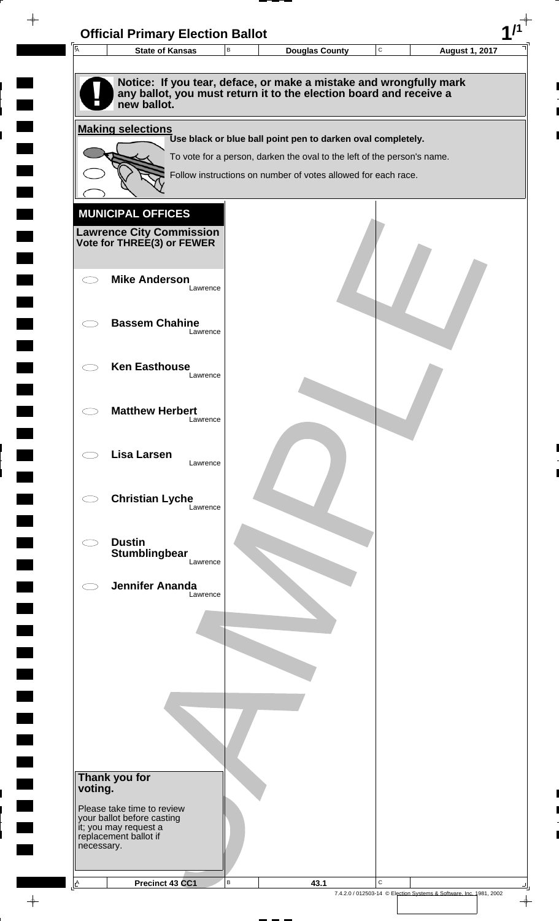# Official Primary Election Ballot

| State of Kansas | Douglas County | August 1, 2017 |
|---|---|---|

**Notice: If you tear, deface, or make a mistake and wrongfully mark any ballot, you must return it to the election board and receive a new ballot.**

**Making selections**

**Use black or blue ball point pen to darken oval completely.**

To vote for a person, darken the oval to the left of the person's name.

Follow instructions on number of votes allowed for each race.

## MUNICIPAL OFFICES

**Lawrence City Commission**
**Vote for THREE(3) or FEWER**

- ⬭ **Mike Anderson** — Lawrence
- ⬭ **Bassem Chahine** — Lawrence
- ⬭ **Ken Easthouse** — Lawrence
- ⬭ **Matthew Herbert** — Lawrence
- ⬭ **Lisa Larsen** — Lawrence
- ⬭ **Christian Lyche** — Lawrence
- ⬭ **Dustin Stumblingbear** — Lawrence
- ⬭ **Jennifer Ananda** — Lawrence

**Thank you for voting.**

Please take time to review your ballot before casting it; you may request a replacement ballot if necessary.

| Precinct 43 CC1 | 43.1 |
|---|---|

7.4.2.0 / 012503-14 © Election Systems & Software, Inc. 1981, 2002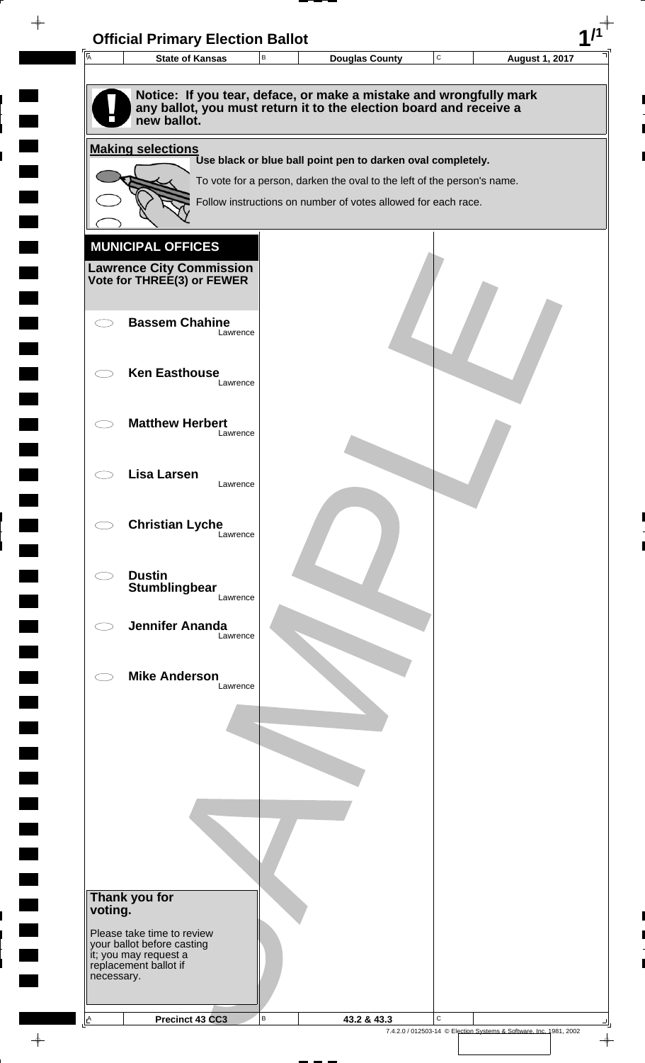# Official Primary Election Ballot

| State of Kansas | Douglas County | August 1, 2017 |
|---|---|---|

**Notice: If you tear, deface, or make a mistake and wrongfully mark any ballot, you must return it to the election board and receive a new ballot.**

**Making selections**

**Use black or blue ball point pen to darken oval completely.**

To vote for a person, darken the oval to the left of the person's name.

Follow instructions on number of votes allowed for each race.

## MUNICIPAL OFFICES

**Lawrence City Commission**
**Vote for THREE(3) or FEWER**

- ⬭ **Bassem Chahine** — Lawrence
- ⬭ **Ken Easthouse** — Lawrence
- ⬭ **Matthew Herbert** — Lawrence
- ⬭ **Lisa Larsen** — Lawrence
- ⬭ **Christian Lyche** — Lawrence
- ⬭ **Dustin Stumblingbear** — Lawrence
- ⬭ **Jennifer Ananda** — Lawrence
- ⬭ **Mike Anderson** — Lawrence

**Thank you for voting.**

Please take time to review your ballot before casting it; you may request a replacement ballot if necessary.

| Precinct 43 CC3 | 43.2 & 43.3 | |
|---|---|---|

7.4.2.0 / 012503-14 © Election Systems & Software, Inc. 1981, 2002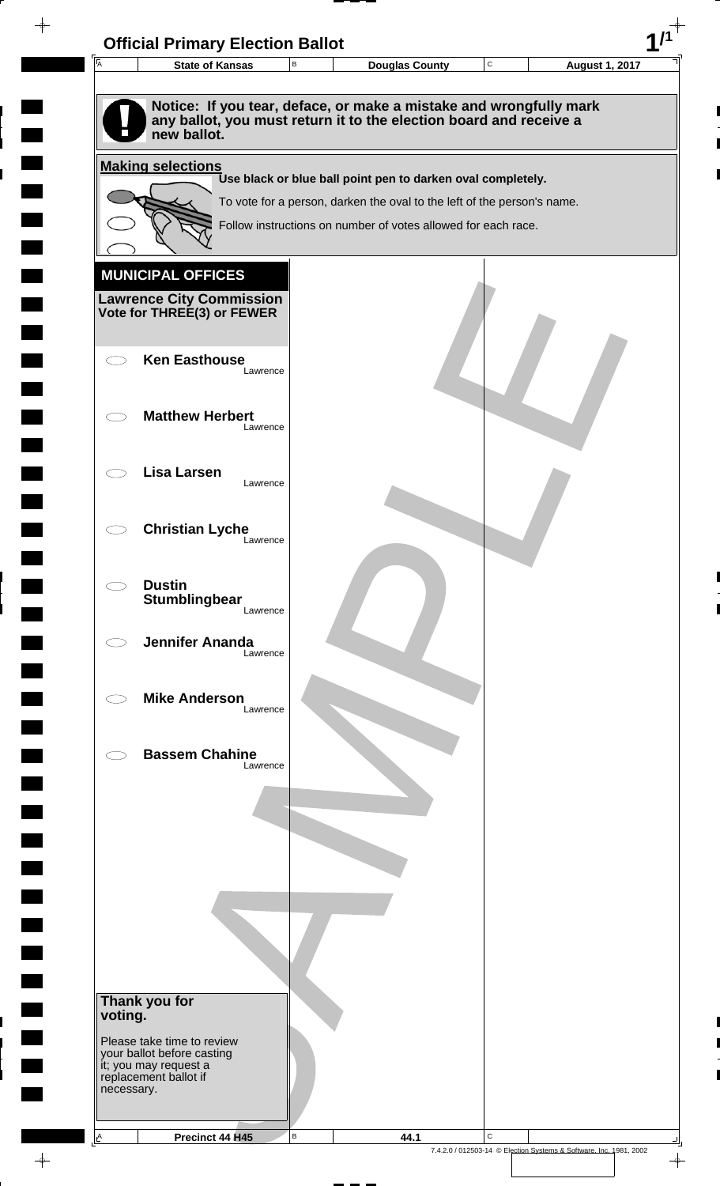# Official Primary Election Ballot

| State of Kansas | Douglas County | August 1, 2017 |
|---|---|---|

**Notice: If you tear, deface, or make a mistake and wrongfully mark any ballot, you must return it to the election board and receive a new ballot.**

**Making selections**

**Use black or blue ball point pen to darken oval completely.**

To vote for a person, darken the oval to the left of the person's name.

Follow instructions on number of votes allowed for each race.

## MUNICIPAL OFFICES

### Lawrence City Commission
**Vote for THREE(3) or FEWER**

- ⬭ **Ken Easthouse** — Lawrence
- ⬭ **Matthew Herbert** — Lawrence
- ⬭ **Lisa Larsen** — Lawrence
- ⬭ **Christian Lyche** — Lawrence
- ⬭ **Dustin Stumblingbear** — Lawrence
- ⬭ **Jennifer Ananda** — Lawrence
- ⬭ **Mike Anderson** — Lawrence
- ⬭ **Bassem Chahine** — Lawrence

**Thank you for voting.**

Please take time to review your ballot before casting it; you may request a replacement ballot if necessary.

SAMPLE

Precinct 44 H45 | 44.1

7.4.2.0 / 012503-14 © Election Systems & Software, Inc. 1981, 2002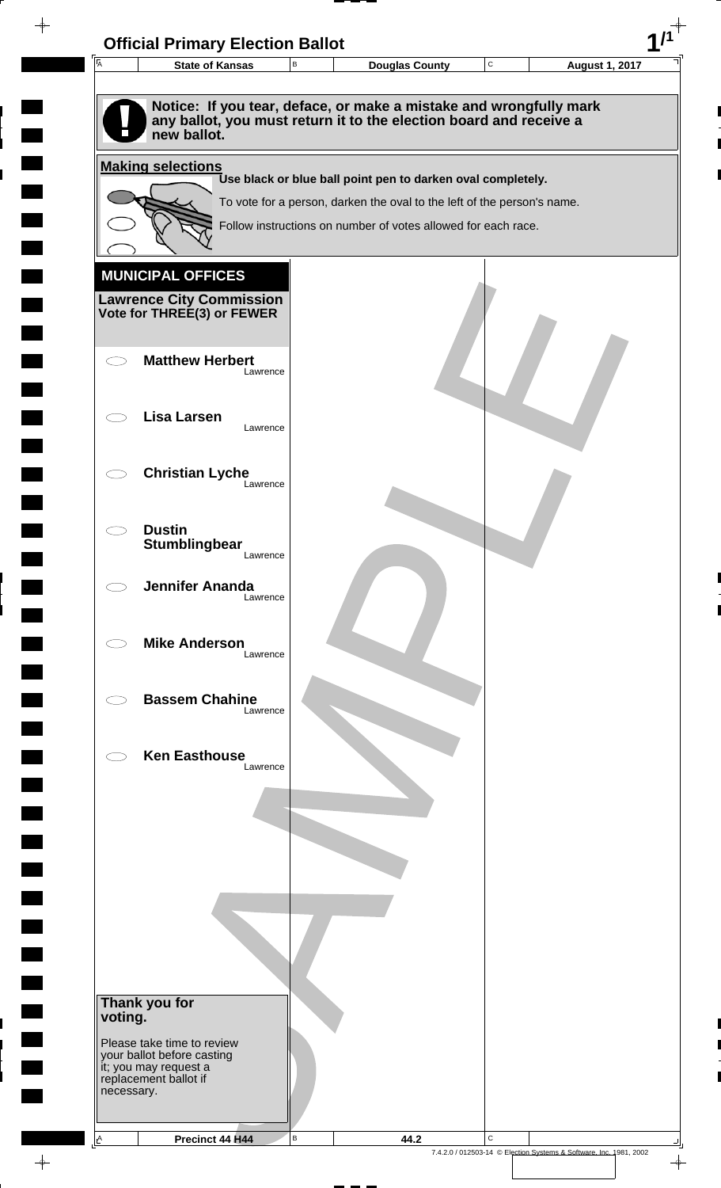# Official Primary Election Ballot

| State of Kansas | Douglas County | August 1, 2017 |
|---|---|---|

**Notice: If you tear, deface, or make a mistake and wrongfully mark any ballot, you must return it to the election board and receive a new ballot.**

**Making selections**

**Use black or blue ball point pen to darken oval completely.**

To vote for a person, darken the oval to the left of the person's name.

Follow instructions on number of votes allowed for each race.

## MUNICIPAL OFFICES

**Lawrence City Commission**
**Vote for THREE(3) or FEWER**

- ⬭ **Matthew Herbert** — Lawrence
- ⬭ **Lisa Larsen** — Lawrence
- ⬭ **Christian Lyche** — Lawrence
- ⬭ **Dustin Stumblingbear** — Lawrence
- ⬭ **Jennifer Ananda** — Lawrence
- ⬭ **Mike Anderson** — Lawrence
- ⬭ **Bassem Chahine** — Lawrence
- ⬭ **Ken Easthouse** — Lawrence

**Thank you for voting.**

Please take time to review your ballot before casting it; you may request a replacement ballot if necessary.

| Precinct 44 H44 | 44.2 | |
|---|---|---|

7.4.2.0 / 012503-14 © Election Systems & Software, Inc. 1981, 2002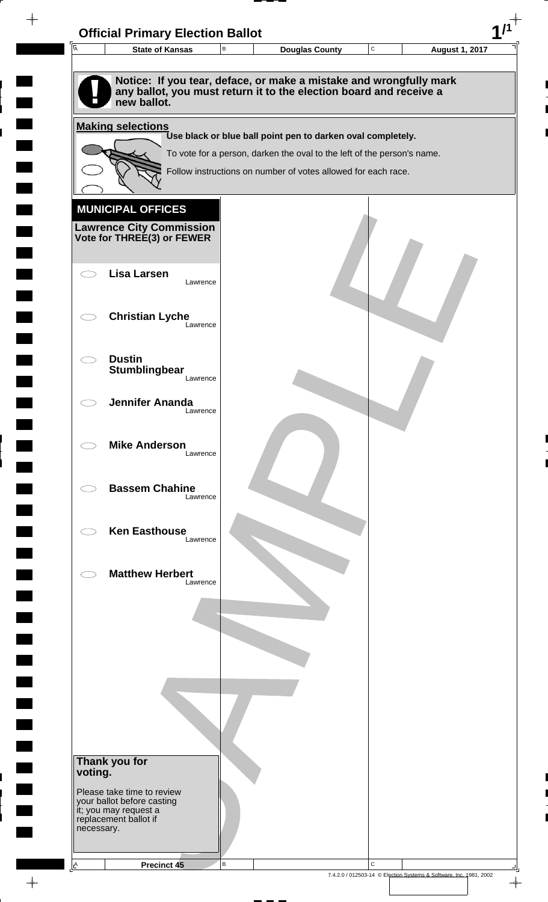# Official Primary Election Ballot

| State of Kansas | Douglas County | August 1, 2017 |
|---|---|---|

**Notice: If you tear, deface, or make a mistake and wrongfully mark any ballot, you must return it to the election board and receive a new ballot.**

**Making selections**

**Use black or blue ball point pen to darken oval completely.**

To vote for a person, darken the oval to the left of the person's name.

Follow instructions on number of votes allowed for each race.

## MUNICIPAL OFFICES

**Lawrence City Commission**
**Vote for THREE(3) or FEWER**

- ⬭ **Lisa Larsen** — Lawrence
- ⬭ **Christian Lyche** — Lawrence
- ⬭ **Dustin Stumblingbear** — Lawrence
- ⬭ **Jennifer Ananda** — Lawrence
- ⬭ **Mike Anderson** — Lawrence
- ⬭ **Bassem Chahine** — Lawrence
- ⬭ **Ken Easthouse** — Lawrence
- ⬭ **Matthew Herbert** — Lawrence

**Thank you for voting.**

Please take time to review your ballot before casting it; you may request a replacement ballot if necessary.

**Precinct 45**

7.4.2.0 / 012503-14 © Election Systems & Software, Inc. 1981, 2002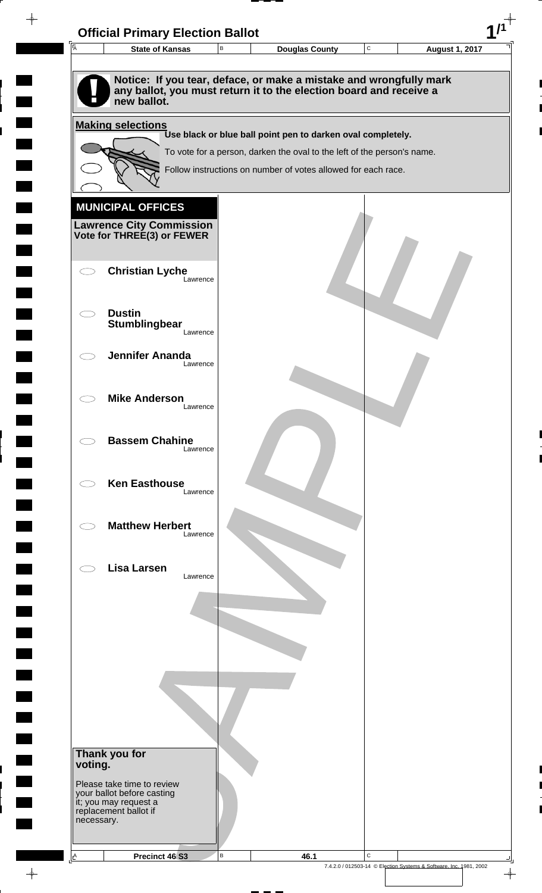# Official Primary Election Ballot

| State of Kansas | Douglas County | August 1, 2017 |
|---|---|---|

**Notice: If you tear, deface, or make a mistake and wrongfully mark any ballot, you must return it to the election board and receive a new ballot.**

**Making selections**

**Use black or blue ball point pen to darken oval completely.**

To vote for a person, darken the oval to the left of the person's name.

Follow instructions on number of votes allowed for each race.

## MUNICIPAL OFFICES

**Lawrence City Commission**
**Vote for THREE(3) or FEWER**

- ⬭ **Christian Lyche** — Lawrence
- ⬭ **Dustin Stumblingbear** — Lawrence
- ⬭ **Jennifer Ananda** — Lawrence
- ⬭ **Mike Anderson** — Lawrence
- ⬭ **Bassem Chahine** — Lawrence
- ⬭ **Ken Easthouse** — Lawrence
- ⬭ **Matthew Herbert** — Lawrence
- ⬭ **Lisa Larsen** — Lawrence

**Thank you for voting.**

Please take time to review your ballot before casting it; you may request a replacement ballot if necessary.

| Precinct 46 S3 | 46.1 | |
|---|---|---|

7.4.2.0 / 012503-14 © Election Systems & Software, Inc. 1981, 2002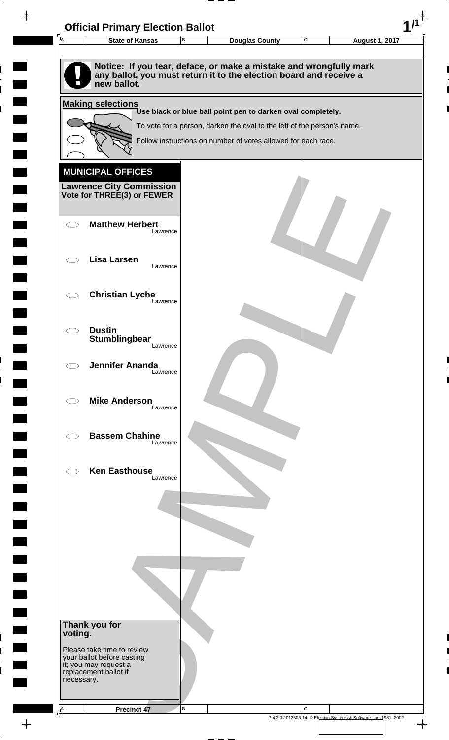# Official Primary Election Ballot

| State of Kansas | Douglas County | August 1, 2017 |
|---|---|---|

**Notice: If you tear, deface, or make a mistake and wrongfully mark any ballot, you must return it to the election board and receive a new ballot.**

**Making selections**

**Use black or blue ball point pen to darken oval completely.**

To vote for a person, darken the oval to the left of the person's name.

Follow instructions on number of votes allowed for each race.

## MUNICIPAL OFFICES

### Lawrence City Commission
**Vote for THREE(3) or FEWER**

- **Matthew Herbert** — Lawrence
- **Lisa Larsen** — Lawrence
- **Christian Lyche** — Lawrence
- **Dustin Stumblingbear** — Lawrence
- **Jennifer Ananda** — Lawrence
- **Mike Anderson** — Lawrence
- **Bassem Chahine** — Lawrence
- **Ken Easthouse** — Lawrence

**Thank you for voting.**

Please take time to review your ballot before casting it; you may request a replacement ballot if necessary.

Precinct 47

SAMPLE

7.4.2.0 / 012503-14 © Election Systems & Software, Inc. 1981, 2002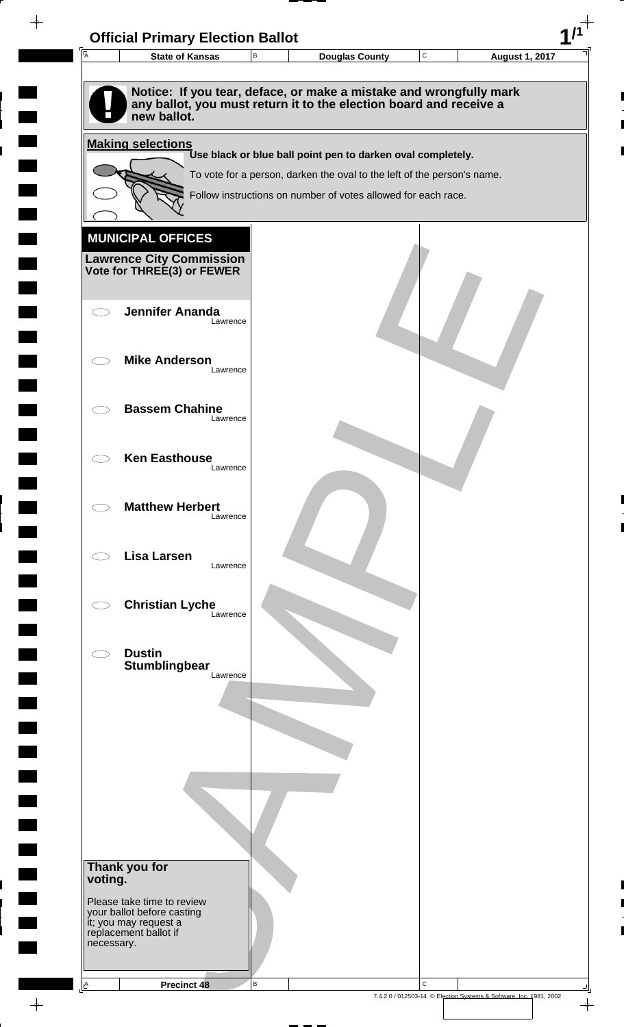# Official Primary Election Ballot

| State of Kansas | Douglas County | August 1, 2017 |
| --- | --- | --- |

**Notice: If you tear, deface, or make a mistake and wrongfully mark any ballot, you must return it to the election board and receive a new ballot.**

**Making selections**

**Use black or blue ball point pen to darken oval completely.**

To vote for a person, darken the oval to the left of the person's name.

Follow instructions on number of votes allowed for each race.

## MUNICIPAL OFFICES

### Lawrence City Commission
**Vote for THREE(3) or FEWER**

- ⬭ **Jennifer Ananda** Lawrence
- ⬭ **Mike Anderson** Lawrence
- ⬭ **Bassem Chahine** Lawrence
- ⬭ **Ken Easthouse** Lawrence
- ⬭ **Matthew Herbert** Lawrence
- ⬭ **Lisa Larsen** Lawrence
- ⬭ **Christian Lyche** Lawrence
- ⬭ **Dustin Stumblingbear** Lawrence

**Thank you for voting.**

Please take time to review your ballot before casting it; you may request a replacement ballot if necessary.

SAMPLE

Precinct 48

7.4.2.0 / 012503-14 © Election Systems & Software, Inc. 1981, 2002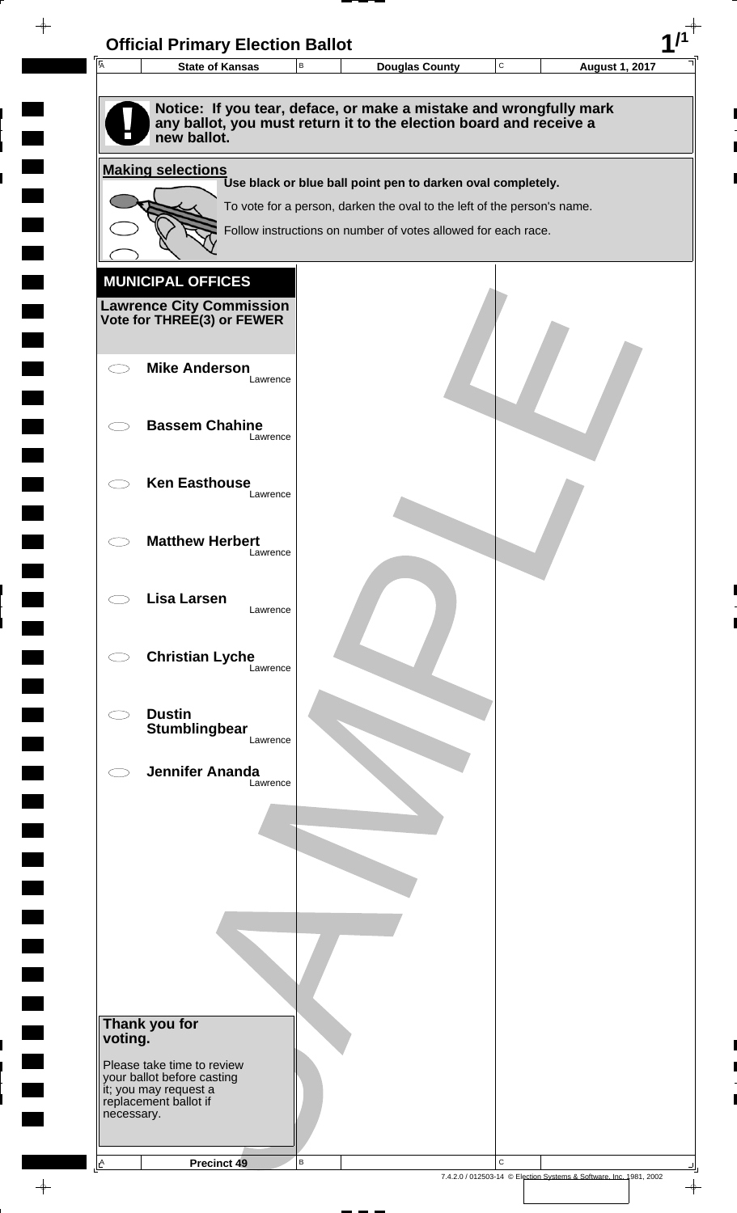# Official Primary Election Ballot

| State of Kansas | Douglas County | August 1, 2017 |
| --- | --- | --- |

**Notice: If you tear, deface, or make a mistake and wrongfully mark any ballot, you must return it to the election board and receive a new ballot.**

**Making selections**

**Use black or blue ball point pen to darken oval completely.**

To vote for a person, darken the oval to the left of the person's name.

Follow instructions on number of votes allowed for each race.

## MUNICIPAL OFFICES

**Lawrence City Commission**
**Vote for THREE(3) or FEWER**

- ⬭ **Mike Anderson** Lawrence
- ⬭ **Bassem Chahine** Lawrence
- ⬭ **Ken Easthouse** Lawrence
- ⬭ **Matthew Herbert** Lawrence
- ⬭ **Lisa Larsen** Lawrence
- ⬭ **Christian Lyche** Lawrence
- ⬭ **Dustin Stumblingbear** Lawrence
- ⬭ **Jennifer Ananda** Lawrence

**Thank you for voting.**

Please take time to review your ballot before casting it; you may request a replacement ballot if necessary.

SAMPLE

**Precinct 49**

7.4.2.0 / 012503-14 © Election Systems & Software, Inc. 1981, 2002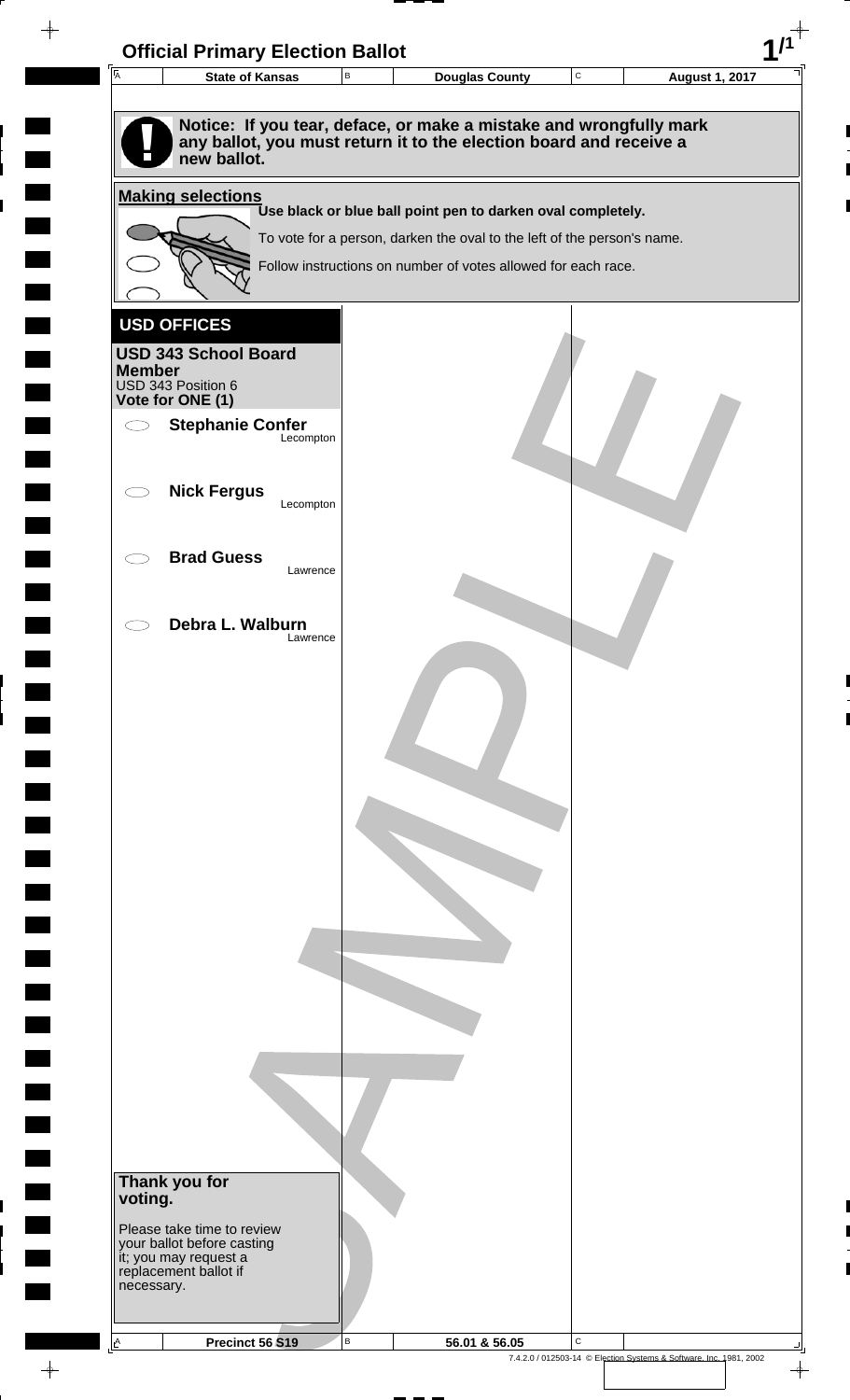# Official Primary Election Ballot

| State of Kansas | Douglas County | August 1, 2017 |
|---|---|---|

**Notice: If you tear, deface, or make a mistake and wrongfully mark any ballot, you must return it to the election board and receive a new ballot.**

**Making selections**

**Use black or blue ball point pen to darken oval completely.**

To vote for a person, darken the oval to the left of the person's name.

Follow instructions on number of votes allowed for each race.

## USD OFFICES

### USD 343 School Board Member

USD 343 Position 6

**Vote for ONE (1)**

- ⬭ **Stephanie Confer** — Lecompton
- ⬭ **Nick Fergus** — Lecompton
- ⬭ **Brad Guess** — Lawrence
- ⬭ **Debra L. Walburn** — Lawrence

**Thank you for voting.**

Please take time to review your ballot before casting it; you may request a replacement ballot if necessary.

| Precinct 56 S19 | 56.01 & 56.05 |
|---|---|

7.4.2.0 / 012503-14 © Election Systems & Software, Inc. 1981, 2002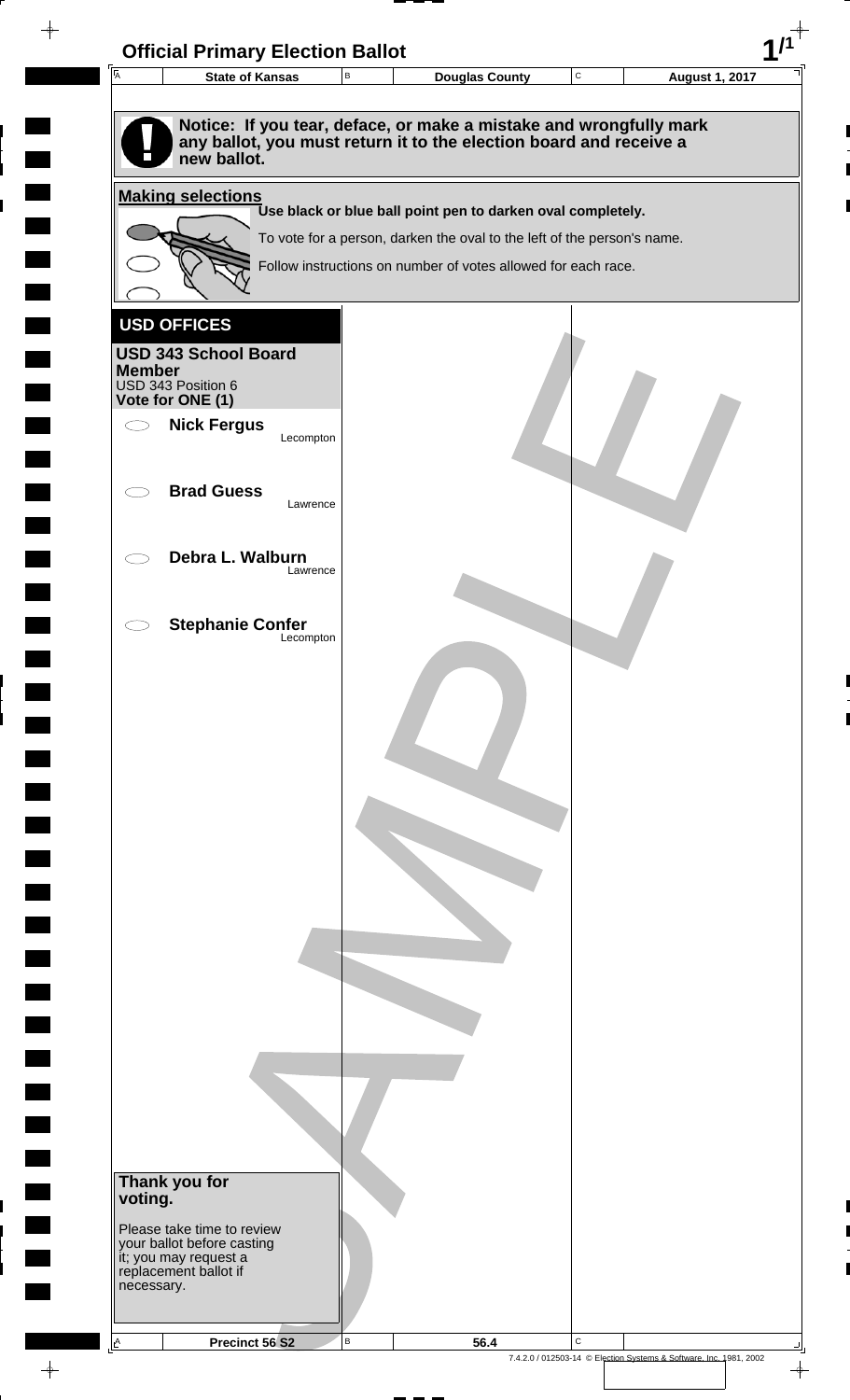# Official Primary Election Ballot

| State of Kansas | Douglas County | August 1, 2017 |
|---|---|---|

**Notice: If you tear, deface, or make a mistake and wrongfully mark any ballot, you must return it to the election board and receive a new ballot.**

**Making selections**

**Use black or blue ball point pen to darken oval completely.**

To vote for a person, darken the oval to the left of the person's name.

Follow instructions on number of votes allowed for each race.

## USD OFFICES

### USD 343 School Board Member

USD 343 Position 6

**Vote for ONE (1)**

- ⬭ **Nick Fergus** — Lecompton
- ⬭ **Brad Guess** — Lawrence
- ⬭ **Debra L. Walburn** — Lawrence
- ⬭ **Stephanie Confer** — Lecompton

**Thank you for voting.**

Please take time to review your ballot before casting it; you may request a replacement ballot if necessary.

| Precinct 56 S2 | 56.4 |
|---|---|

7.4.2.0 / 012503-14 © Election Systems & Software, Inc. 1981, 2002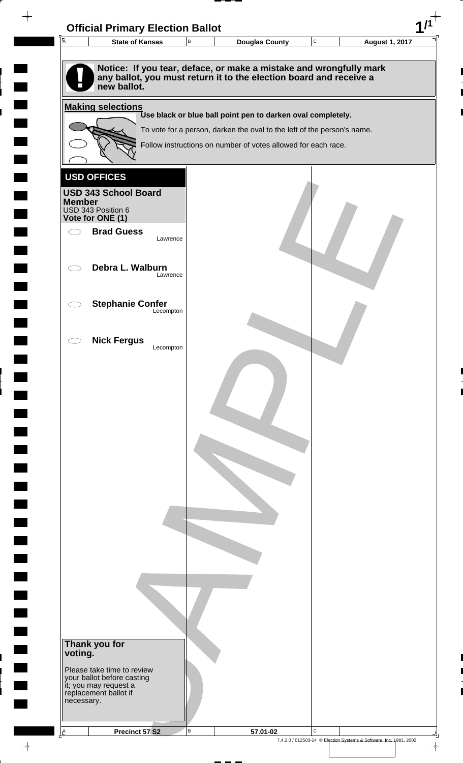# Official Primary Election Ballot

| State of Kansas | Douglas County | August 1, 2017 |
|---|---|---|

**Notice: If you tear, deface, or make a mistake and wrongfully mark any ballot, you must return it to the election board and receive a new ballot.**

**Making selections**

**Use black or blue ball point pen to darken oval completely.**

To vote for a person, darken the oval to the left of the person's name.

Follow instructions on number of votes allowed for each race.

## USD OFFICES

**USD 343 School Board Member**
USD 343 Position 6
**Vote for ONE (1)**

- ⬭ **Brad Guess** — Lawrence
- ⬭ **Debra L. Walburn** — Lawrence
- ⬭ **Stephanie Confer** — Lecompton
- ⬭ **Nick Fergus** — Lecompton

**Thank you for voting.**

Please take time to review your ballot before casting it; you may request a replacement ballot if necessary.

| Precinct 57 S2 | 57.01-02 |
|---|---|

7.4.2.0 / 012503-14 © Election Systems & Software, Inc. 1981, 2002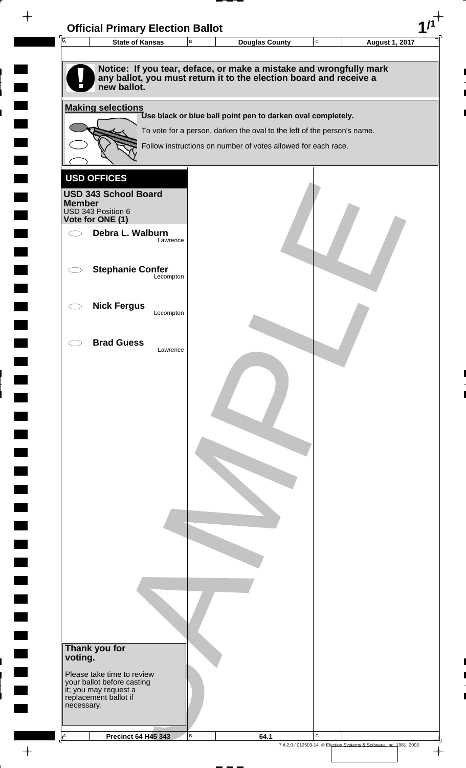# Official Primary Election Ballot

| State of Kansas | Douglas County | August 1, 2017 |
| --- | --- | --- |

**Notice: If you tear, deface, or make a mistake and wrongfully mark any ballot, you must return it to the election board and receive a new ballot.**

**Making selections**

**Use black or blue ball point pen to darken oval completely.**

To vote for a person, darken the oval to the left of the person's name.

Follow instructions on number of votes allowed for each race.

## USD OFFICES

**USD 343 School Board Member**
USD 343 Position 6
**Vote for ONE (1)**

- **Debra L. Walburn** — Lawrence
- **Stephanie Confer** — Lecompton
- **Nick Fergus** — Lecompton
- **Brad Guess** — Lawrence

**Thank you for voting.**

Please take time to review your ballot before casting it; you may request a replacement ballot if necessary.

| Precinct 64 H45 343 | 64.1 |
| --- | --- |

7.4.2.0 / 012503-14 © Election Systems & Software, Inc. 1981, 2002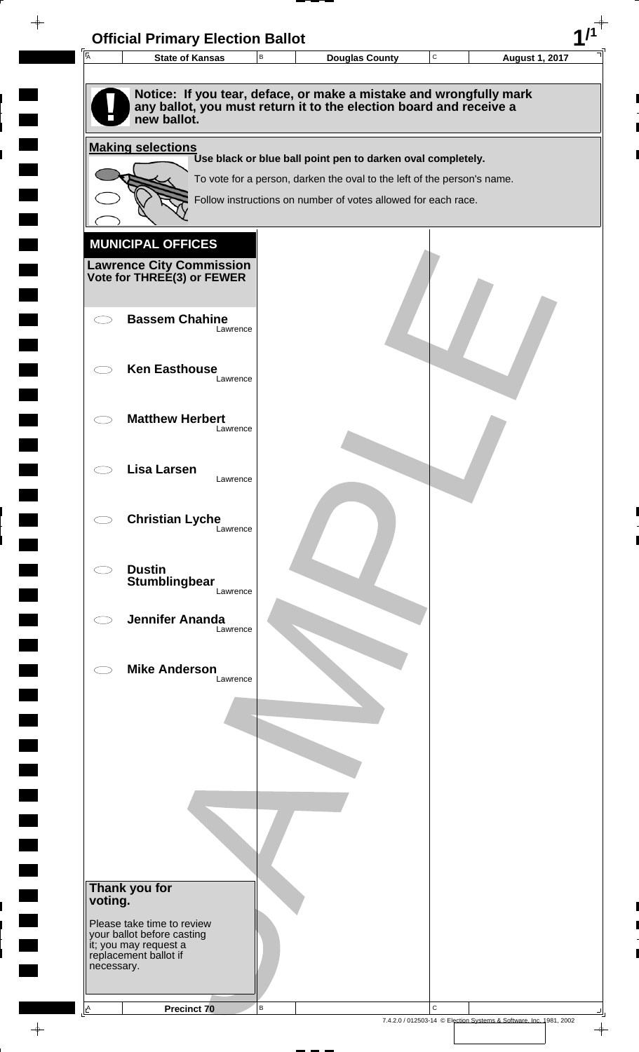# Official Primary Election Ballot

| State of Kansas | Douglas County | August 1, 2017 |
|---|---|---|

**Notice: If you tear, deface, or make a mistake and wrongfully mark any ballot, you must return it to the election board and receive a new ballot.**

**Making selections**

**Use black or blue ball point pen to darken oval completely.**

To vote for a person, darken the oval to the left of the person's name.

Follow instructions on number of votes allowed for each race.

## MUNICIPAL OFFICES

**Lawrence City Commission**
**Vote for THREE(3) or FEWER**

- ⬭ **Bassem Chahine** — Lawrence
- ⬭ **Ken Easthouse** — Lawrence
- ⬭ **Matthew Herbert** — Lawrence
- ⬭ **Lisa Larsen** — Lawrence
- ⬭ **Christian Lyche** — Lawrence
- ⬭ **Dustin Stumblingbear** — Lawrence
- ⬭ **Jennifer Ananda** — Lawrence
- ⬭ **Mike Anderson** — Lawrence

**Thank you for voting.**

Please take time to review your ballot before casting it; you may request a replacement ballot if necessary.

SAMPLE

**Precinct 70**

7.4.2.0 / 012503-14 © Election Systems & Software, Inc. 1981, 2002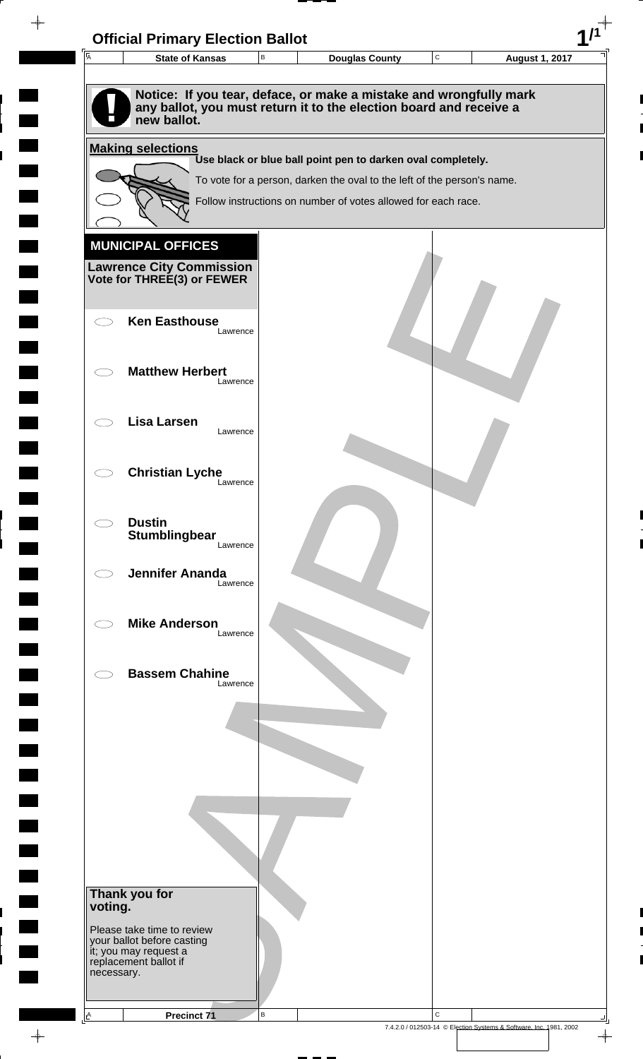# Official Primary Election Ballot

| State of Kansas | Douglas County | August 1, 2017 |
|---|---|---|

**Notice: If you tear, deface, or make a mistake and wrongfully mark any ballot, you must return it to the election board and receive a new ballot.**

**Making selections**

**Use black or blue ball point pen to darken oval completely.**

To vote for a person, darken the oval to the left of the person's name.

Follow instructions on number of votes allowed for each race.

## MUNICIPAL OFFICES

**Lawrence City Commission**
**Vote for THREE(3) or FEWER**

- ◯ **Ken Easthouse** Lawrence
- ◯ **Matthew Herbert** Lawrence
- ◯ **Lisa Larsen** Lawrence
- ◯ **Christian Lyche** Lawrence
- ◯ **Dustin Stumblingbear** Lawrence
- ◯ **Jennifer Ananda** Lawrence
- ◯ **Mike Anderson** Lawrence
- ◯ **Bassem Chahine** Lawrence

**Thank you for voting.**

Please take time to review your ballot before casting it; you may request a replacement ballot if necessary.

Precinct 71

7.4.2.0 / 012503-14 © Election Systems & Software, Inc. 1981, 2002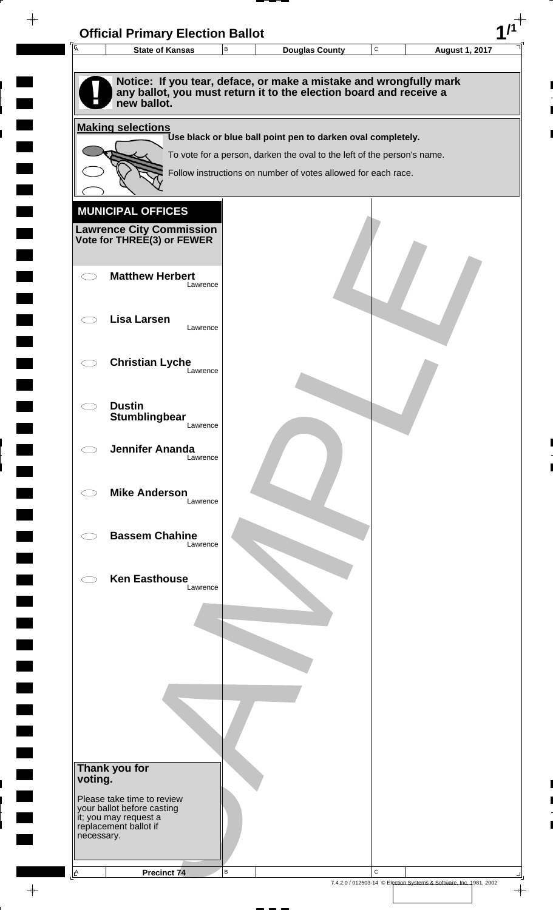# Official Primary Election Ballot

| State of Kansas | Douglas County | August 1, 2017 |
|---|---|---|

**Notice: If you tear, deface, or make a mistake and wrongfully mark any ballot, you must return it to the election board and receive a new ballot.**

**Making selections**

**Use black or blue ball point pen to darken oval completely.**

To vote for a person, darken the oval to the left of the person's name.

Follow instructions on number of votes allowed for each race.

## MUNICIPAL OFFICES

**Lawrence City Commission**
**Vote for THREE(3) or FEWER**

- ◯ **Matthew Herbert** Lawrence
- ◯ **Lisa Larsen** Lawrence
- ◯ **Christian Lyche** Lawrence
- ◯ **Dustin Stumblingbear** Lawrence
- ◯ **Jennifer Ananda** Lawrence
- ◯ **Mike Anderson** Lawrence
- ◯ **Bassem Chahine** Lawrence
- ◯ **Ken Easthouse** Lawrence

**Thank you for voting.**

Please take time to review your ballot before casting it; you may request a replacement ballot if necessary.

Precinct 74

SAMPLE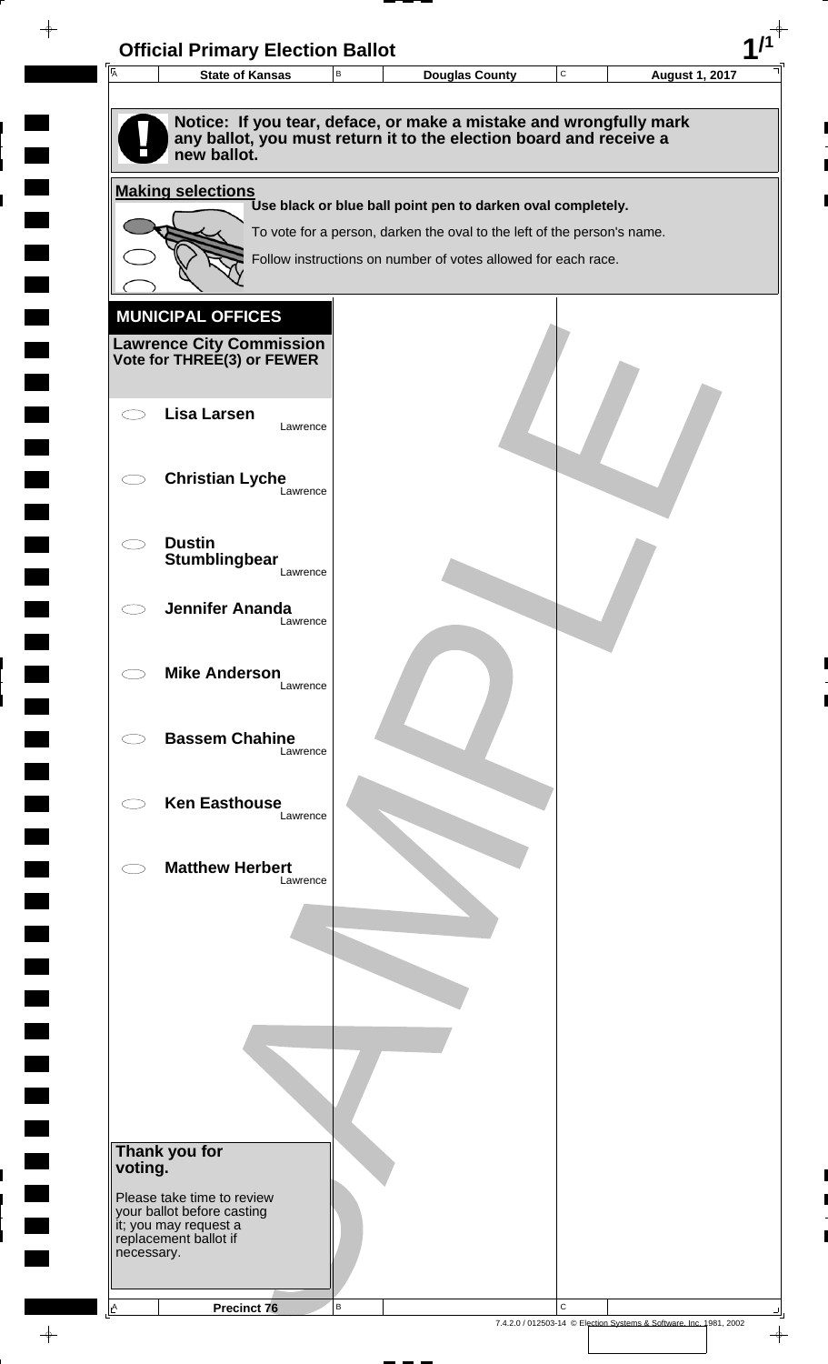# Official Primary Election Ballot

| State of Kansas | Douglas County | August 1, 2017 |
| --- | --- | --- |

**Notice: If you tear, deface, or make a mistake and wrongfully mark any ballot, you must return it to the election board and receive a new ballot.**

**Making selections**

**Use black or blue ball point pen to darken oval completely.**

To vote for a person, darken the oval to the left of the person's name.

Follow instructions on number of votes allowed for each race.

## MUNICIPAL OFFICES

**Lawrence City Commission**
**Vote for THREE(3) or FEWER**

- **Lisa Larsen** — Lawrence
- **Christian Lyche** — Lawrence
- **Dustin Stumblingbear** — Lawrence
- **Jennifer Ananda** — Lawrence
- **Mike Anderson** — Lawrence
- **Bassem Chahine** — Lawrence
- **Ken Easthouse** — Lawrence
- **Matthew Herbert** — Lawrence

**Thank you for voting.**

Please take time to review your ballot before casting it; you may request a replacement ballot if necessary.

Precinct 76

7.4.2.0 / 012503-14 © Election Systems & Software, Inc. 1981, 2002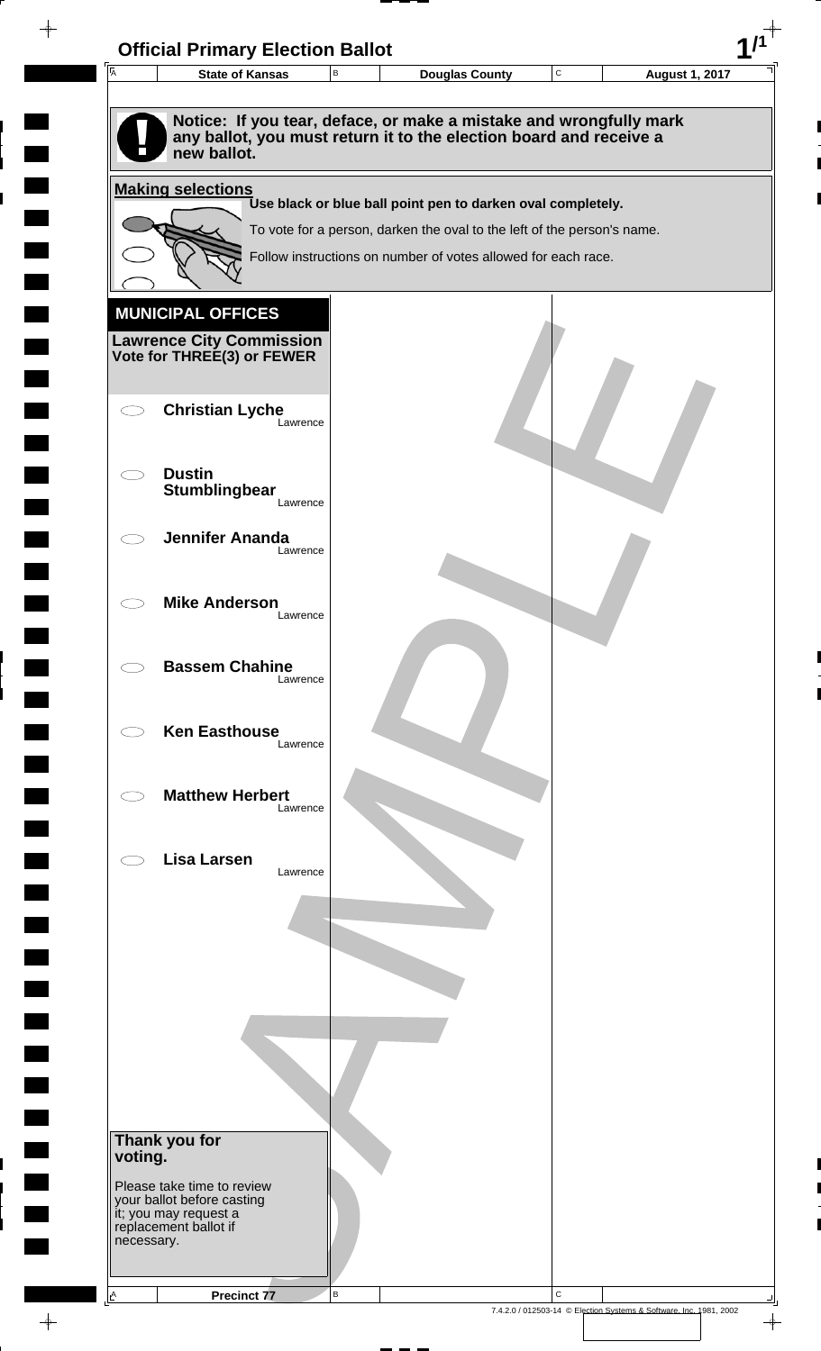# Official Primary Election Ballot

| State of Kansas | Douglas County | August 1, 2017 |
|---|---|---|

**Notice: If you tear, deface, or make a mistake and wrongfully mark any ballot, you must return it to the election board and receive a new ballot.**

**Making selections**

**Use black or blue ball point pen to darken oval completely.**

To vote for a person, darken the oval to the left of the person's name.

Follow instructions on number of votes allowed for each race.

## MUNICIPAL OFFICES

### Lawrence City Commission
**Vote for THREE(3) or FEWER**

- **Christian Lyche** — Lawrence
- **Dustin Stumblingbear** — Lawrence
- **Jennifer Ananda** — Lawrence
- **Mike Anderson** — Lawrence
- **Bassem Chahine** — Lawrence
- **Ken Easthouse** — Lawrence
- **Matthew Herbert** — Lawrence
- **Lisa Larsen** — Lawrence

**Thank you for voting.**

Please take time to review your ballot before casting it; you may request a replacement ballot if necessary.

Precinct 77

SAMPLE

7.4.2.0 / 012503-14 © Election Systems & Software, Inc. 1981, 2002